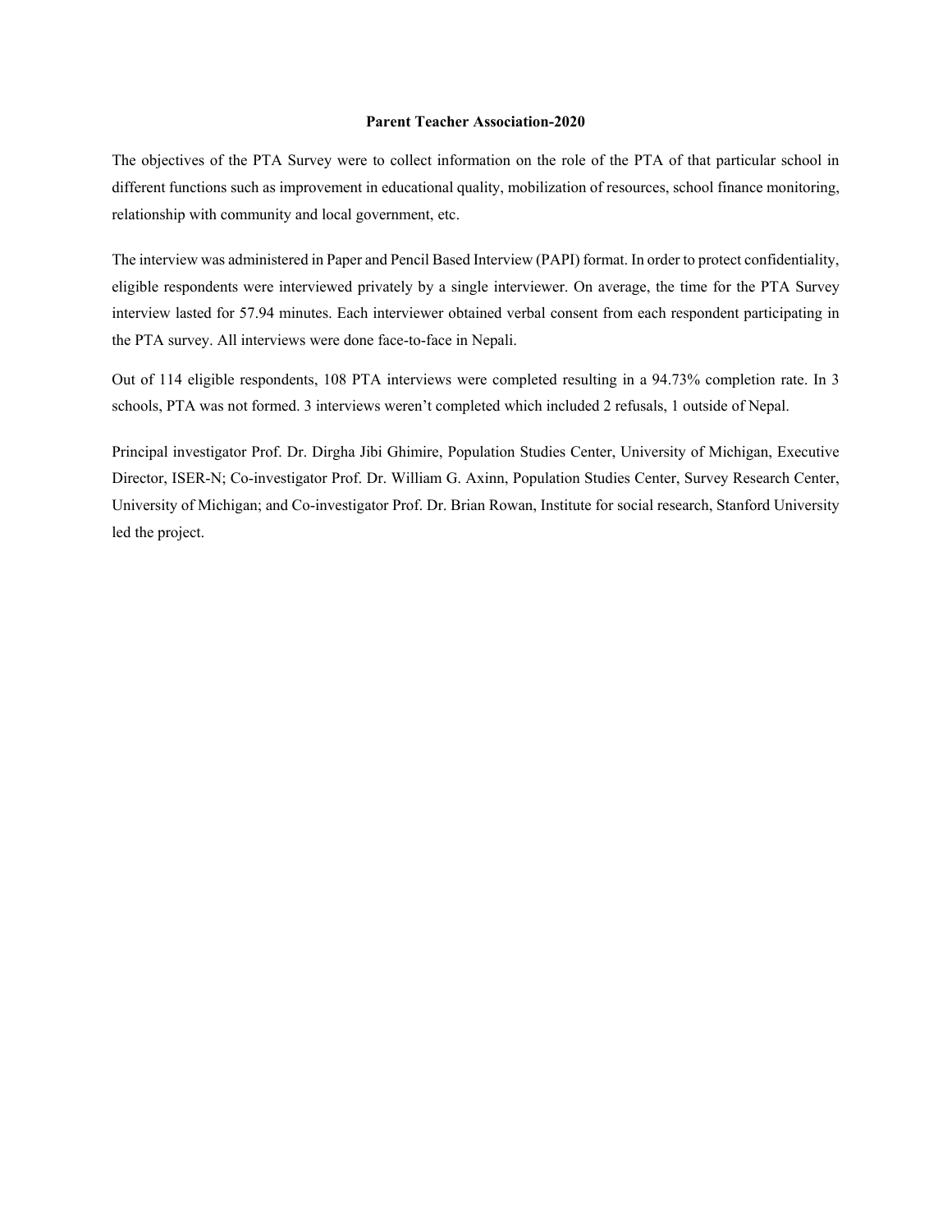# Parent Teacher Association-2020

The objectives of the PTA Survey were to collect information on the role of the PTA of that particular school in different functions such as improvement in educational quality, mobilization of resources, school finance monitoring, relationship with community and local government, etc.

The interview was administered in Paper and Pencil Based Interview (PAPI) format. In order to protect confidentiality, eligible respondents were interviewed privately by a single interviewer. On average, the time for the PTA Survey interview lasted for 57.94 minutes. Each interviewer obtained verbal consent from each respondent participating in the PTA survey. All interviews were done face-to-face in Nepali.

Out of 114 eligible respondents, 108 PTA interviews were completed resulting in a 94.73% completion rate. In 3 schools, PTA was not formed. 3 interviews weren't completed which included 2 refusals, 1 outside of Nepal.

Principal investigator Prof. Dr. Dirgha Jibi Ghimire, Population Studies Center, University of Michigan, Executive Director, ISER-N; Co-investigator Prof. Dr. William G. Axinn, Population Studies Center, Survey Research Center, University of Michigan; and Co-investigator Prof. Dr. Brian Rowan, Institute for social research, Stanford University led the project.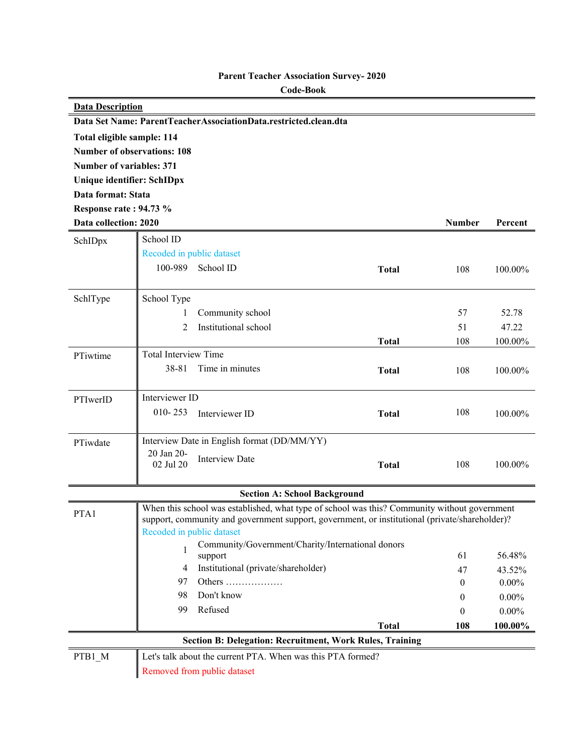**Parent Teacher Association Survey- 2020**

**Code-Book**

**Data Description**

**Data Set Name: ParentTeacherAssociationData.restricted.clean.dta**

**Total eligible sample: 114**

**Number of observations: 108**

**Number of variables: 371**

**Unique identifier: SchIDpx**

**Data format: Stata**

**Response rate : 94.73 %**

**Data collection: 2020**

| Variable | Description | | | Number | Percent |
|---|---|---|---|---|---|
| SchIDpx | School ID | | | | |
| | Recoded in public dataset | | | | |
| | 100-989 | School ID | **Total** | 108 | 100.00% |
| SchlType | School Type | | | | |
| | 1 | Community school | | 57 | 52.78 |
| | 2 | Institutional school | | 51 | 47.22 |
| | | | **Total** | 108 | 100.00% |
| PTiwtime | Total Interview Time | | | | |
| | 38-81 | Time in minutes | **Total** | 108 | 100.00% |
| PTIwerID | Interviewer ID | | | | |
| | 010- 253 | Interviewer ID | **Total** | 108 | 100.00% |
| PTiwdate | Interview Date in English format (DD/MM/YY) | | | | |
| | 20 Jan 20- 02 Jul 20 | Interview Date | **Total** | 108 | 100.00% |

**Section A: School Background**

| Variable | Description | | | Number | Percent |
|---|---|---|---|---|---|
| PTA1 | When this school was established, what type of school was this? Community without government support, community and government support, government, or institutional (private/shareholder)? | | | | |
| | Recoded in public dataset | | | | |
| | 1 | Community/Government/Charity/International donors support | | 61 | 56.48% |
| | 4 | Institutional (private/shareholder) | | 47 | 43.52% |
| | 97 | Others ……………… | | 0 | 0.00% |
| | 98 | Don't know | | 0 | 0.00% |
| | 99 | Refused | | 0 | 0.00% |
| | | | **Total** | **108** | **100.00%** |

**Section B: Delegation: Recruitment, Work Rules, Training**

| Variable | Description |
|---|---|
| PTB1_M | Let's talk about the current PTA. When was this PTA formed? |
| | Removed from public dataset |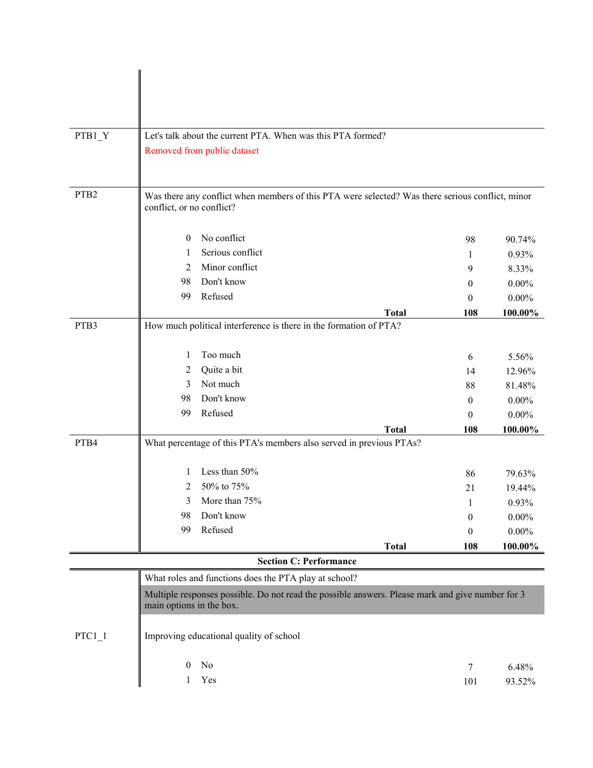| Variable | Question / Response | Code | Frequency | Percent |
|---|---|---|---|---|
| PTB1_Y | Let's talk about the current PTA. When was this PTA formed? | | | |
| | Removed from public dataset | | | |
| PTB2 | Was there any conflict when members of this PTA were selected? Was there serious conflict, minor conflict, or no conflict? | | | |
| | No conflict | 0 | 98 | 90.74% |
| | Serious conflict | 1 | 1 | 0.93% |
| | Minor conflict | 2 | 9 | 8.33% |
| | Don't know | 98 | 0 | 0.00% |
| | Refused | 99 | 0 | 0.00% |
| | **Total** | | **108** | **100.00%** |
| PTB3 | How much political interference is there in the formation of PTA? | | | |
| | Too much | 1 | 6 | 5.56% |
| | Quite a bit | 2 | 14 | 12.96% |
| | Not much | 3 | 88 | 81.48% |
| | Don't know | 98 | 0 | 0.00% |
| | Refused | 99 | 0 | 0.00% |
| | **Total** | | **108** | **100.00%** |
| PTB4 | What percentage of this PTA's members also served in previous PTAs? | | | |
| | Less than 50% | 1 | 86 | 79.63% |
| | 50% to 75% | 2 | 21 | 19.44% |
| | More than 75% | 3 | 1 | 0.93% |
| | Don't know | 98 | 0 | 0.00% |
| | Refused | 99 | 0 | 0.00% |
| | **Total** | | **108** | **100.00%** |

## Section C: Performance

| Variable | Question / Response | Code | Frequency | Percent |
|---|---|---|---|---|
| | What roles and functions does the PTA play at school? | | | |
| | Multiple responses possible. Do not read the possible answers. Please mark and give number for 3 main options in the box. | | | |
| PTC1_1 | Improving educational quality of school | | | |
| | No | 0 | 7 | 6.48% |
| | Yes | 1 | 101 | 93.52% |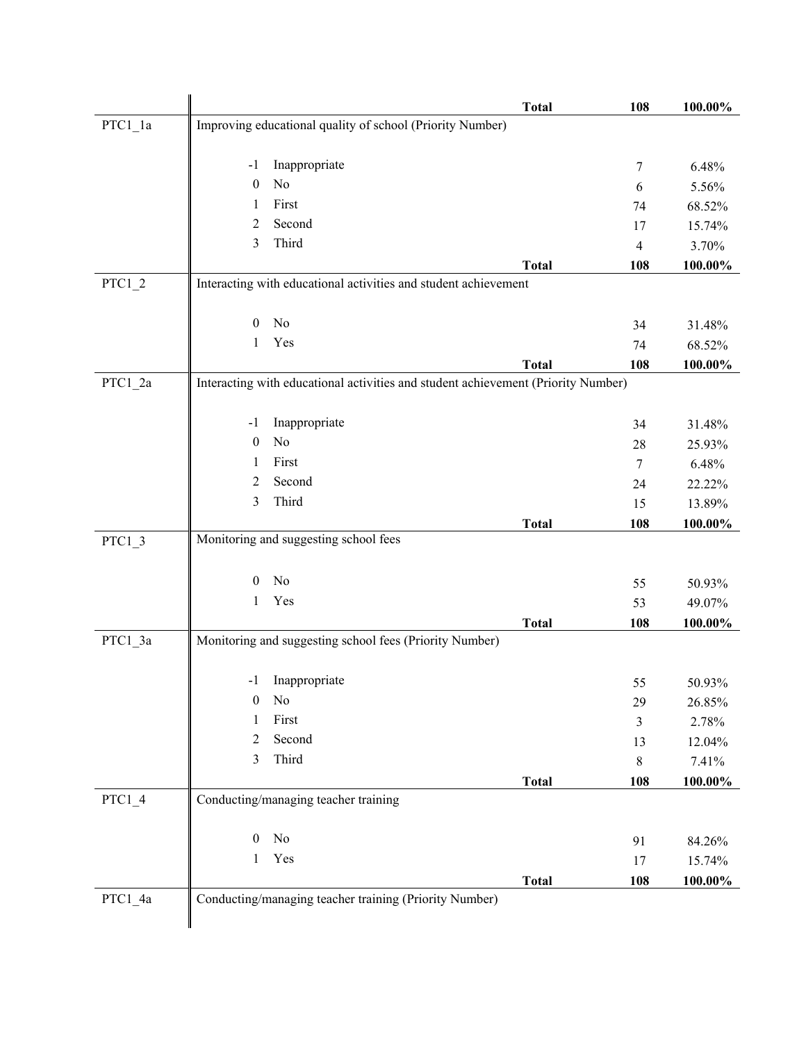| Variable | Code | Label | | Count | Percent |
|---|---|---|---|---|---|
| | | | **Total** | **108** | **100.00%** |
| PTC1_1a | Improving educational quality of school (Priority Number) | | | | |
| | -1 | Inappropriate | | 7 | 6.48% |
| | 0 | No | | 6 | 5.56% |
| | 1 | First | | 74 | 68.52% |
| | 2 | Second | | 17 | 15.74% |
| | 3 | Third | | 4 | 3.70% |
| | | | **Total** | **108** | **100.00%** |
| PTC1_2 | Interacting with educational activities and student achievement | | | | |
| | 0 | No | | 34 | 31.48% |
| | 1 | Yes | | 74 | 68.52% |
| | | | **Total** | **108** | **100.00%** |
| PTC1_2a | Interacting with educational activities and student achievement (Priority Number) | | | | |
| | -1 | Inappropriate | | 34 | 31.48% |
| | 0 | No | | 28 | 25.93% |
| | 1 | First | | 7 | 6.48% |
| | 2 | Second | | 24 | 22.22% |
| | 3 | Third | | 15 | 13.89% |
| | | | **Total** | **108** | **100.00%** |
| PTC1_3 | Monitoring and suggesting school fees | | | | |
| | 0 | No | | 55 | 50.93% |
| | 1 | Yes | | 53 | 49.07% |
| | | | **Total** | **108** | **100.00%** |
| PTC1_3a | Monitoring and suggesting school fees (Priority Number) | | | | |
| | -1 | Inappropriate | | 55 | 50.93% |
| | 0 | No | | 29 | 26.85% |
| | 1 | First | | 3 | 2.78% |
| | 2 | Second | | 13 | 12.04% |
| | 3 | Third | | 8 | 7.41% |
| | | | **Total** | **108** | **100.00%** |
| PTC1_4 | Conducting/managing teacher training | | | | |
| | 0 | No | | 91 | 84.26% |
| | 1 | Yes | | 17 | 15.74% |
| | | | **Total** | **108** | **100.00%** |
| PTC1_4a | Conducting/managing teacher training (Priority Number) | | | | |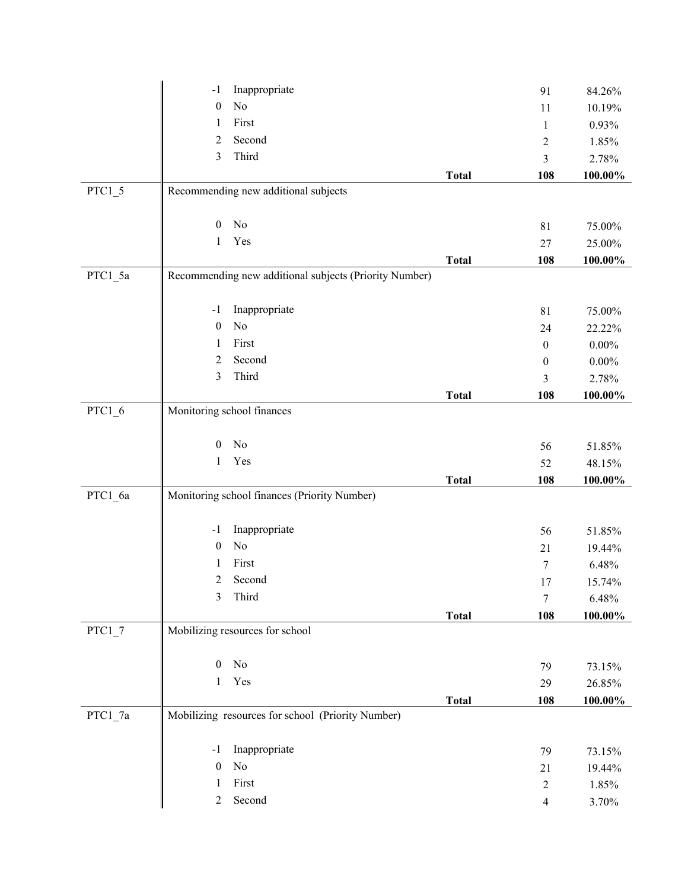| Variable | Code | Label | | Frequency | Percent |
|---|---|---|---|---|---|
| | -1 | Inappropriate | | 91 | 84.26% |
| | 0 | No | | 11 | 10.19% |
| | 1 | First | | 1 | 0.93% |
| | 2 | Second | | 2 | 1.85% |
| | 3 | Third | | 3 | 2.78% |
| | | | **Total** | **108** | **100.00%** |
| PTC1_5 | Recommending new additional subjects | | | | |
| | 0 | No | | 81 | 75.00% |
| | 1 | Yes | | 27 | 25.00% |
| | | | **Total** | **108** | **100.00%** |
| PTC1_5a | Recommending new additional subjects (Priority Number) | | | | |
| | -1 | Inappropriate | | 81 | 75.00% |
| | 0 | No | | 24 | 22.22% |
| | 1 | First | | 0 | 0.00% |
| | 2 | Second | | 0 | 0.00% |
| | 3 | Third | | 3 | 2.78% |
| | | | **Total** | **108** | **100.00%** |
| PTC1_6 | Monitoring school finances | | | | |
| | 0 | No | | 56 | 51.85% |
| | 1 | Yes | | 52 | 48.15% |
| | | | **Total** | **108** | **100.00%** |
| PTC1_6a | Monitoring school finances (Priority Number) | | | | |
| | -1 | Inappropriate | | 56 | 51.85% |
| | 0 | No | | 21 | 19.44% |
| | 1 | First | | 7 | 6.48% |
| | 2 | Second | | 17 | 15.74% |
| | 3 | Third | | 7 | 6.48% |
| | | | **Total** | **108** | **100.00%** |
| PTC1_7 | Mobilizing resources for school | | | | |
| | 0 | No | | 79 | 73.15% |
| | 1 | Yes | | 29 | 26.85% |
| | | | **Total** | **108** | **100.00%** |
| PTC1_7a | Mobilizing resources for school (Priority Number) | | | | |
| | -1 | Inappropriate | | 79 | 73.15% |
| | 0 | No | | 21 | 19.44% |
| | 1 | First | | 2 | 1.85% |
| | 2 | Second | | 4 | 3.70% |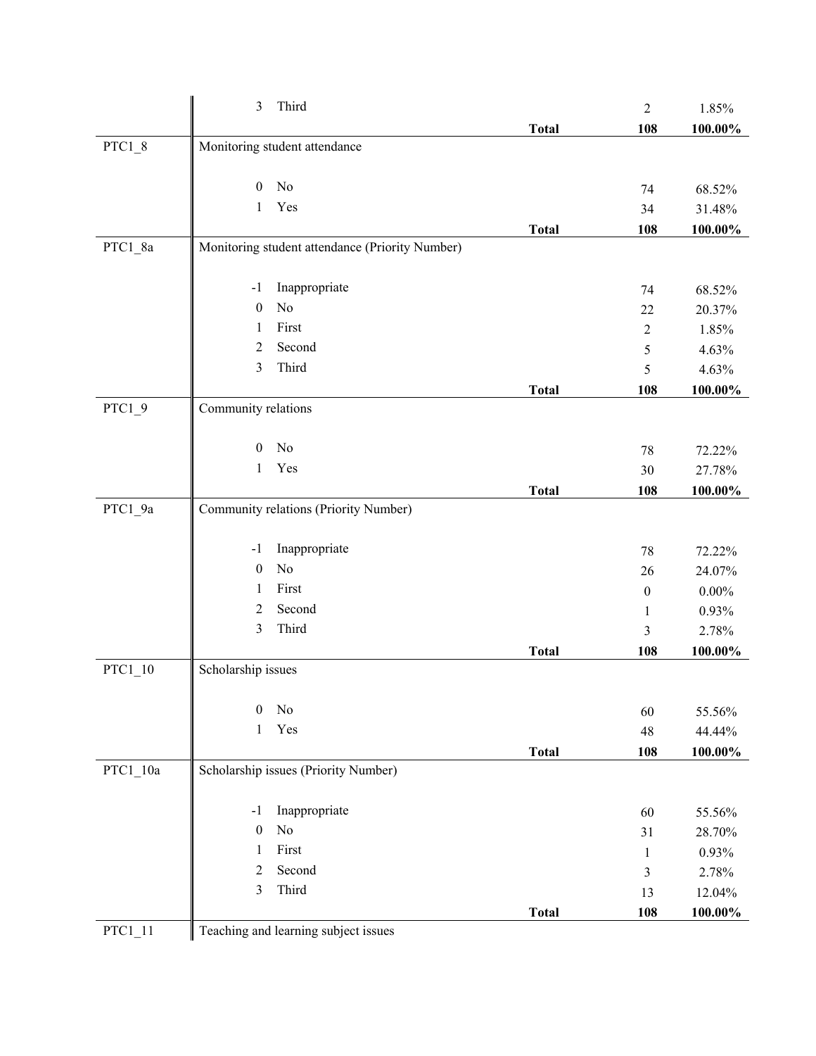| Variable | Value | Label | | Count | Percent |
|---|---|---|---|---|---|
| | 3 | Third | | 2 | 1.85% |
| | | | **Total** | **108** | **100.00%** |
| PTC1_8 | Monitoring student attendance | | | | |
| | 0 | No | | 74 | 68.52% |
| | 1 | Yes | | 34 | 31.48% |
| | | | **Total** | **108** | **100.00%** |
| PTC1_8a | Monitoring student attendance (Priority Number) | | | | |
| | -1 | Inappropriate | | 74 | 68.52% |
| | 0 | No | | 22 | 20.37% |
| | 1 | First | | 2 | 1.85% |
| | 2 | Second | | 5 | 4.63% |
| | 3 | Third | | 5 | 4.63% |
| | | | **Total** | **108** | **100.00%** |
| PTC1_9 | Community relations | | | | |
| | 0 | No | | 78 | 72.22% |
| | 1 | Yes | | 30 | 27.78% |
| | | | **Total** | **108** | **100.00%** |
| PTC1_9a | Community relations (Priority Number) | | | | |
| | -1 | Inappropriate | | 78 | 72.22% |
| | 0 | No | | 26 | 24.07% |
| | 1 | First | | 0 | 0.00% |
| | 2 | Second | | 1 | 0.93% |
| | 3 | Third | | 3 | 2.78% |
| | | | **Total** | **108** | **100.00%** |
| PTC1_10 | Scholarship issues | | | | |
| | 0 | No | | 60 | 55.56% |
| | 1 | Yes | | 48 | 44.44% |
| | | | **Total** | **108** | **100.00%** |
| PTC1_10a | Scholarship issues (Priority Number) | | | | |
| | -1 | Inappropriate | | 60 | 55.56% |
| | 0 | No | | 31 | 28.70% |
| | 1 | First | | 1 | 0.93% |
| | 2 | Second | | 3 | 2.78% |
| | 3 | Third | | 13 | 12.04% |
| | | | **Total** | **108** | **100.00%** |
| PTC1_11 | Teaching and learning subject issues | | | | |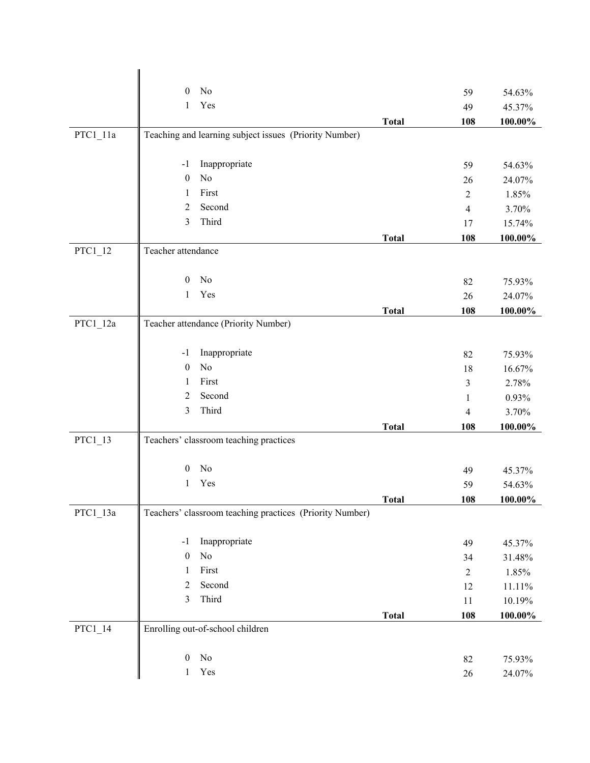| Variable | Code | Label | | N | Percent |
|---|---|---|---|---|---|
| | 0 | No | | 59 | 54.63% |
| | 1 | Yes | | 49 | 45.37% |
| | | | **Total** | **108** | **100.00%** |
| PTC1_11a | Teaching and learning subject issues (Priority Number) | | | | |
| | -1 | Inappropriate | | 59 | 54.63% |
| | 0 | No | | 26 | 24.07% |
| | 1 | First | | 2 | 1.85% |
| | 2 | Second | | 4 | 3.70% |
| | 3 | Third | | 17 | 15.74% |
| | | | **Total** | **108** | **100.00%** |
| PTC1_12 | Teacher attendance | | | | |
| | 0 | No | | 82 | 75.93% |
| | 1 | Yes | | 26 | 24.07% |
| | | | **Total** | **108** | **100.00%** |
| PTC1_12a | Teacher attendance (Priority Number) | | | | |
| | -1 | Inappropriate | | 82 | 75.93% |
| | 0 | No | | 18 | 16.67% |
| | 1 | First | | 3 | 2.78% |
| | 2 | Second | | 1 | 0.93% |
| | 3 | Third | | 4 | 3.70% |
| | | | **Total** | **108** | **100.00%** |
| PTC1_13 | Teachers' classroom teaching practices | | | | |
| | 0 | No | | 49 | 45.37% |
| | 1 | Yes | | 59 | 54.63% |
| | | | **Total** | **108** | **100.00%** |
| PTC1_13a | Teachers' classroom teaching practices (Priority Number) | | | | |
| | -1 | Inappropriate | | 49 | 45.37% |
| | 0 | No | | 34 | 31.48% |
| | 1 | First | | 2 | 1.85% |
| | 2 | Second | | 12 | 11.11% |
| | 3 | Third | | 11 | 10.19% |
| | | | **Total** | **108** | **100.00%** |
| PTC1_14 | Enrolling out-of-school children | | | | |
| | 0 | No | | 82 | 75.93% |
| | 1 | Yes | | 26 | 24.07% |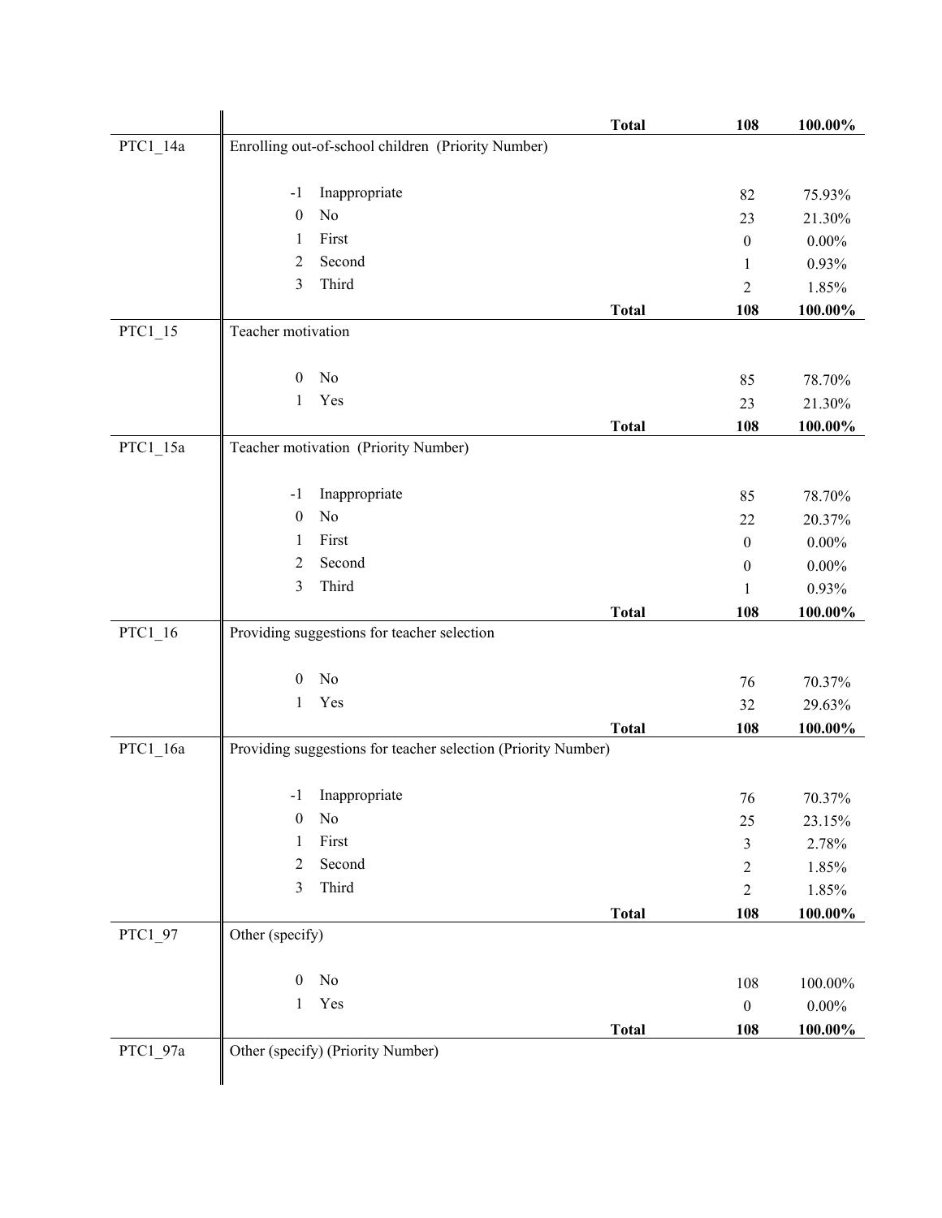| Variable | Code | Label | | Frequency | Percent |
|---|---|---|---|---|---|
| | | | **Total** | **108** | **100.00%** |
| PTC1_14a | Enrolling out-of-school children (Priority Number) | | | | |
| | -1 | Inappropriate | | 82 | 75.93% |
| | 0 | No | | 23 | 21.30% |
| | 1 | First | | 0 | 0.00% |
| | 2 | Second | | 1 | 0.93% |
| | 3 | Third | | 2 | 1.85% |
| | | | **Total** | **108** | **100.00%** |
| PTC1_15 | Teacher motivation | | | | |
| | 0 | No | | 85 | 78.70% |
| | 1 | Yes | | 23 | 21.30% |
| | | | **Total** | **108** | **100.00%** |
| PTC1_15a | Teacher motivation (Priority Number) | | | | |
| | -1 | Inappropriate | | 85 | 78.70% |
| | 0 | No | | 22 | 20.37% |
| | 1 | First | | 0 | 0.00% |
| | 2 | Second | | 0 | 0.00% |
| | 3 | Third | | 1 | 0.93% |
| | | | **Total** | **108** | **100.00%** |
| PTC1_16 | Providing suggestions for teacher selection | | | | |
| | 0 | No | | 76 | 70.37% |
| | 1 | Yes | | 32 | 29.63% |
| | | | **Total** | **108** | **100.00%** |
| PTC1_16a | Providing suggestions for teacher selection (Priority Number) | | | | |
| | -1 | Inappropriate | | 76 | 70.37% |
| | 0 | No | | 25 | 23.15% |
| | 1 | First | | 3 | 2.78% |
| | 2 | Second | | 2 | 1.85% |
| | 3 | Third | | 2 | 1.85% |
| | | | **Total** | **108** | **100.00%** |
| PTC1_97 | Other (specify) | | | | |
| | 0 | No | | 108 | 100.00% |
| | 1 | Yes | | 0 | 0.00% |
| | | | **Total** | **108** | **100.00%** |
| PTC1_97a | Other (specify) (Priority Number) | | | | |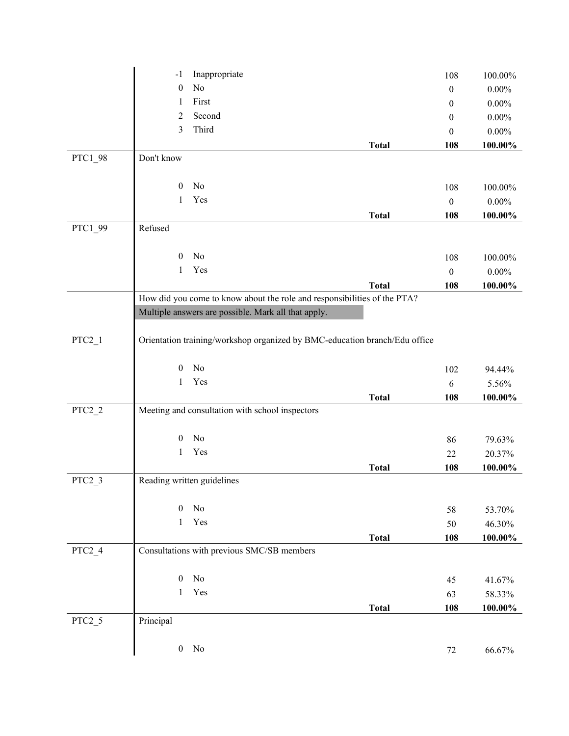| Variable | Code | Label | | Frequency | Percent |
|---|---|---|---|---|---|
| | -1 | Inappropriate | | 108 | 100.00% |
| | 0 | No | | 0 | 0.00% |
| | 1 | First | | 0 | 0.00% |
| | 2 | Second | | 0 | 0.00% |
| | 3 | Third | | 0 | 0.00% |
| | | | **Total** | **108** | **100.00%** |
| PTC1_98 | Don't know | | | | |
| | 0 | No | | 108 | 100.00% |
| | 1 | Yes | | 0 | 0.00% |
| | | | **Total** | **108** | **100.00%** |
| PTC1_99 | Refused | | | | |
| | 0 | No | | 108 | 100.00% |
| | 1 | Yes | | 0 | 0.00% |
| | | | **Total** | **108** | **100.00%** |
| | How did you come to know about the role and responsibilities of the PTA? Multiple answers are possible. Mark all that apply. | | | | |
| PTC2_1 | Orientation training/workshop organized by BMC-education branch/Edu office | | | | |
| | 0 | No | | 102 | 94.44% |
| | 1 | Yes | | 6 | 5.56% |
| | | | **Total** | **108** | **100.00%** |
| PTC2_2 | Meeting and consultation with school inspectors | | | | |
| | 0 | No | | 86 | 79.63% |
| | 1 | Yes | | 22 | 20.37% |
| | | | **Total** | **108** | **100.00%** |
| PTC2_3 | Reading written guidelines | | | | |
| | 0 | No | | 58 | 53.70% |
| | 1 | Yes | | 50 | 46.30% |
| | | | **Total** | **108** | **100.00%** |
| PTC2_4 | Consultations with previous SMC/SB members | | | | |
| | 0 | No | | 45 | 41.67% |
| | 1 | Yes | | 63 | 58.33% |
| | | | **Total** | **108** | **100.00%** |
| PTC2_5 | Principal | | | | |
| | 0 | No | | 72 | 66.67% |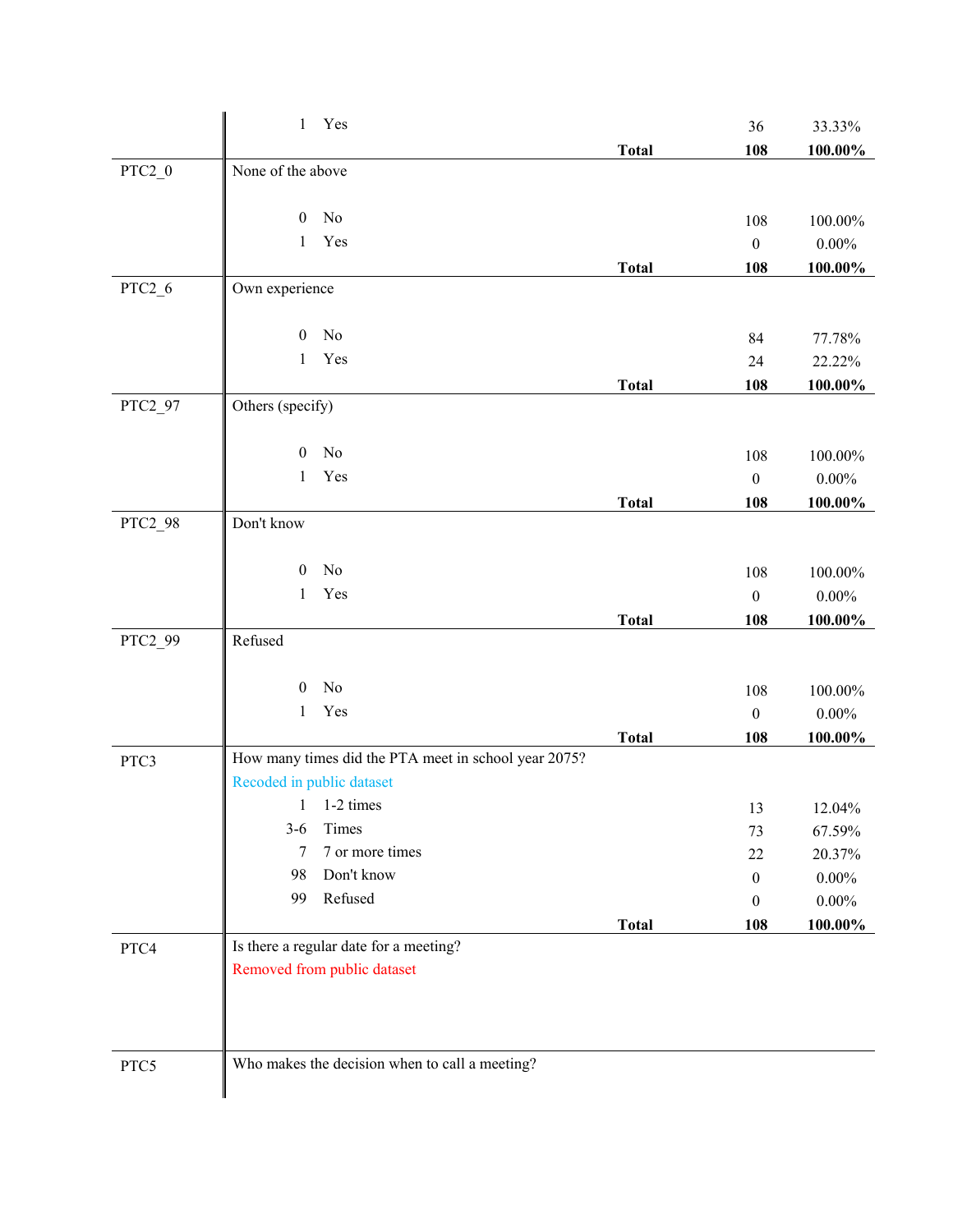| Variable | Description | | Total | Frequency | Percent |
|---|---|---|---|---|---|
| | 1 | Yes | | 36 | 33.33% |
| | | | **Total** | **108** | **100.00%** |
| PTC2_0 | None of the above | | | | |
| | 0 | No | | 108 | 100.00% |
| | 1 | Yes | | 0 | 0.00% |
| | | | **Total** | **108** | **100.00%** |
| PTC2_6 | Own experience | | | | |
| | 0 | No | | 84 | 77.78% |
| | 1 | Yes | | 24 | 22.22% |
| | | | **Total** | **108** | **100.00%** |
| PTC2_97 | Others (specify) | | | | |
| | 0 | No | | 108 | 100.00% |
| | 1 | Yes | | 0 | 0.00% |
| | | | **Total** | **108** | **100.00%** |
| PTC2_98 | Don't know | | | | |
| | 0 | No | | 108 | 100.00% |
| | 1 | Yes | | 0 | 0.00% |
| | | | **Total** | **108** | **100.00%** |
| PTC2_99 | Refused | | | | |
| | 0 | No | | 108 | 100.00% |
| | 1 | Yes | | 0 | 0.00% |
| | | | **Total** | **108** | **100.00%** |
| PTC3 | How many times did the PTA meet in school year 2075? Recoded in public dataset | | | | |
| | 1 | 1-2 times | | 13 | 12.04% |
| | 3-6 | Times | | 73 | 67.59% |
| | 7 | 7 or more times | | 22 | 20.37% |
| | 98 | Don't know | | 0 | 0.00% |
| | 99 | Refused | | 0 | 0.00% |
| | | | **Total** | **108** | **100.00%** |
| PTC4 | Is there a regular date for a meeting? Removed from public dataset | | | | |
| PTC5 | Who makes the decision when to call a meeting? | | | | |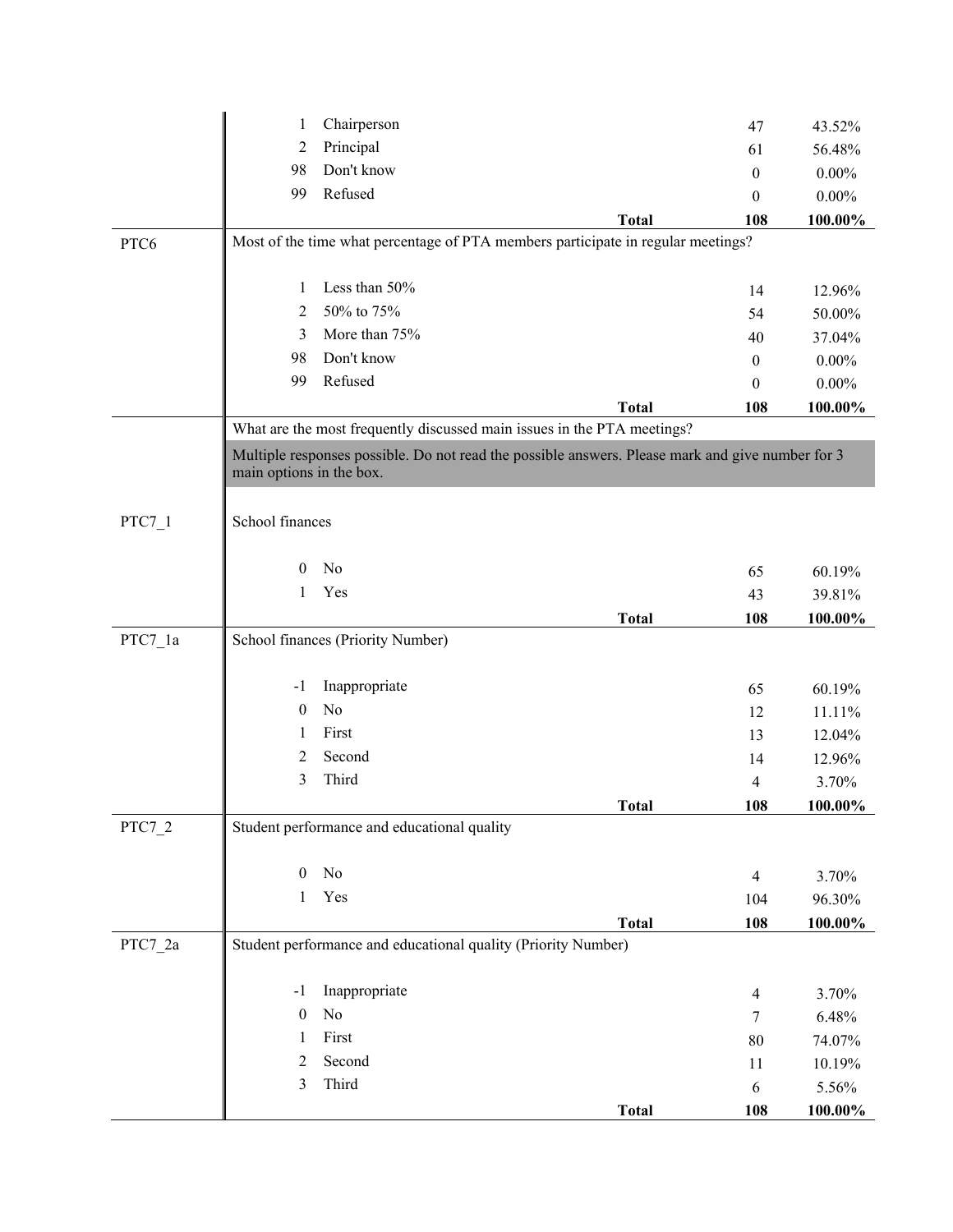| | | | | |
|---|---|---|---|---|
| | 1 | Chairperson | 47 | 43.52% |
| | 2 | Principal | 61 | 56.48% |
| | 98 | Don't know | 0 | 0.00% |
| | 99 | Refused | 0 | 0.00% |
| | | **Total** | **108** | **100.00%** |
| PTC6 | Most of the time what percentage of PTA members participate in regular meetings? | | | |
| | 1 | Less than 50% | 14 | 12.96% |
| | 2 | 50% to 75% | 54 | 50.00% |
| | 3 | More than 75% | 40 | 37.04% |
| | 98 | Don't know | 0 | 0.00% |
| | 99 | Refused | 0 | 0.00% |
| | | **Total** | **108** | **100.00%** |
| | What are the most frequently discussed main issues in the PTA meetings? | | | |
| | Multiple responses possible. Do not read the possible answers. Please mark and give number for 3 main options in the box. | | | |
| PTC7_1 | School finances | | | |
| | 0 | No | 65 | 60.19% |
| | 1 | Yes | 43 | 39.81% |
| | | **Total** | **108** | **100.00%** |
| PTC7_1a | School finances (Priority Number) | | | |
| | -1 | Inappropriate | 65 | 60.19% |
| | 0 | No | 12 | 11.11% |
| | 1 | First | 13 | 12.04% |
| | 2 | Second | 14 | 12.96% |
| | 3 | Third | 4 | 3.70% |
| | | **Total** | **108** | **100.00%** |
| PTC7_2 | Student performance and educational quality | | | |
| | 0 | No | 4 | 3.70% |
| | 1 | Yes | 104 | 96.30% |
| | | **Total** | **108** | **100.00%** |
| PTC7_2a | Student performance and educational quality (Priority Number) | | | |
| | -1 | Inappropriate | 4 | 3.70% |
| | 0 | No | 7 | 6.48% |
| | 1 | First | 80 | 74.07% |
| | 2 | Second | 11 | 10.19% |
| | 3 | Third | 6 | 5.56% |
| | | **Total** | **108** | **100.00%** |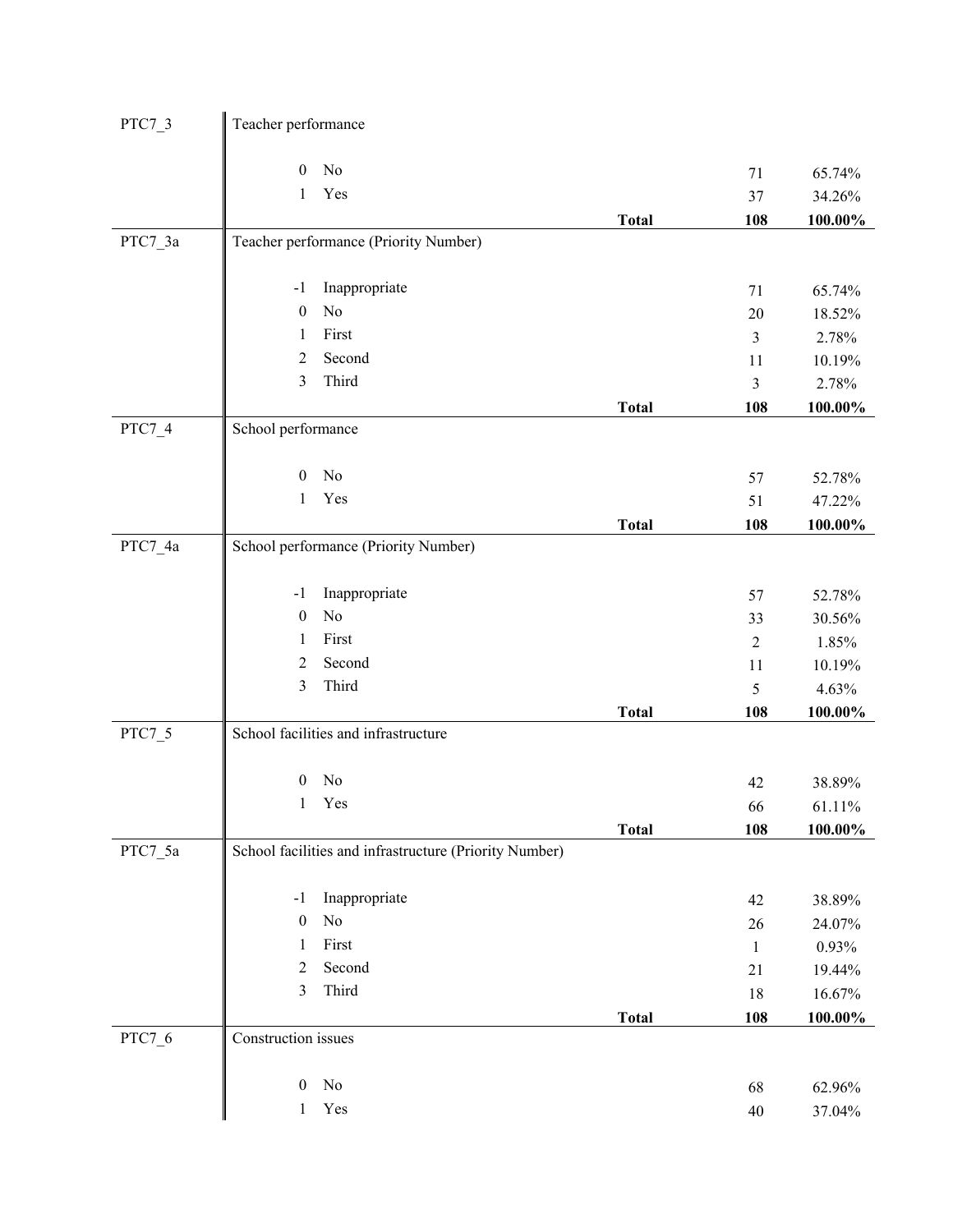| Variable | Code | Label | | Count | Percent |
|---|---|---|---|---|---|
| PTC7_3 | Teacher performance | | | | |
| | 0 | No | | 71 | 65.74% |
| | 1 | Yes | | 37 | 34.26% |
| | | | **Total** | **108** | **100.00%** |
| PTC7_3a | Teacher performance (Priority Number) | | | | |
| | -1 | Inappropriate | | 71 | 65.74% |
| | 0 | No | | 20 | 18.52% |
| | 1 | First | | 3 | 2.78% |
| | 2 | Second | | 11 | 10.19% |
| | 3 | Third | | 3 | 2.78% |
| | | | **Total** | **108** | **100.00%** |
| PTC7_4 | School performance | | | | |
| | 0 | No | | 57 | 52.78% |
| | 1 | Yes | | 51 | 47.22% |
| | | | **Total** | **108** | **100.00%** |
| PTC7_4a | School performance (Priority Number) | | | | |
| | -1 | Inappropriate | | 57 | 52.78% |
| | 0 | No | | 33 | 30.56% |
| | 1 | First | | 2 | 1.85% |
| | 2 | Second | | 11 | 10.19% |
| | 3 | Third | | 5 | 4.63% |
| | | | **Total** | **108** | **100.00%** |
| PTC7_5 | School facilities and infrastructure | | | | |
| | 0 | No | | 42 | 38.89% |
| | 1 | Yes | | 66 | 61.11% |
| | | | **Total** | **108** | **100.00%** |
| PTC7_5a | School facilities and infrastructure (Priority Number) | | | | |
| | -1 | Inappropriate | | 42 | 38.89% |
| | 0 | No | | 26 | 24.07% |
| | 1 | First | | 1 | 0.93% |
| | 2 | Second | | 21 | 19.44% |
| | 3 | Third | | 18 | 16.67% |
| | | | **Total** | **108** | **100.00%** |
| PTC7_6 | Construction issues | | | | |
| | 0 | No | | 68 | 62.96% |
| | 1 | Yes | | 40 | 37.04% |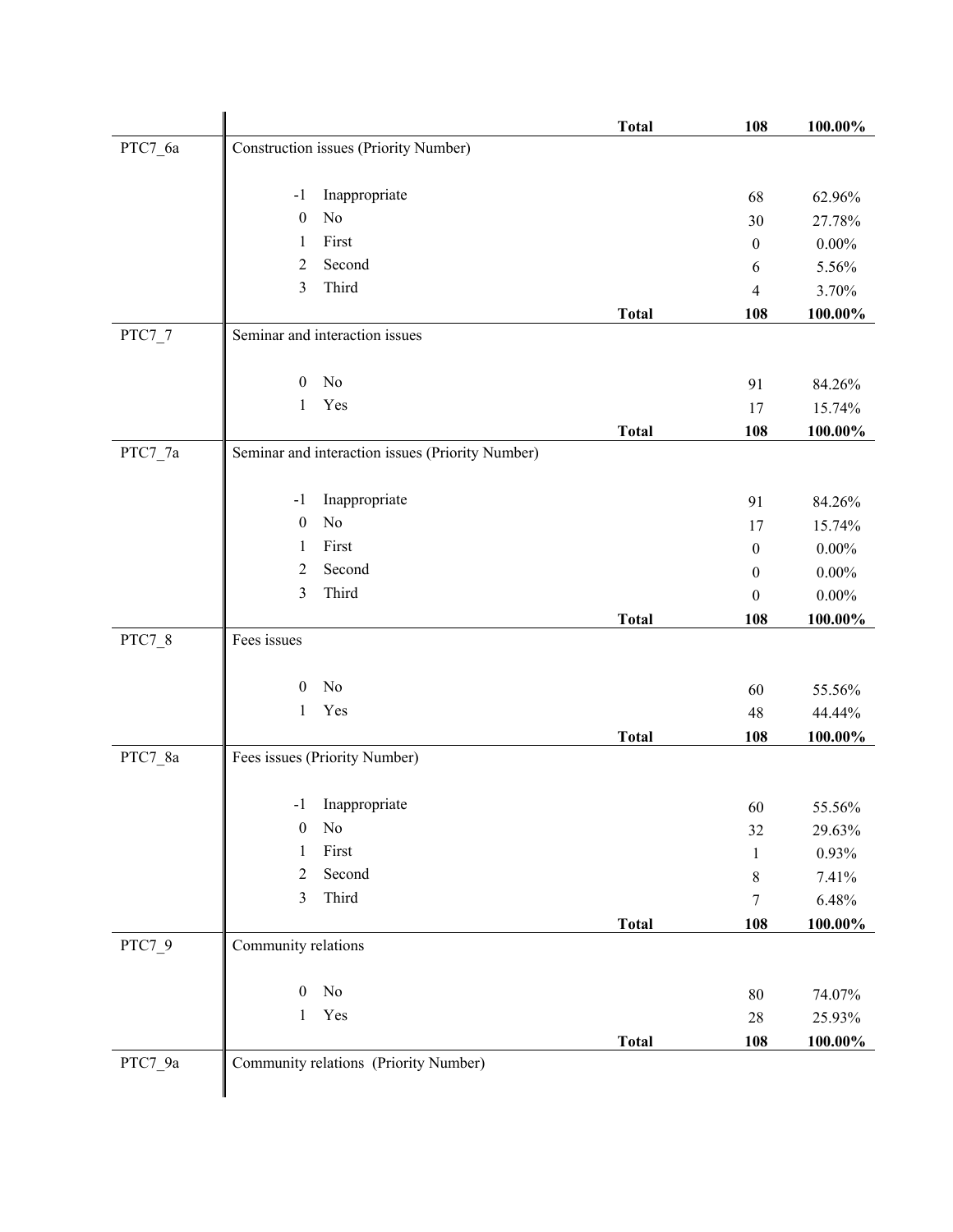| | | | | |
|---|---|---|---|---|
| | | **Total** | **108** | **100.00%** |
| PTC7_6a | Construction issues (Priority Number) | | | |
| | -1 Inappropriate | | 68 | 62.96% |
| | 0 No | | 30 | 27.78% |
| | 1 First | | 0 | 0.00% |
| | 2 Second | | 6 | 5.56% |
| | 3 Third | | 4 | 3.70% |
| | | **Total** | **108** | **100.00%** |
| PTC7_7 | Seminar and interaction issues | | | |
| | 0 No | | 91 | 84.26% |
| | 1 Yes | | 17 | 15.74% |
| | | **Total** | **108** | **100.00%** |
| PTC7_7a | Seminar and interaction issues (Priority Number) | | | |
| | -1 Inappropriate | | 91 | 84.26% |
| | 0 No | | 17 | 15.74% |
| | 1 First | | 0 | 0.00% |
| | 2 Second | | 0 | 0.00% |
| | 3 Third | | 0 | 0.00% |
| | | **Total** | **108** | **100.00%** |
| PTC7_8 | Fees issues | | | |
| | 0 No | | 60 | 55.56% |
| | 1 Yes | | 48 | 44.44% |
| | | **Total** | **108** | **100.00%** |
| PTC7_8a | Fees issues (Priority Number) | | | |
| | -1 Inappropriate | | 60 | 55.56% |
| | 0 No | | 32 | 29.63% |
| | 1 First | | 1 | 0.93% |
| | 2 Second | | 8 | 7.41% |
| | 3 Third | | 7 | 6.48% |
| | | **Total** | **108** | **100.00%** |
| PTC7_9 | Community relations | | | |
| | 0 No | | 80 | 74.07% |
| | 1 Yes | | 28 | 25.93% |
| | | **Total** | **108** | **100.00%** |
| PTC7_9a | Community relations (Priority Number) | | | |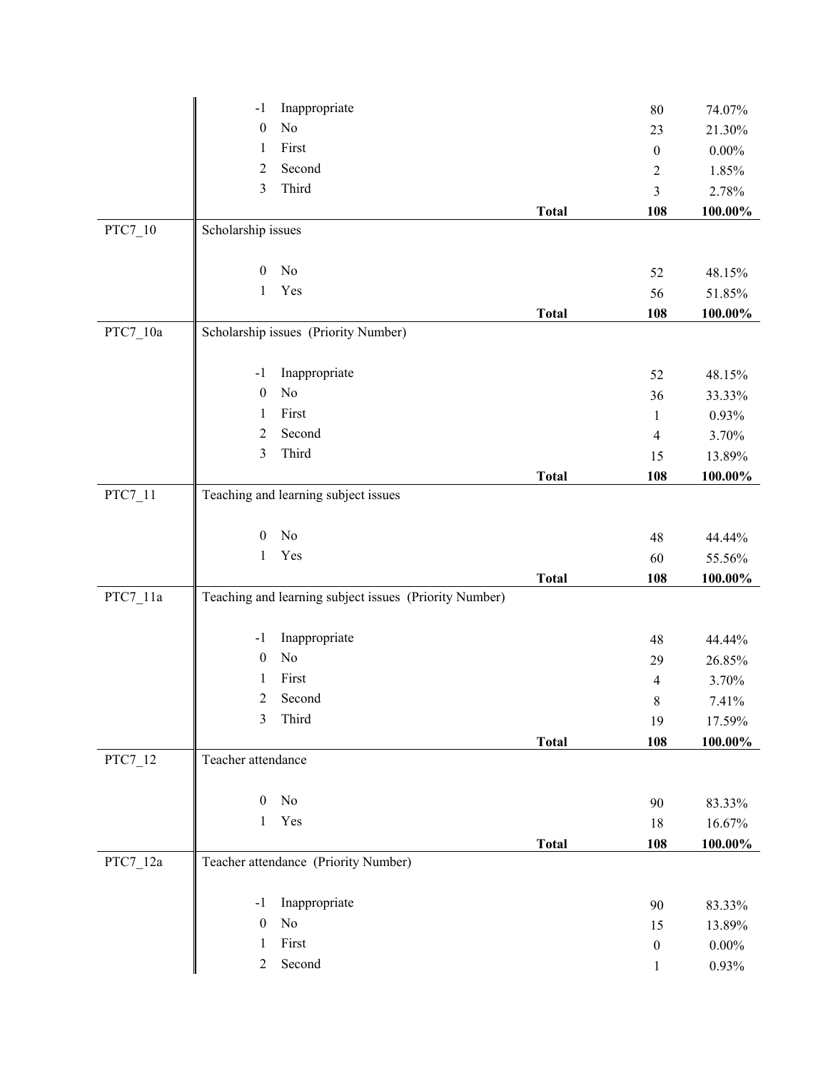| Variable | Value | Label | | Count | Percent |
|---|---|---|---|---|---|
| | -1 | Inappropriate | | 80 | 74.07% |
| | 0 | No | | 23 | 21.30% |
| | 1 | First | | 0 | 0.00% |
| | 2 | Second | | 2 | 1.85% |
| | 3 | Third | | 3 | 2.78% |
| | | | **Total** | **108** | **100.00%** |
| PTC7_10 | Scholarship issues | | | | |
| | 0 | No | | 52 | 48.15% |
| | 1 | Yes | | 56 | 51.85% |
| | | | **Total** | **108** | **100.00%** |
| PTC7_10a | Scholarship issues (Priority Number) | | | | |
| | -1 | Inappropriate | | 52 | 48.15% |
| | 0 | No | | 36 | 33.33% |
| | 1 | First | | 1 | 0.93% |
| | 2 | Second | | 4 | 3.70% |
| | 3 | Third | | 15 | 13.89% |
| | | | **Total** | **108** | **100.00%** |
| PTC7_11 | Teaching and learning subject issues | | | | |
| | 0 | No | | 48 | 44.44% |
| | 1 | Yes | | 60 | 55.56% |
| | | | **Total** | **108** | **100.00%** |
| PTC7_11a | Teaching and learning subject issues (Priority Number) | | | | |
| | -1 | Inappropriate | | 48 | 44.44% |
| | 0 | No | | 29 | 26.85% |
| | 1 | First | | 4 | 3.70% |
| | 2 | Second | | 8 | 7.41% |
| | 3 | Third | | 19 | 17.59% |
| | | | **Total** | **108** | **100.00%** |
| PTC7_12 | Teacher attendance | | | | |
| | 0 | No | | 90 | 83.33% |
| | 1 | Yes | | 18 | 16.67% |
| | | | **Total** | **108** | **100.00%** |
| PTC7_12a | Teacher attendance (Priority Number) | | | | |
| | -1 | Inappropriate | | 90 | 83.33% |
| | 0 | No | | 15 | 13.89% |
| | 1 | First | | 0 | 0.00% |
| | 2 | Second | | 1 | 0.93% |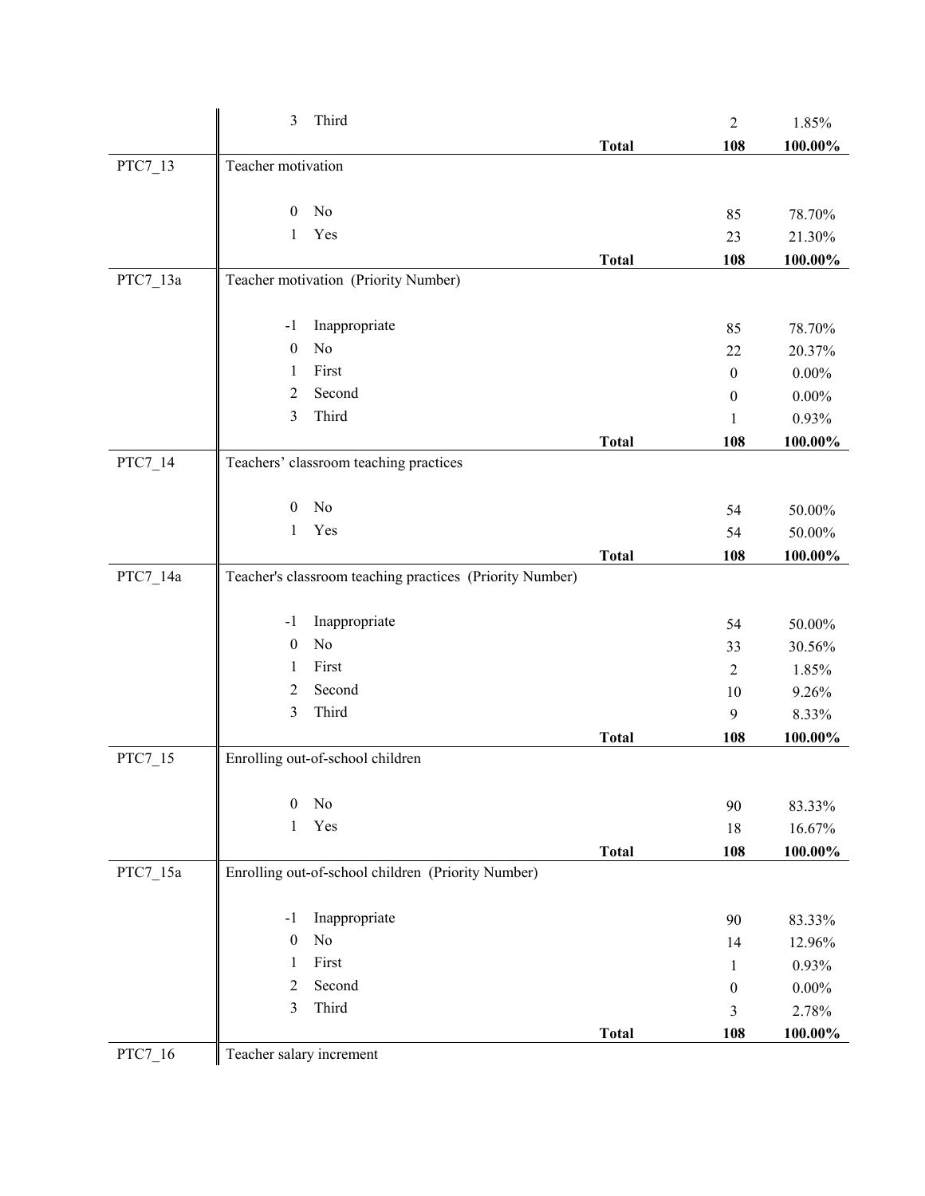| Variable | Code | Label | | Count | Percent |
|---|---|---|---|---|---|
| | 3 | Third | | 2 | 1.85% |
| | | | **Total** | **108** | **100.00%** |
| PTC7_13 | Teacher motivation | | | | |
| | 0 | No | | 85 | 78.70% |
| | 1 | Yes | | 23 | 21.30% |
| | | | **Total** | **108** | **100.00%** |
| PTC7_13a | Teacher motivation (Priority Number) | | | | |
| | -1 | Inappropriate | | 85 | 78.70% |
| | 0 | No | | 22 | 20.37% |
| | 1 | First | | 0 | 0.00% |
| | 2 | Second | | 0 | 0.00% |
| | 3 | Third | | 1 | 0.93% |
| | | | **Total** | **108** | **100.00%** |
| PTC7_14 | Teachers' classroom teaching practices | | | | |
| | 0 | No | | 54 | 50.00% |
| | 1 | Yes | | 54 | 50.00% |
| | | | **Total** | **108** | **100.00%** |
| PTC7_14a | Teacher's classroom teaching practices (Priority Number) | | | | |
| | -1 | Inappropriate | | 54 | 50.00% |
| | 0 | No | | 33 | 30.56% |
| | 1 | First | | 2 | 1.85% |
| | 2 | Second | | 10 | 9.26% |
| | 3 | Third | | 9 | 8.33% |
| | | | **Total** | **108** | **100.00%** |
| PTC7_15 | Enrolling out-of-school children | | | | |
| | 0 | No | | 90 | 83.33% |
| | 1 | Yes | | 18 | 16.67% |
| | | | **Total** | **108** | **100.00%** |
| PTC7_15a | Enrolling out-of-school children (Priority Number) | | | | |
| | -1 | Inappropriate | | 90 | 83.33% |
| | 0 | No | | 14 | 12.96% |
| | 1 | First | | 1 | 0.93% |
| | 2 | Second | | 0 | 0.00% |
| | 3 | Third | | 3 | 2.78% |
| | | | **Total** | **108** | **100.00%** |
| PTC7_16 | Teacher salary increment | | | | |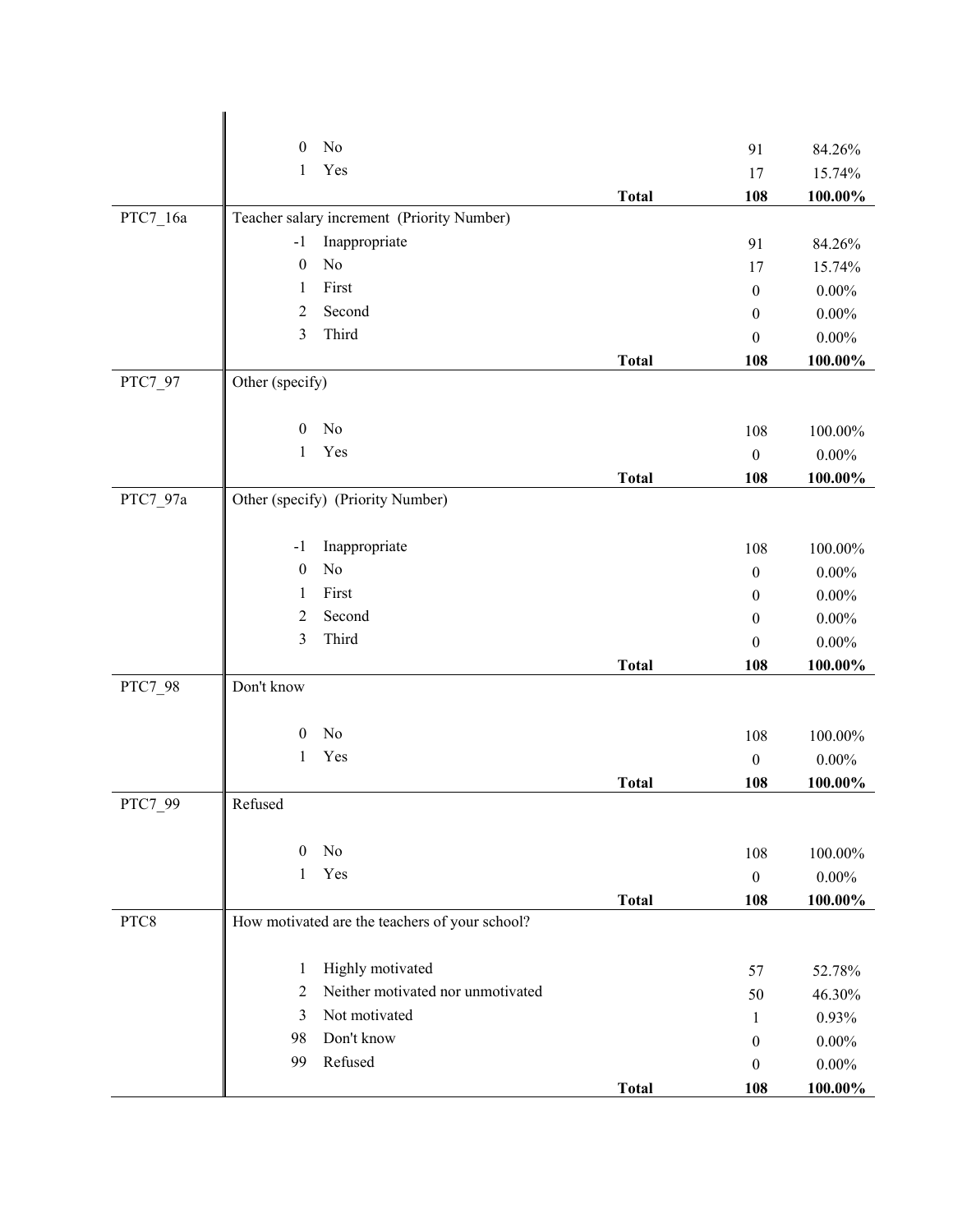| Variable | Code | Label | | Count | Percent |
|---|---|---|---|---|---|
| | 0 | No | | 91 | 84.26% |
| | 1 | Yes | | 17 | 15.74% |
| | | | **Total** | **108** | **100.00%** |
| PTC7_16a | Teacher salary increment (Priority Number) | | | | |
| | -1 | Inappropriate | | 91 | 84.26% |
| | 0 | No | | 17 | 15.74% |
| | 1 | First | | 0 | 0.00% |
| | 2 | Second | | 0 | 0.00% |
| | 3 | Third | | 0 | 0.00% |
| | | | **Total** | **108** | **100.00%** |
| PTC7_97 | Other (specify) | | | | |
| | 0 | No | | 108 | 100.00% |
| | 1 | Yes | | 0 | 0.00% |
| | | | **Total** | **108** | **100.00%** |
| PTC7_97a | Other (specify) (Priority Number) | | | | |
| | -1 | Inappropriate | | 108 | 100.00% |
| | 0 | No | | 0 | 0.00% |
| | 1 | First | | 0 | 0.00% |
| | 2 | Second | | 0 | 0.00% |
| | 3 | Third | | 0 | 0.00% |
| | | | **Total** | **108** | **100.00%** |
| PTC7_98 | Don't know | | | | |
| | 0 | No | | 108 | 100.00% |
| | 1 | Yes | | 0 | 0.00% |
| | | | **Total** | **108** | **100.00%** |
| PTC7_99 | Refused | | | | |
| | 0 | No | | 108 | 100.00% |
| | 1 | Yes | | 0 | 0.00% |
| | | | **Total** | **108** | **100.00%** |
| PTC8 | How motivated are the teachers of your school? | | | | |
| | 1 | Highly motivated | | 57 | 52.78% |
| | 2 | Neither motivated nor unmotivated | | 50 | 46.30% |
| | 3 | Not motivated | | 1 | 0.93% |
| | 98 | Don't know | | 0 | 0.00% |
| | 99 | Refused | | 0 | 0.00% |
| | | | **Total** | **108** | **100.00%** |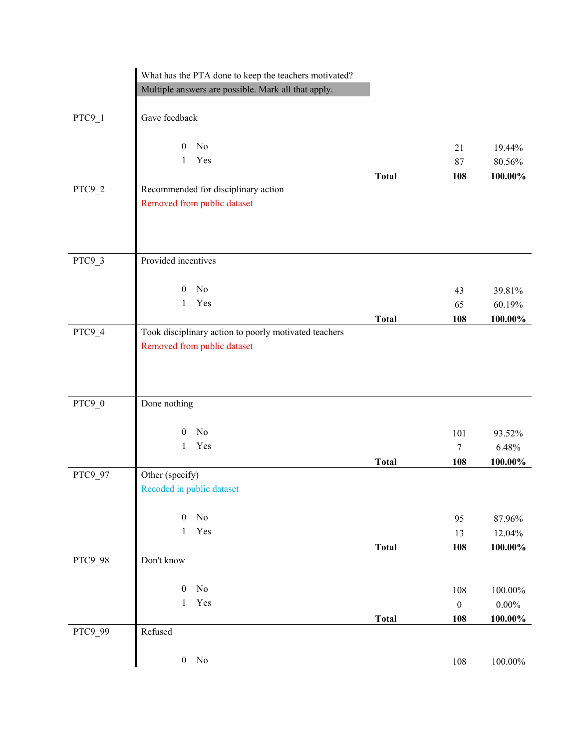| | What has the PTA done to keep the teachers motivated? | | | |
|---|---|---|---|---|
| | Multiple answers are possible. Mark all that apply. | | | |
| PTC9_1 | Gave feedback | | | |
| | 0 No | | 21 | 19.44% |
| | 1 Yes | | 87 | 80.56% |
| | | **Total** | **108** | **100.00%** |
| PTC9_2 | Recommended for disciplinary action | | | |
| | Removed from public dataset | | | |
| PTC9_3 | Provided incentives | | | |
| | 0 No | | 43 | 39.81% |
| | 1 Yes | | 65 | 60.19% |
| | | **Total** | **108** | **100.00%** |
| PTC9_4 | Took disciplinary action to poorly motivated teachers | | | |
| | Removed from public dataset | | | |
| PTC9_0 | Done nothing | | | |
| | 0 No | | 101 | 93.52% |
| | 1 Yes | | 7 | 6.48% |
| | | **Total** | **108** | **100.00%** |
| PTC9_97 | Other (specify) | | | |
| | Recoded in public dataset | | | |
| | 0 No | | 95 | 87.96% |
| | 1 Yes | | 13 | 12.04% |
| | | **Total** | **108** | **100.00%** |
| PTC9_98 | Don't know | | | |
| | 0 No | | 108 | 100.00% |
| | 1 Yes | | 0 | 0.00% |
| | | **Total** | **108** | **100.00%** |
| PTC9_99 | Refused | | | |
| | 0 No | | 108 | 100.00% |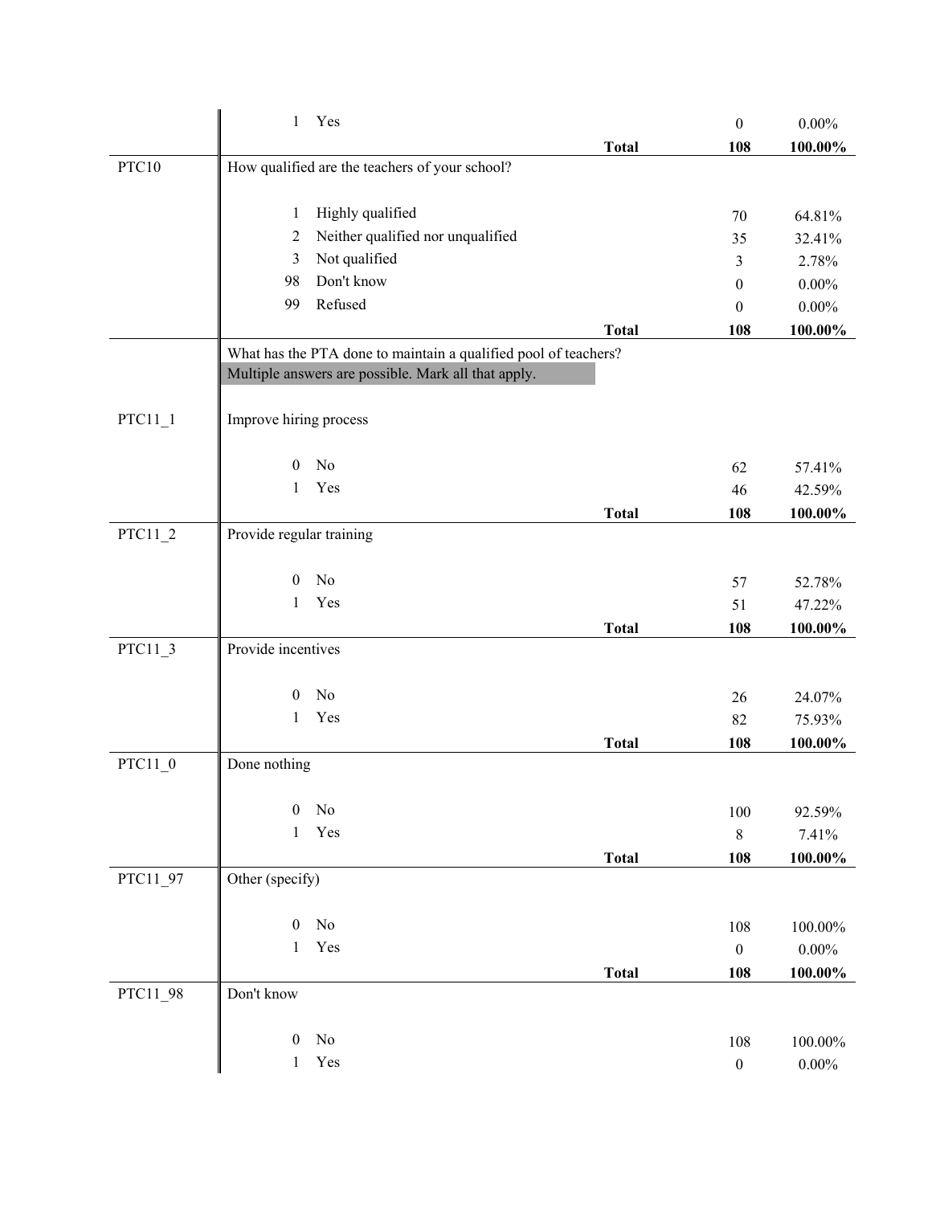| | | | | |
|---|---|---|---|---|
| | 1 Yes | | 0 | 0.00% |
| | | **Total** | **108** | **100.00%** |
| PTC10 | How qualified are the teachers of your school? | | | |
| | 1 Highly qualified | | 70 | 64.81% |
| | 2 Neither qualified nor unqualified | | 35 | 32.41% |
| | 3 Not qualified | | 3 | 2.78% |
| | 98 Don't know | | 0 | 0.00% |
| | 99 Refused | | 0 | 0.00% |
| | | **Total** | **108** | **100.00%** |
| | What has the PTA done to maintain a qualified pool of teachers? Multiple answers are possible. Mark all that apply. | | | |
| PTC11_1 | Improve hiring process | | | |
| | 0 No | | 62 | 57.41% |
| | 1 Yes | | 46 | 42.59% |
| | | **Total** | **108** | **100.00%** |
| PTC11_2 | Provide regular training | | | |
| | 0 No | | 57 | 52.78% |
| | 1 Yes | | 51 | 47.22% |
| | | **Total** | **108** | **100.00%** |
| PTC11_3 | Provide incentives | | | |
| | 0 No | | 26 | 24.07% |
| | 1 Yes | | 82 | 75.93% |
| | | **Total** | **108** | **100.00%** |
| PTC11_0 | Done nothing | | | |
| | 0 No | | 100 | 92.59% |
| | 1 Yes | | 8 | 7.41% |
| | | **Total** | **108** | **100.00%** |
| PTC11_97 | Other (specify) | | | |
| | 0 No | | 108 | 100.00% |
| | 1 Yes | | 0 | 0.00% |
| | | **Total** | **108** | **100.00%** |
| PTC11_98 | Don't know | | | |
| | 0 No | | 108 | 100.00% |
| | 1 Yes | | 0 | 0.00% |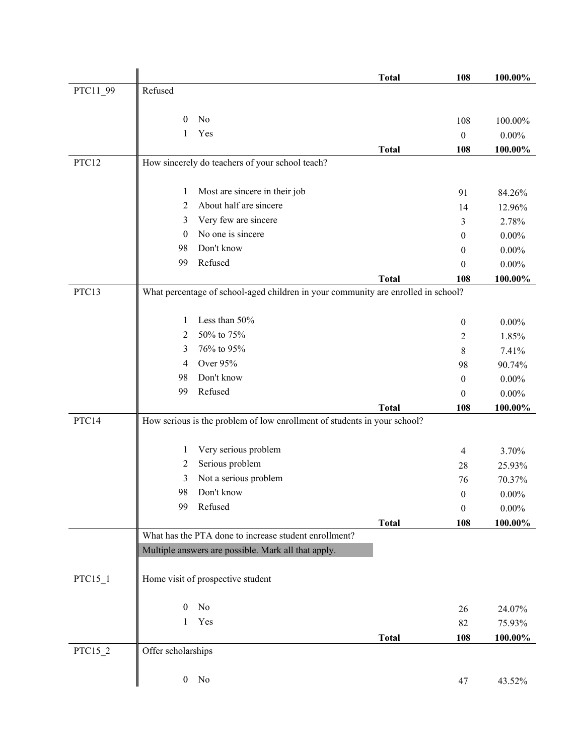| | | | | |
|---|---|---|---|---|
| | | **Total** | **108** | **100.00%** |
| PTC11_99 | Refused | | | |
| | 0 | No | 108 | 100.00% |
| | 1 | Yes | 0 | 0.00% |
| | | **Total** | **108** | **100.00%** |
| PTC12 | How sincerely do teachers of your school teach? | | | |
| | 1 | Most are sincere in their job | 91 | 84.26% |
| | 2 | About half are sincere | 14 | 12.96% |
| | 3 | Very few are sincere | 3 | 2.78% |
| | 0 | No one is sincere | 0 | 0.00% |
| | 98 | Don't know | 0 | 0.00% |
| | 99 | Refused | 0 | 0.00% |
| | | **Total** | **108** | **100.00%** |
| PTC13 | What percentage of school-aged children in your community are enrolled in school? | | | |
| | 1 | Less than 50% | 0 | 0.00% |
| | 2 | 50% to 75% | 2 | 1.85% |
| | 3 | 76% to 95% | 8 | 7.41% |
| | 4 | Over 95% | 98 | 90.74% |
| | 98 | Don't know | 0 | 0.00% |
| | 99 | Refused | 0 | 0.00% |
| | | **Total** | **108** | **100.00%** |
| PTC14 | How serious is the problem of low enrollment of students in your school? | | | |
| | 1 | Very serious problem | 4 | 3.70% |
| | 2 | Serious problem | 28 | 25.93% |
| | 3 | Not a serious problem | 76 | 70.37% |
| | 98 | Don't know | 0 | 0.00% |
| | 99 | Refused | 0 | 0.00% |
| | | **Total** | **108** | **100.00%** |
| | What has the PTA done to increase student enrollment? Multiple answers are possible. Mark all that apply. | | | |
| PTC15_1 | Home visit of prospective student | | | |
| | 0 | No | 26 | 24.07% |
| | 1 | Yes | 82 | 75.93% |
| | | **Total** | **108** | **100.00%** |
| PTC15_2 | Offer scholarships | | | |
| | 0 | No | 47 | 43.52% |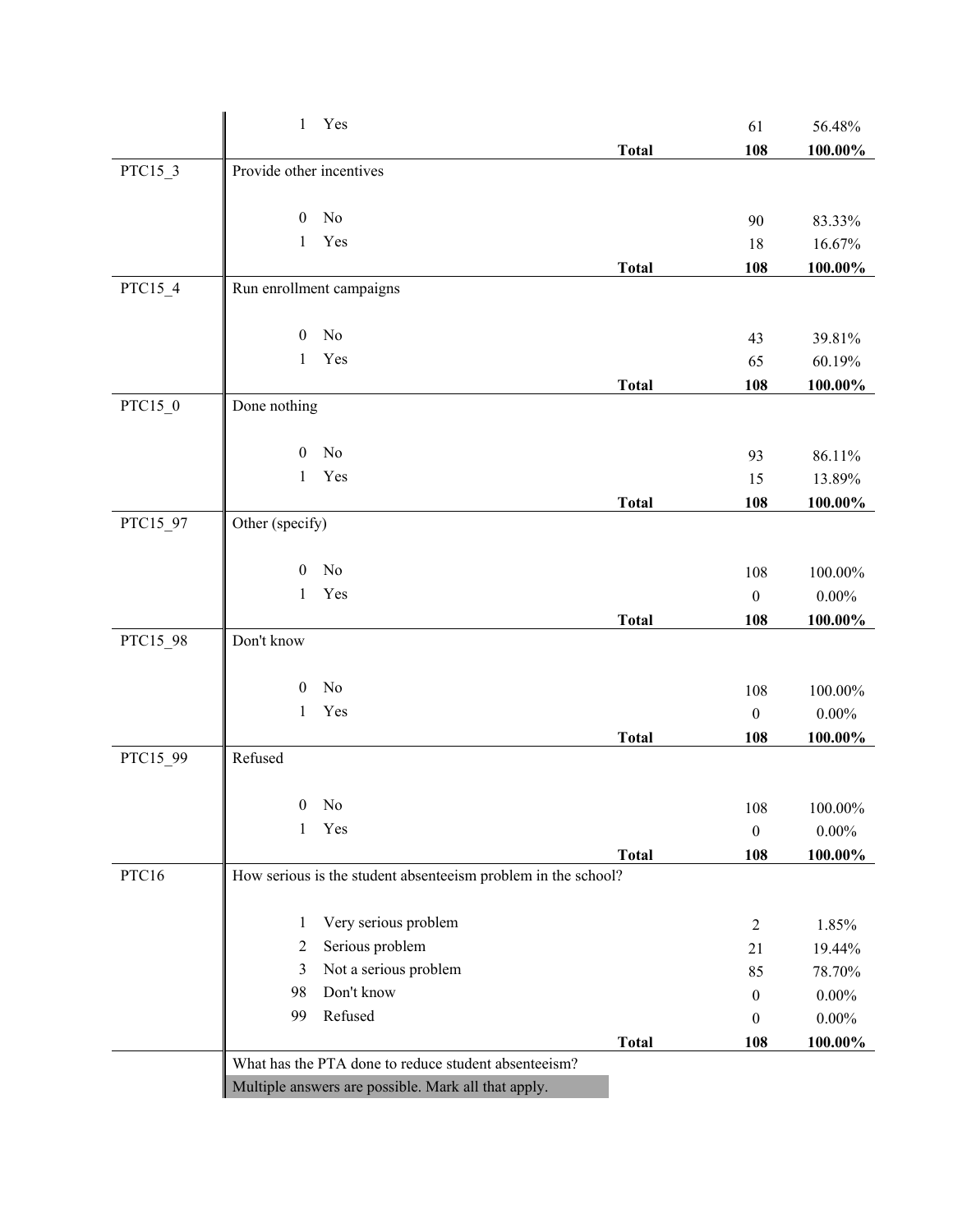| Variable | Label | Value | Category | | Frequency | Percent |
|---|---|---|---|---|---|---|
| | | 1 | Yes | | 61 | 56.48% |
| | | | | **Total** | **108** | **100.00%** |
| PTC15_3 | Provide other incentives | | | | | |
| | | 0 | No | | 90 | 83.33% |
| | | 1 | Yes | | 18 | 16.67% |
| | | | | **Total** | **108** | **100.00%** |
| PTC15_4 | Run enrollment campaigns | | | | | |
| | | 0 | No | | 43 | 39.81% |
| | | 1 | Yes | | 65 | 60.19% |
| | | | | **Total** | **108** | **100.00%** |
| PTC15_0 | Done nothing | | | | | |
| | | 0 | No | | 93 | 86.11% |
| | | 1 | Yes | | 15 | 13.89% |
| | | | | **Total** | **108** | **100.00%** |
| PTC15_97 | Other (specify) | | | | | |
| | | 0 | No | | 108 | 100.00% |
| | | 1 | Yes | | 0 | 0.00% |
| | | | | **Total** | **108** | **100.00%** |
| PTC15_98 | Don't know | | | | | |
| | | 0 | No | | 108 | 100.00% |
| | | 1 | Yes | | 0 | 0.00% |
| | | | | **Total** | **108** | **100.00%** |
| PTC15_99 | Refused | | | | | |
| | | 0 | No | | 108 | 100.00% |
| | | 1 | Yes | | 0 | 0.00% |
| | | | | **Total** | **108** | **100.00%** |
| PTC16 | How serious is the student absenteeism problem in the school? | | | | | |
| | | 1 | Very serious problem | | 2 | 1.85% |
| | | 2 | Serious problem | | 21 | 19.44% |
| | | 3 | Not a serious problem | | 85 | 78.70% |
| | | 98 | Don't know | | 0 | 0.00% |
| | | 99 | Refused | | 0 | 0.00% |
| | | | | **Total** | **108** | **100.00%** |
| | What has the PTA done to reduce student absenteeism? Multiple answers are possible. Mark all that apply. | | | | | |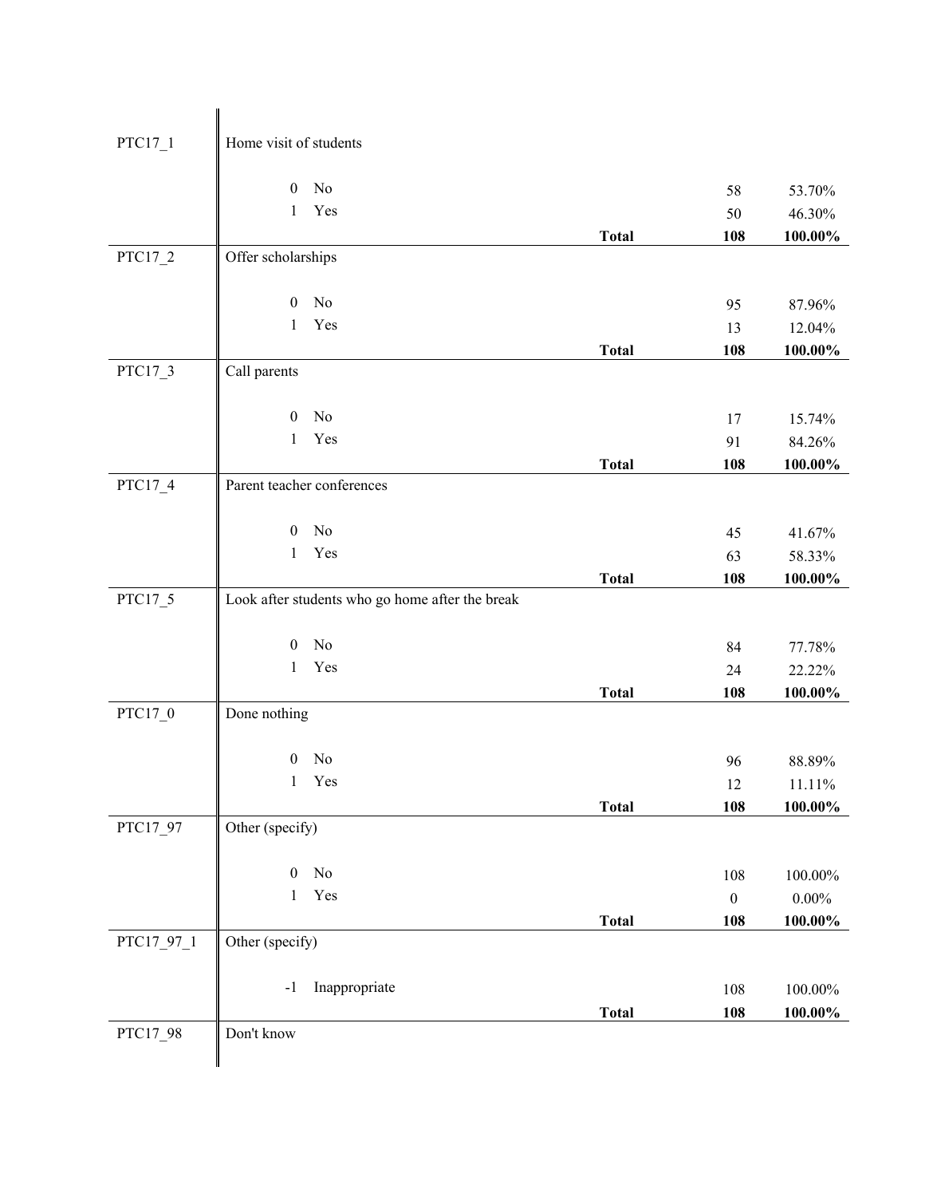| Variable | Label / Value | | Frequency | Percent |
|---|---|---|---|---|
| PTC17_1 | Home visit of students | | | |
| | 0 No | | 58 | 53.70% |
| | 1 Yes | | 50 | 46.30% |
| | | **Total** | **108** | **100.00%** |
| PTC17_2 | Offer scholarships | | | |
| | 0 No | | 95 | 87.96% |
| | 1 Yes | | 13 | 12.04% |
| | | **Total** | **108** | **100.00%** |
| PTC17_3 | Call parents | | | |
| | 0 No | | 17 | 15.74% |
| | 1 Yes | | 91 | 84.26% |
| | | **Total** | **108** | **100.00%** |
| PTC17_4 | Parent teacher conferences | | | |
| | 0 No | | 45 | 41.67% |
| | 1 Yes | | 63 | 58.33% |
| | | **Total** | **108** | **100.00%** |
| PTC17_5 | Look after students who go home after the break | | | |
| | 0 No | | 84 | 77.78% |
| | 1 Yes | | 24 | 22.22% |
| | | **Total** | **108** | **100.00%** |
| PTC17_0 | Done nothing | | | |
| | 0 No | | 96 | 88.89% |
| | 1 Yes | | 12 | 11.11% |
| | | **Total** | **108** | **100.00%** |
| PTC17_97 | Other (specify) | | | |
| | 0 No | | 108 | 100.00% |
| | 1 Yes | | 0 | 0.00% |
| | | **Total** | **108** | **100.00%** |
| PTC17_97_1 | Other (specify) | | | |
| | -1 Inappropriate | | 108 | 100.00% |
| | | **Total** | **108** | **100.00%** |
| PTC17_98 | Don't know | | | |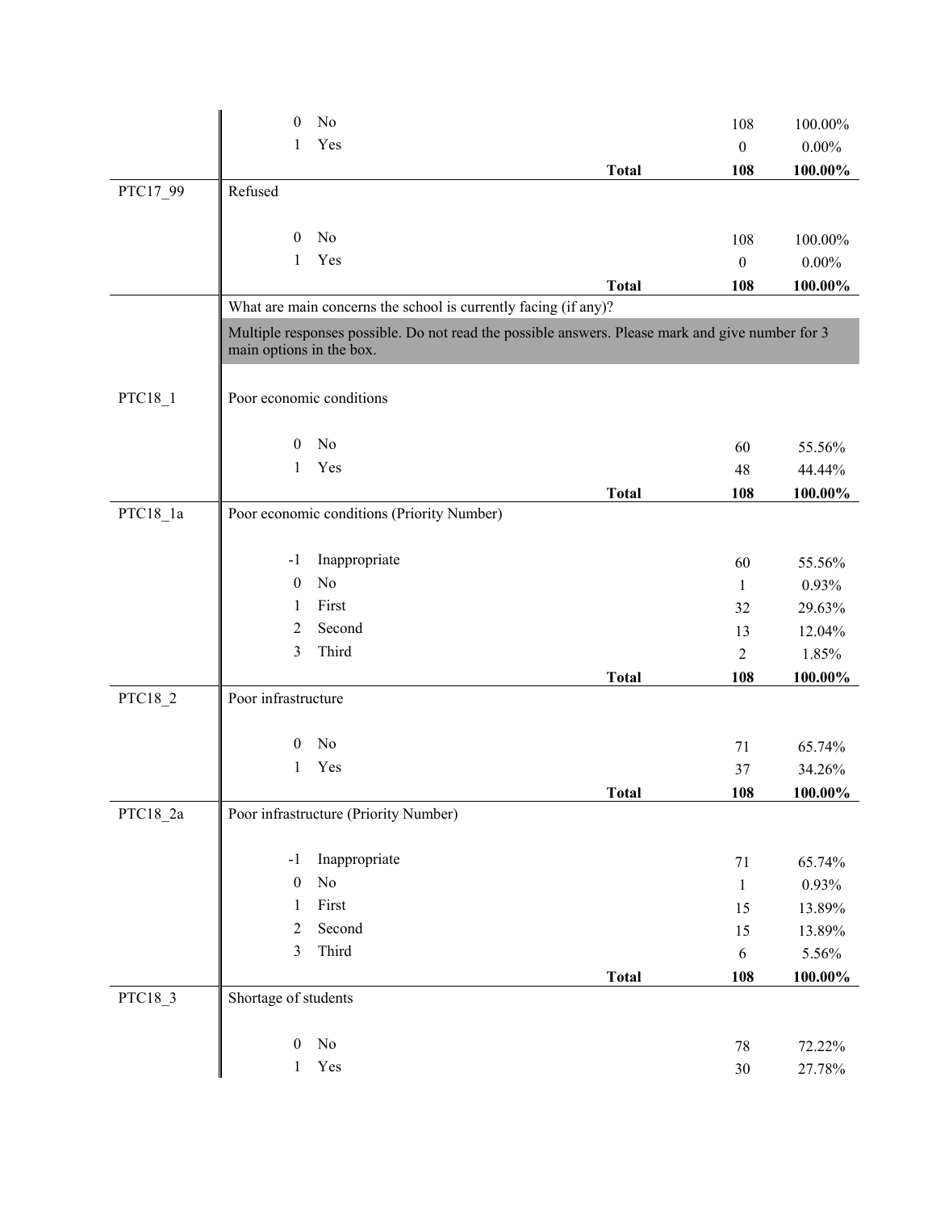| Variable | Code | Label | | N | % |
|---|---|---|---|---|---|
| | 0 | No | | 108 | 100.00% |
| | 1 | Yes | | 0 | 0.00% |
| | | | **Total** | **108** | **100.00%** |
| PTC17_99 | Refused | | | | |
| | 0 | No | | 108 | 100.00% |
| | 1 | Yes | | 0 | 0.00% |
| | | | **Total** | **108** | **100.00%** |
| | What are main concerns the school is currently facing (if any)? | | | | |
| | Multiple responses possible. Do not read the possible answers. Please mark and give number for 3 main options in the box. | | | | |
| PTC18_1 | Poor economic conditions | | | | |
| | 0 | No | | 60 | 55.56% |
| | 1 | Yes | | 48 | 44.44% |
| | | | **Total** | **108** | **100.00%** |
| PTC18_1a | Poor economic conditions (Priority Number) | | | | |
| | -1 | Inappropriate | | 60 | 55.56% |
| | 0 | No | | 1 | 0.93% |
| | 1 | First | | 32 | 29.63% |
| | 2 | Second | | 13 | 12.04% |
| | 3 | Third | | 2 | 1.85% |
| | | | **Total** | **108** | **100.00%** |
| PTC18_2 | Poor infrastructure | | | | |
| | 0 | No | | 71 | 65.74% |
| | 1 | Yes | | 37 | 34.26% |
| | | | **Total** | **108** | **100.00%** |
| PTC18_2a | Poor infrastructure (Priority Number) | | | | |
| | -1 | Inappropriate | | 71 | 65.74% |
| | 0 | No | | 1 | 0.93% |
| | 1 | First | | 15 | 13.89% |
| | 2 | Second | | 15 | 13.89% |
| | 3 | Third | | 6 | 5.56% |
| | | | **Total** | **108** | **100.00%** |
| PTC18_3 | Shortage of students | | | | |
| | 0 | No | | 78 | 72.22% |
| | 1 | Yes | | 30 | 27.78% |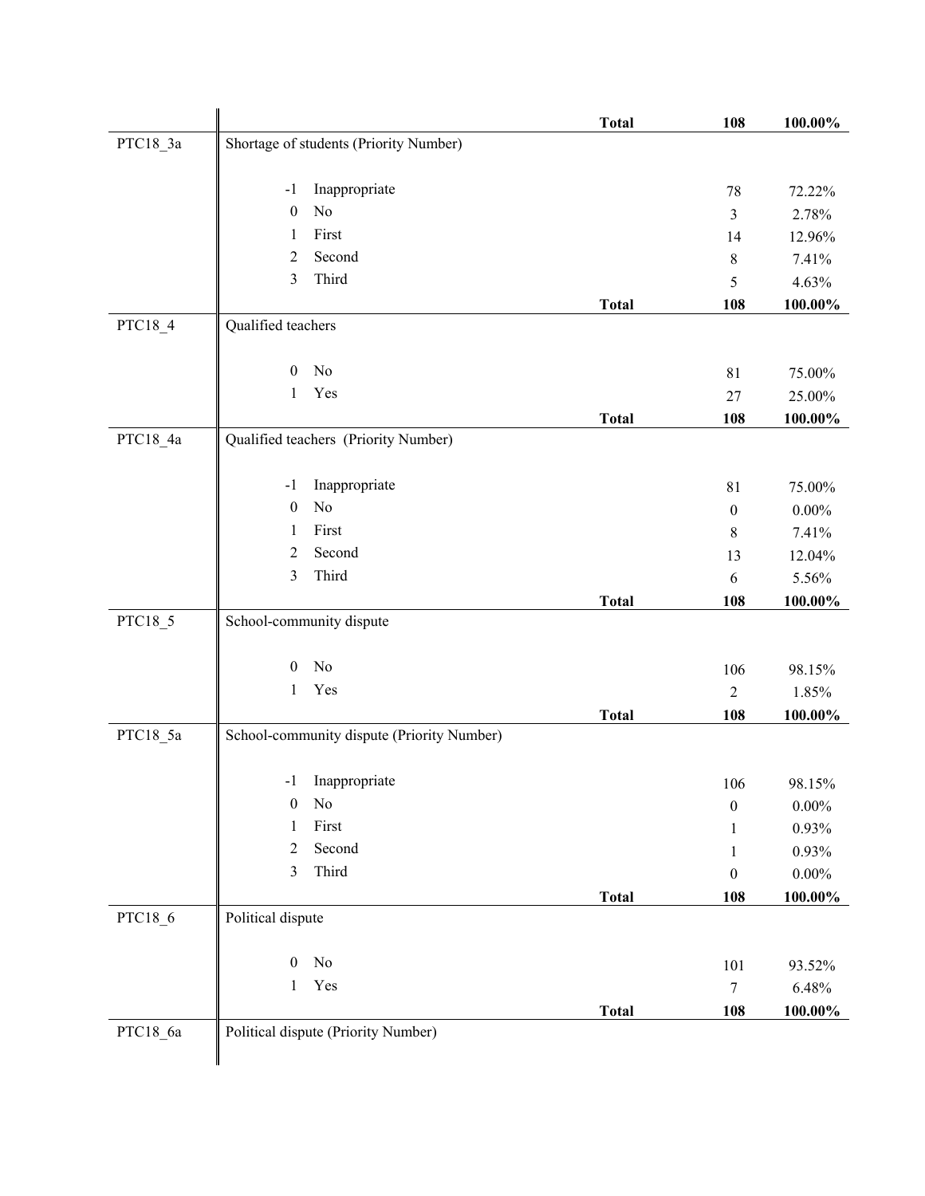| Variable | Label | | | Count | Percent |
|---|---|---|---|---|---|
| | | | **Total** | **108** | **100.00%** |
| PTC18_3a | Shortage of students (Priority Number) | | | | |
| | -1 | Inappropriate | | 78 | 72.22% |
| | 0 | No | | 3 | 2.78% |
| | 1 | First | | 14 | 12.96% |
| | 2 | Second | | 8 | 7.41% |
| | 3 | Third | | 5 | 4.63% |
| | | | **Total** | **108** | **100.00%** |
| PTC18_4 | Qualified teachers | | | | |
| | 0 | No | | 81 | 75.00% |
| | 1 | Yes | | 27 | 25.00% |
| | | | **Total** | **108** | **100.00%** |
| PTC18_4a | Qualified teachers (Priority Number) | | | | |
| | -1 | Inappropriate | | 81 | 75.00% |
| | 0 | No | | 0 | 0.00% |
| | 1 | First | | 8 | 7.41% |
| | 2 | Second | | 13 | 12.04% |
| | 3 | Third | | 6 | 5.56% |
| | | | **Total** | **108** | **100.00%** |
| PTC18_5 | School-community dispute | | | | |
| | 0 | No | | 106 | 98.15% |
| | 1 | Yes | | 2 | 1.85% |
| | | | **Total** | **108** | **100.00%** |
| PTC18_5a | School-community dispute (Priority Number) | | | | |
| | -1 | Inappropriate | | 106 | 98.15% |
| | 0 | No | | 0 | 0.00% |
| | 1 | First | | 1 | 0.93% |
| | 2 | Second | | 1 | 0.93% |
| | 3 | Third | | 0 | 0.00% |
| | | | **Total** | **108** | **100.00%** |
| PTC18_6 | Political dispute | | | | |
| | 0 | No | | 101 | 93.52% |
| | 1 | Yes | | 7 | 6.48% |
| | | | **Total** | **108** | **100.00%** |
| PTC18_6a | Political dispute (Priority Number) | | | | |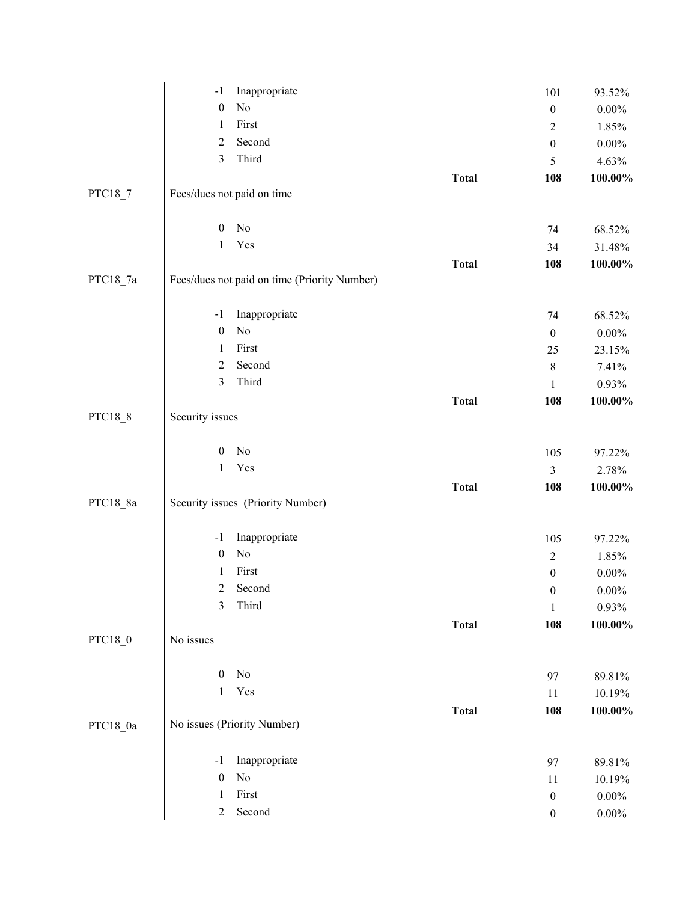| | | | | |
|---|---|---|---|---|
| | -1 Inappropriate | | 101 | 93.52% |
| | 0 No | | 0 | 0.00% |
| | 1 First | | 2 | 1.85% |
| | 2 Second | | 0 | 0.00% |
| | 3 Third | | 5 | 4.63% |
| | | **Total** | **108** | **100.00%** |
| PTC18_7 | Fees/dues not paid on time | | | |
| | 0 No | | 74 | 68.52% |
| | 1 Yes | | 34 | 31.48% |
| | | **Total** | **108** | **100.00%** |
| PTC18_7a | Fees/dues not paid on time (Priority Number) | | | |
| | -1 Inappropriate | | 74 | 68.52% |
| | 0 No | | 0 | 0.00% |
| | 1 First | | 25 | 23.15% |
| | 2 Second | | 8 | 7.41% |
| | 3 Third | | 1 | 0.93% |
| | | **Total** | **108** | **100.00%** |
| PTC18_8 | Security issues | | | |
| | 0 No | | 105 | 97.22% |
| | 1 Yes | | 3 | 2.78% |
| | | **Total** | **108** | **100.00%** |
| PTC18_8a | Security issues (Priority Number) | | | |
| | -1 Inappropriate | | 105 | 97.22% |
| | 0 No | | 2 | 1.85% |
| | 1 First | | 0 | 0.00% |
| | 2 Second | | 0 | 0.00% |
| | 3 Third | | 1 | 0.93% |
| | | **Total** | **108** | **100.00%** |
| PTC18_0 | No issues | | | |
| | 0 No | | 97 | 89.81% |
| | 1 Yes | | 11 | 10.19% |
| | | **Total** | **108** | **100.00%** |
| PTC18_0a | No issues (Priority Number) | | | |
| | -1 Inappropriate | | 97 | 89.81% |
| | 0 No | | 11 | 10.19% |
| | 1 First | | 0 | 0.00% |
| | 2 Second | | 0 | 0.00% |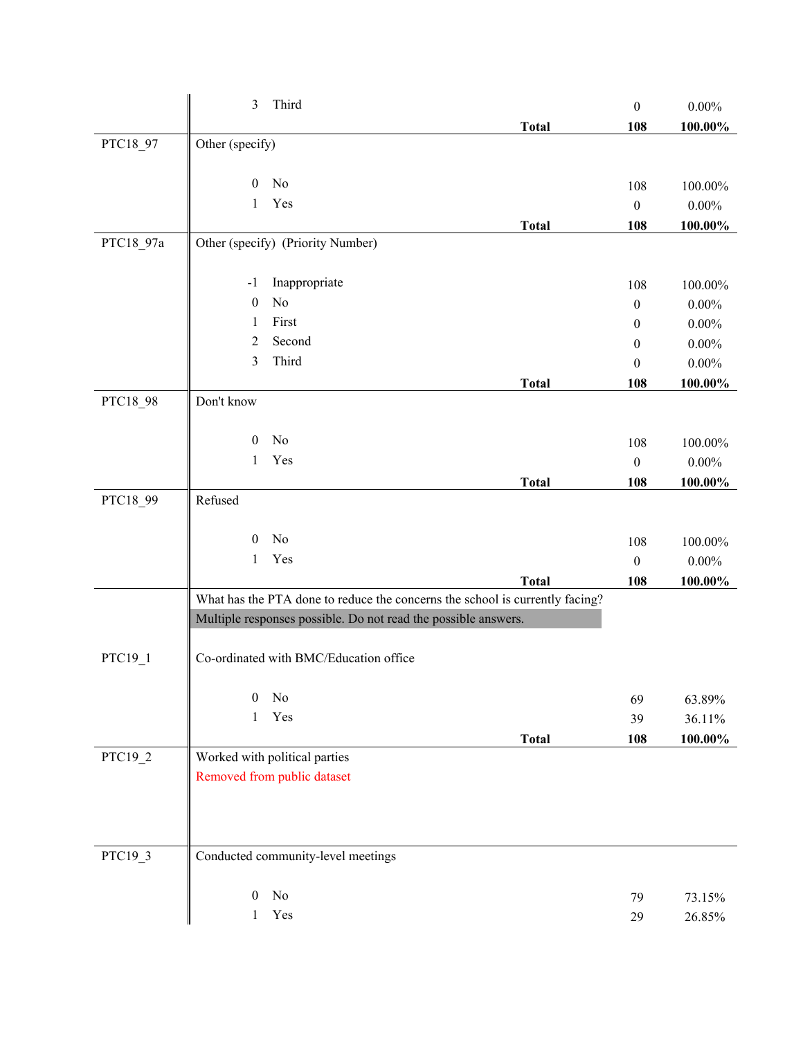| Variable | Label / Value | | Frequency | Percent |
|---|---|---|---|---|
| | 3 | Third | 0 | 0.00% |
| | | **Total** | **108** | **100.00%** |
| PTC18_97 | Other (specify) | | | |
| | 0 | No | 108 | 100.00% |
| | 1 | Yes | 0 | 0.00% |
| | | **Total** | **108** | **100.00%** |
| PTC18_97a | Other (specify) (Priority Number) | | | |
| | -1 | Inappropriate | 108 | 100.00% |
| | 0 | No | 0 | 0.00% |
| | 1 | First | 0 | 0.00% |
| | 2 | Second | 0 | 0.00% |
| | 3 | Third | 0 | 0.00% |
| | | **Total** | **108** | **100.00%** |
| PTC18_98 | Don't know | | | |
| | 0 | No | 108 | 100.00% |
| | 1 | Yes | 0 | 0.00% |
| | | **Total** | **108** | **100.00%** |
| PTC18_99 | Refused | | | |
| | 0 | No | 108 | 100.00% |
| | 1 | Yes | 0 | 0.00% |
| | | **Total** | **108** | **100.00%** |
| | What has the PTA done to reduce the concerns the school is currently facing? Multiple responses possible. Do not read the possible answers. | | | |
| PTC19_1 | Co-ordinated with BMC/Education office | | | |
| | 0 | No | 69 | 63.89% |
| | 1 | Yes | 39 | 36.11% |
| | | **Total** | **108** | **100.00%** |
| PTC19_2 | Worked with political parties<br>Removed from public dataset | | | |
| PTC19_3 | Conducted community-level meetings | | | |
| | 0 | No | 79 | 73.15% |
| | 1 | Yes | 29 | 26.85% |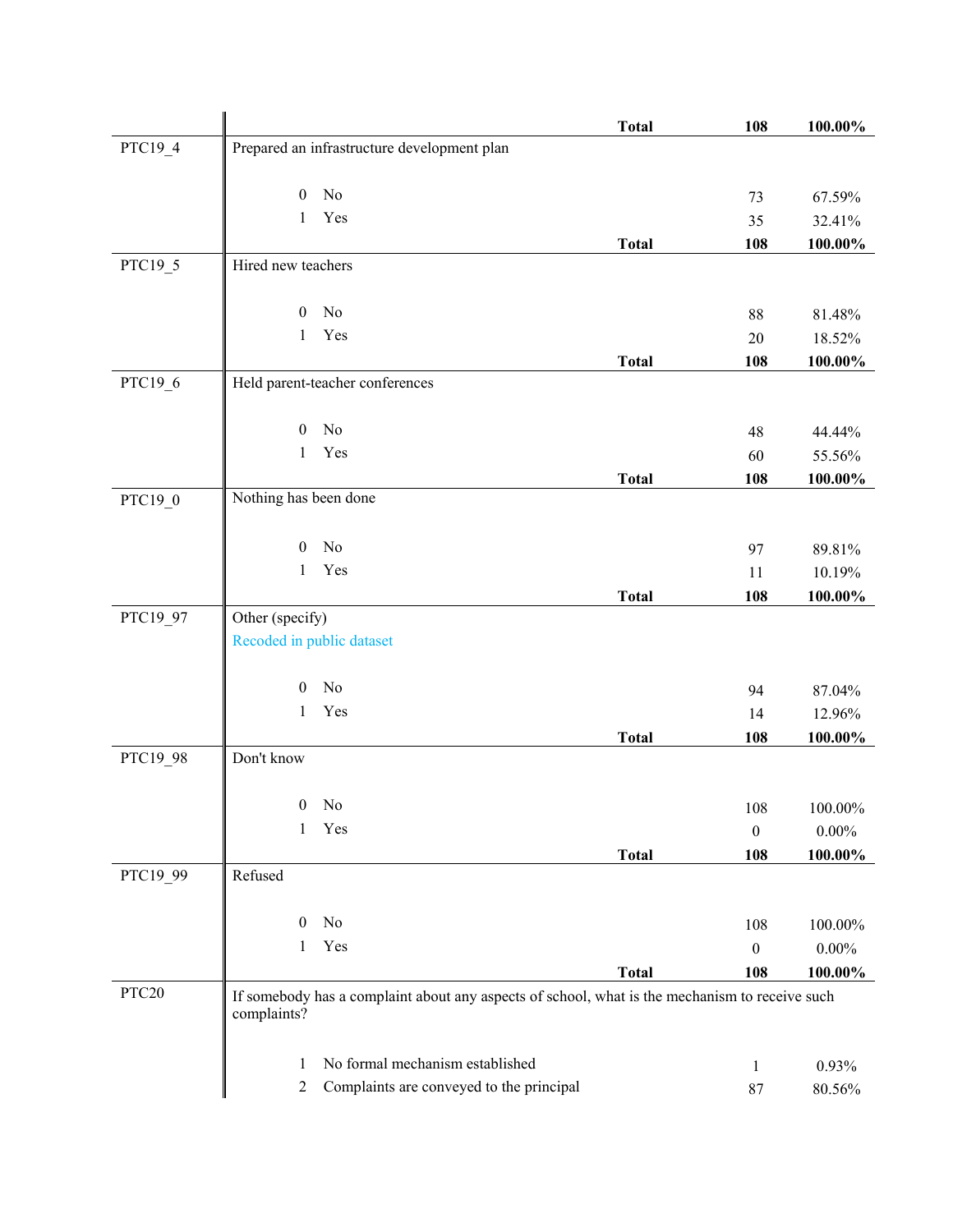| | | | | |
|---|---|---|---|---|
| | | **Total** | **108** | **100.00%** |
| PTC19_4 | Prepared an infrastructure development plan | | | |
| | 0 | No | 73 | 67.59% |
| | 1 | Yes | 35 | 32.41% |
| | | **Total** | **108** | **100.00%** |
| PTC19_5 | Hired new teachers | | | |
| | 0 | No | 88 | 81.48% |
| | 1 | Yes | 20 | 18.52% |
| | | **Total** | **108** | **100.00%** |
| PTC19_6 | Held parent-teacher conferences | | | |
| | 0 | No | 48 | 44.44% |
| | 1 | Yes | 60 | 55.56% |
| | | **Total** | **108** | **100.00%** |
| PTC19_0 | Nothing has been done | | | |
| | 0 | No | 97 | 89.81% |
| | 1 | Yes | 11 | 10.19% |
| | | **Total** | **108** | **100.00%** |
| PTC19_97 | Other (specify)<br>Recoded in public dataset | | | |
| | 0 | No | 94 | 87.04% |
| | 1 | Yes | 14 | 12.96% |
| | | **Total** | **108** | **100.00%** |
| PTC19_98 | Don't know | | | |
| | 0 | No | 108 | 100.00% |
| | 1 | Yes | 0 | 0.00% |
| | | **Total** | **108** | **100.00%** |
| PTC19_99 | Refused | | | |
| | 0 | No | 108 | 100.00% |
| | 1 | Yes | 0 | 0.00% |
| | | **Total** | **108** | **100.00%** |
| PTC20 | If somebody has a complaint about any aspects of school, what is the mechanism to receive such complaints? | | | |
| | 1 | No formal mechanism established | 1 | 0.93% |
| | 2 | Complaints are conveyed to the principal | 87 | 80.56% |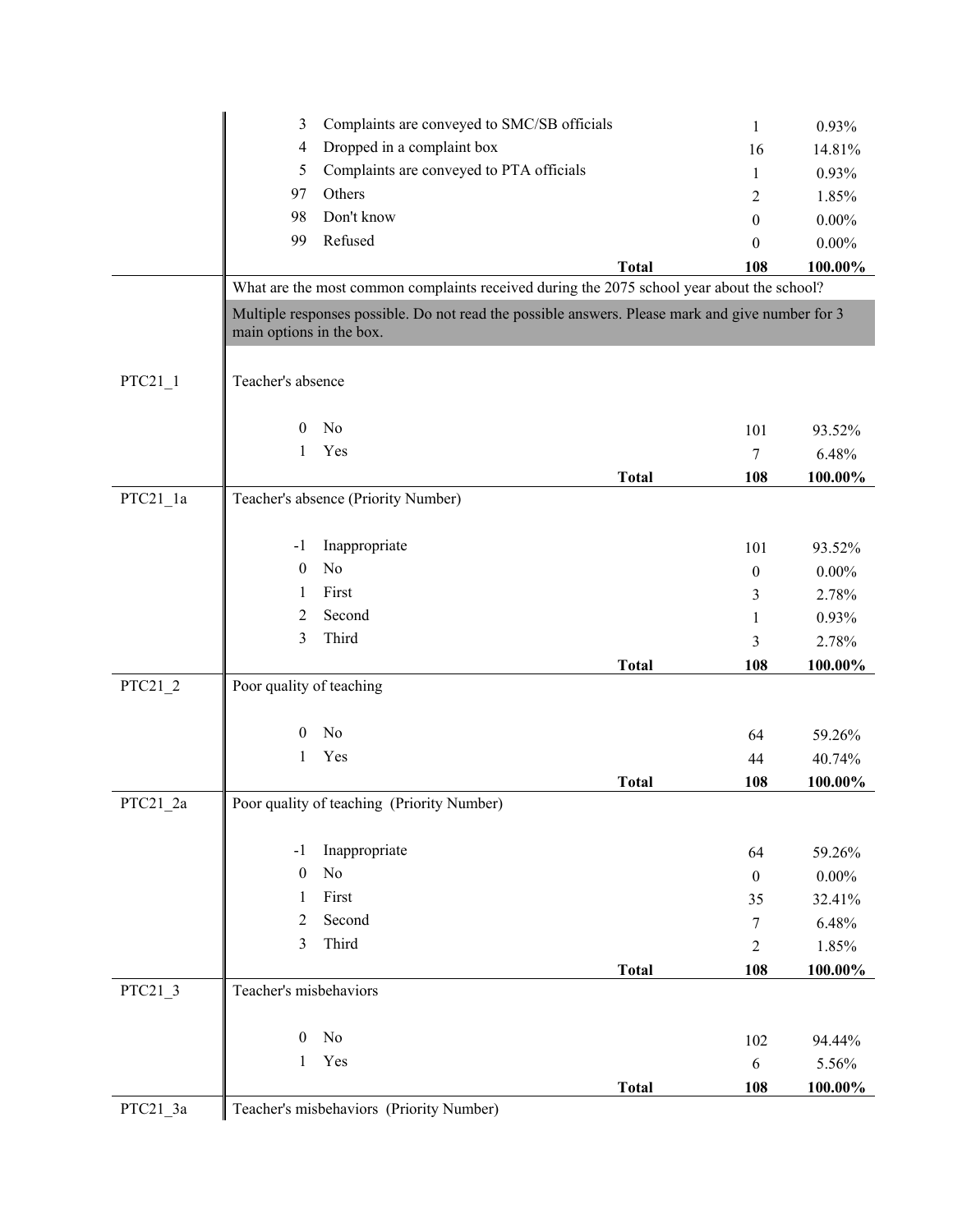| Variable | Code | Label | Count | Percent |
|---|---|---|---|---|
| | 3 | Complaints are conveyed to SMC/SB officials | 1 | 0.93% |
| | 4 | Dropped in a complaint box | 16 | 14.81% |
| | 5 | Complaints are conveyed to PTA officials | 1 | 0.93% |
| | 97 | Others | 2 | 1.85% |
| | 98 | Don't know | 0 | 0.00% |
| | 99 | Refused | 0 | 0.00% |
| | | **Total** | **108** | **100.00%** |

What are the most common complaints received during the 2075 school year about the school?

Multiple responses possible. Do not read the possible answers. Please mark and give number for 3 main options in the box.

| Variable | Code | Label | Count | Percent |
|---|---|---|---|---|
| PTC21_1 | | Teacher's absence | | |
| | 0 | No | 101 | 93.52% |
| | 1 | Yes | 7 | 6.48% |
| | | **Total** | **108** | **100.00%** |
| PTC21_1a | | Teacher's absence (Priority Number) | | |
| | -1 | Inappropriate | 101 | 93.52% |
| | 0 | No | 0 | 0.00% |
| | 1 | First | 3 | 2.78% |
| | 2 | Second | 1 | 0.93% |
| | 3 | Third | 3 | 2.78% |
| | | **Total** | **108** | **100.00%** |
| PTC21_2 | | Poor quality of teaching | | |
| | 0 | No | 64 | 59.26% |
| | 1 | Yes | 44 | 40.74% |
| | | **Total** | **108** | **100.00%** |
| PTC21_2a | | Poor quality of teaching (Priority Number) | | |
| | -1 | Inappropriate | 64 | 59.26% |
| | 0 | No | 0 | 0.00% |
| | 1 | First | 35 | 32.41% |
| | 2 | Second | 7 | 6.48% |
| | 3 | Third | 2 | 1.85% |
| | | **Total** | **108** | **100.00%** |
| PTC21_3 | | Teacher's misbehaviors | | |
| | 0 | No | 102 | 94.44% |
| | 1 | Yes | 6 | 5.56% |
| | | **Total** | **108** | **100.00%** |
| PTC21_3a | | Teacher's misbehaviors (Priority Number) | | |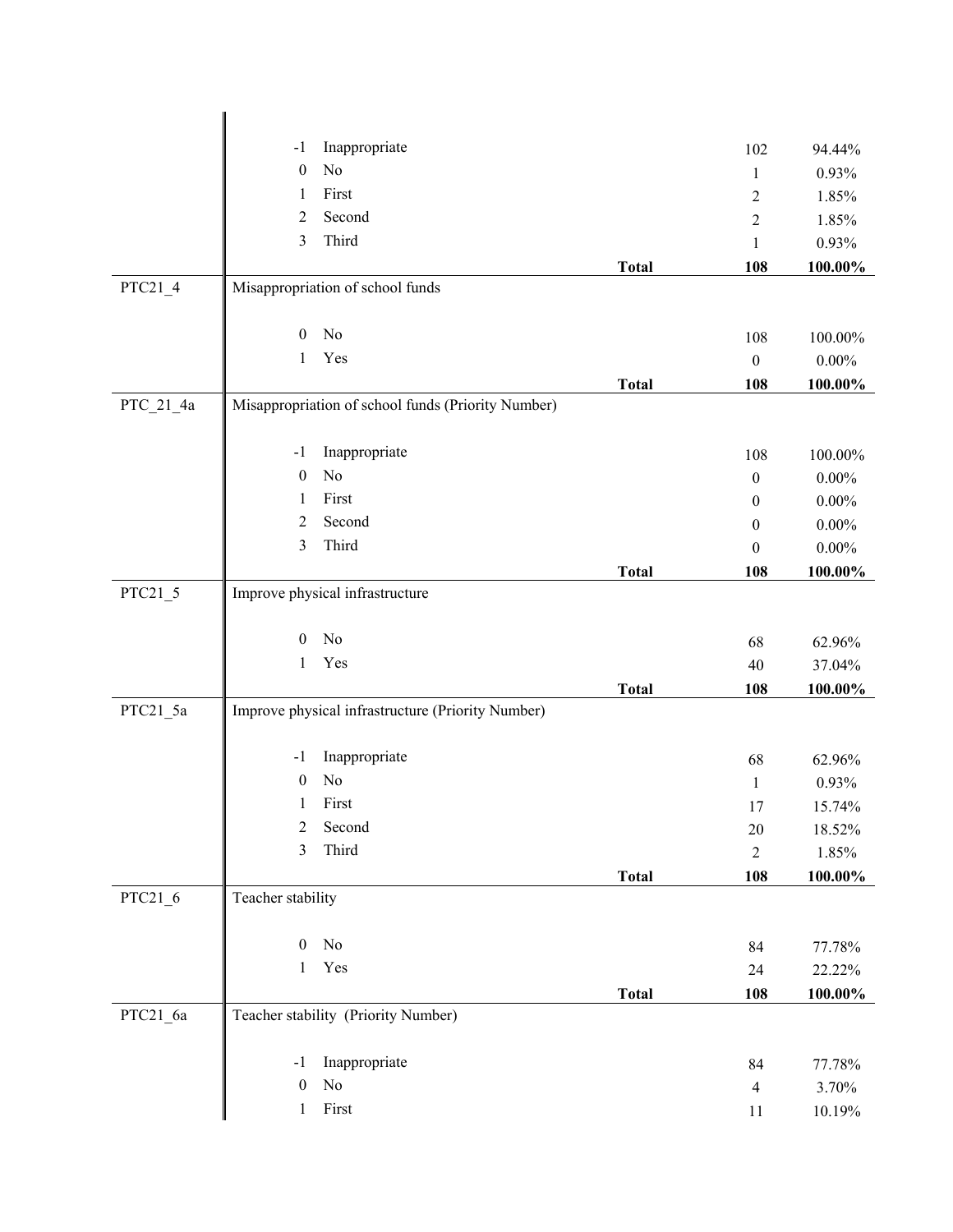| Variable | Code | Label | | Frequency | Percent |
|---|---|---|---|---|---|
| | -1 | Inappropriate | | 102 | 94.44% |
| | 0 | No | | 1 | 0.93% |
| | 1 | First | | 2 | 1.85% |
| | 2 | Second | | 2 | 1.85% |
| | 3 | Third | | 1 | 0.93% |
| | | | **Total** | **108** | **100.00%** |
| PTC21_4 | Misappropriation of school funds | | | | |
| | 0 | No | | 108 | 100.00% |
| | 1 | Yes | | 0 | 0.00% |
| | | | **Total** | **108** | **100.00%** |
| PTC_21_4a | Misappropriation of school funds (Priority Number) | | | | |
| | -1 | Inappropriate | | 108 | 100.00% |
| | 0 | No | | 0 | 0.00% |
| | 1 | First | | 0 | 0.00% |
| | 2 | Second | | 0 | 0.00% |
| | 3 | Third | | 0 | 0.00% |
| | | | **Total** | **108** | **100.00%** |
| PTC21_5 | Improve physical infrastructure | | | | |
| | 0 | No | | 68 | 62.96% |
| | 1 | Yes | | 40 | 37.04% |
| | | | **Total** | **108** | **100.00%** |
| PTC21_5a | Improve physical infrastructure (Priority Number) | | | | |
| | -1 | Inappropriate | | 68 | 62.96% |
| | 0 | No | | 1 | 0.93% |
| | 1 | First | | 17 | 15.74% |
| | 2 | Second | | 20 | 18.52% |
| | 3 | Third | | 2 | 1.85% |
| | | | **Total** | **108** | **100.00%** |
| PTC21_6 | Teacher stability | | | | |
| | 0 | No | | 84 | 77.78% |
| | 1 | Yes | | 24 | 22.22% |
| | | | **Total** | **108** | **100.00%** |
| PTC21_6a | Teacher stability (Priority Number) | | | | |
| | -1 | Inappropriate | | 84 | 77.78% |
| | 0 | No | | 4 | 3.70% |
| | 1 | First | | 11 | 10.19% |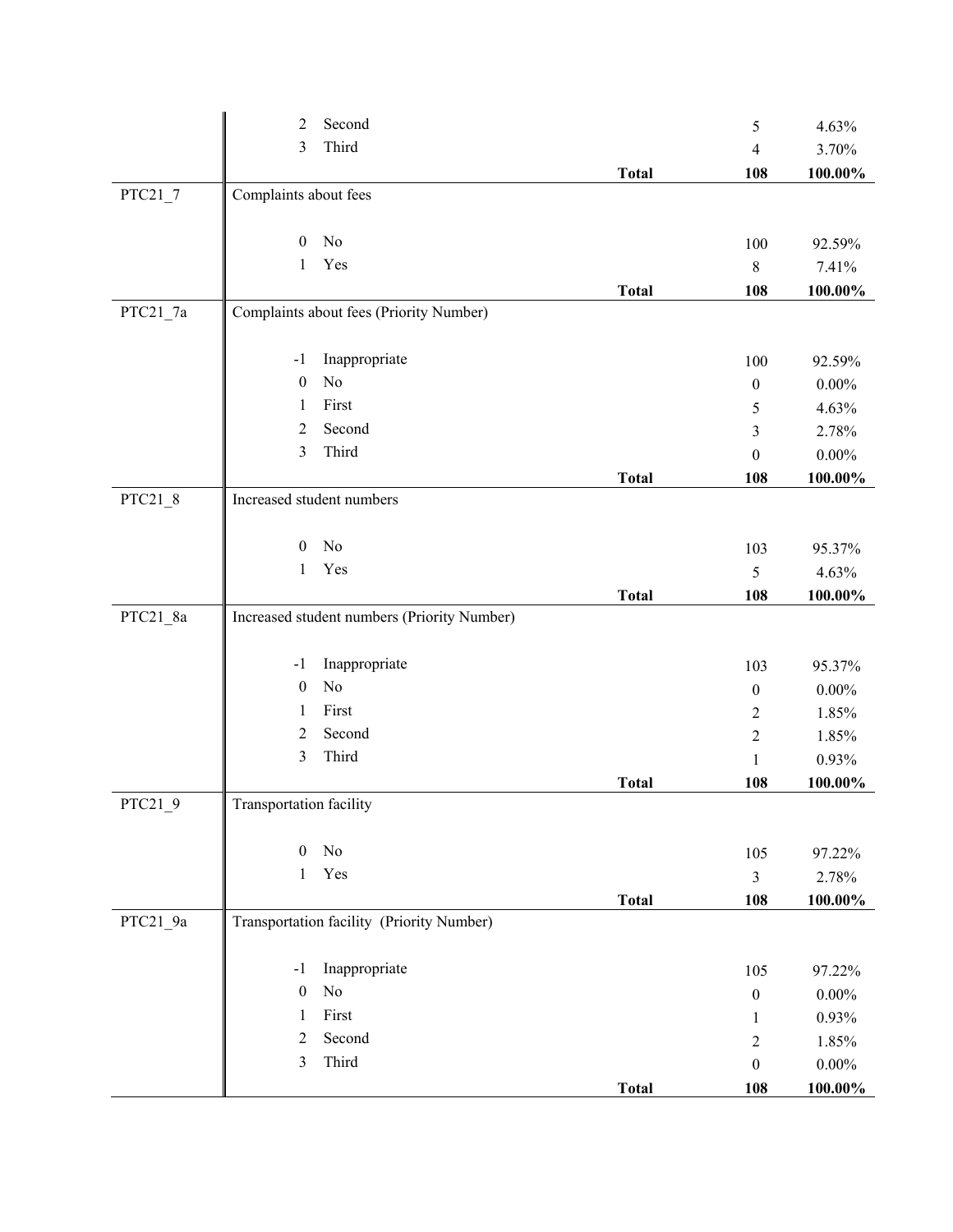| Variable | Code | Label | | Frequency | Percent |
|---|---|---|---|---|---|
| | 2 | Second | | 5 | 4.63% |
| | 3 | Third | | 4 | 3.70% |
| | | | **Total** | **108** | **100.00%** |
| PTC21_7 | Complaints about fees | | | | |
| | 0 | No | | 100 | 92.59% |
| | 1 | Yes | | 8 | 7.41% |
| | | | **Total** | **108** | **100.00%** |
| PTC21_7a | Complaints about fees (Priority Number) | | | | |
| | -1 | Inappropriate | | 100 | 92.59% |
| | 0 | No | | 0 | 0.00% |
| | 1 | First | | 5 | 4.63% |
| | 2 | Second | | 3 | 2.78% |
| | 3 | Third | | 0 | 0.00% |
| | | | **Total** | **108** | **100.00%** |
| PTC21_8 | Increased student numbers | | | | |
| | 0 | No | | 103 | 95.37% |
| | 1 | Yes | | 5 | 4.63% |
| | | | **Total** | **108** | **100.00%** |
| PTC21_8a | Increased student numbers (Priority Number) | | | | |
| | -1 | Inappropriate | | 103 | 95.37% |
| | 0 | No | | 0 | 0.00% |
| | 1 | First | | 2 | 1.85% |
| | 2 | Second | | 2 | 1.85% |
| | 3 | Third | | 1 | 0.93% |
| | | | **Total** | **108** | **100.00%** |
| PTC21_9 | Transportation facility | | | | |
| | 0 | No | | 105 | 97.22% |
| | 1 | Yes | | 3 | 2.78% |
| | | | **Total** | **108** | **100.00%** |
| PTC21_9a | Transportation facility (Priority Number) | | | | |
| | -1 | Inappropriate | | 105 | 97.22% |
| | 0 | No | | 0 | 0.00% |
| | 1 | First | | 1 | 0.93% |
| | 2 | Second | | 2 | 1.85% |
| | 3 | Third | | 0 | 0.00% |
| | | | **Total** | **108** | **100.00%** |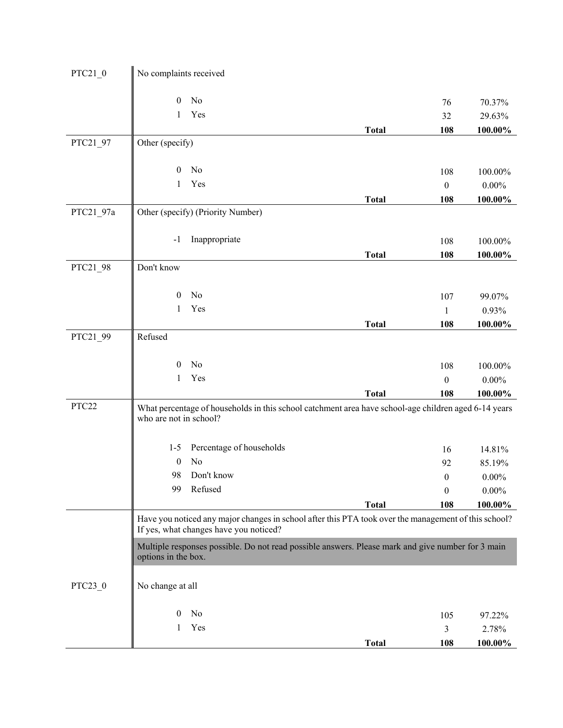| Variable | Description / Code | Label | | Frequency | Percent |
|---|---|---|---|---|---|
| PTC21_0 | No complaints received | | | | |
| | 0 | No | | 76 | 70.37% |
| | 1 | Yes | | 32 | 29.63% |
| | | | **Total** | **108** | **100.00%** |
| PTC21_97 | Other (specify) | | | | |
| | 0 | No | | 108 | 100.00% |
| | 1 | Yes | | 0 | 0.00% |
| | | | **Total** | **108** | **100.00%** |
| PTC21_97a | Other (specify) (Priority Number) | | | | |
| | -1 | Inappropriate | | 108 | 100.00% |
| | | | **Total** | **108** | **100.00%** |
| PTC21_98 | Don't know | | | | |
| | 0 | No | | 107 | 99.07% |
| | 1 | Yes | | 1 | 0.93% |
| | | | **Total** | **108** | **100.00%** |
| PTC21_99 | Refused | | | | |
| | 0 | No | | 108 | 100.00% |
| | 1 | Yes | | 0 | 0.00% |
| | | | **Total** | **108** | **100.00%** |
| PTC22 | What percentage of households in this school catchment area have school-age children aged 6-14 years who are not in school? | | | | |
| | 1-5 | Percentage of households | | 16 | 14.81% |
| | 0 | No | | 92 | 85.19% |
| | 98 | Don't know | | 0 | 0.00% |
| | 99 | Refused | | 0 | 0.00% |
| | | | **Total** | **108** | **100.00%** |
| | Have you noticed any major changes in school after this PTA took over the management of this school? If yes, what changes have you noticed? | | | | |
| | Multiple responses possible. Do not read possible answers. Please mark and give number for 3 main options in the box. | | | | |
| PTC23_0 | No change at all | | | | |
| | 0 | No | | 105 | 97.22% |
| | 1 | Yes | | 3 | 2.78% |
| | | | **Total** | **108** | **100.00%** |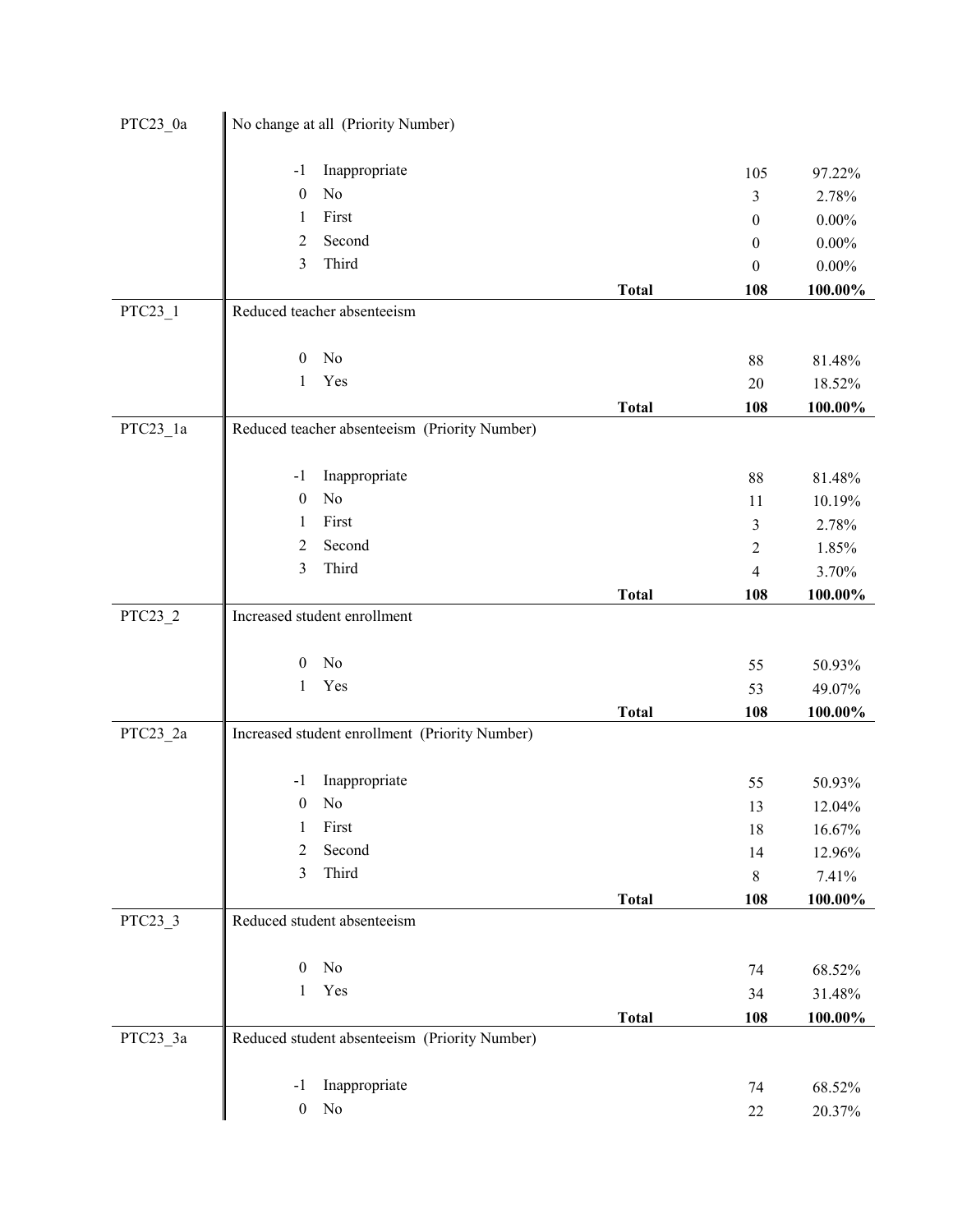| Variable | Label | | Count | Percent |
|---|---|---|---|---|
| PTC23_0a | No change at all (Priority Number) | | | |
| | -1 Inappropriate | | 105 | 97.22% |
| | 0 No | | 3 | 2.78% |
| | 1 First | | 0 | 0.00% |
| | 2 Second | | 0 | 0.00% |
| | 3 Third | | 0 | 0.00% |
| | | **Total** | **108** | **100.00%** |
| PTC23_1 | Reduced teacher absenteeism | | | |
| | 0 No | | 88 | 81.48% |
| | 1 Yes | | 20 | 18.52% |
| | | **Total** | **108** | **100.00%** |
| PTC23_1a | Reduced teacher absenteeism (Priority Number) | | | |
| | -1 Inappropriate | | 88 | 81.48% |
| | 0 No | | 11 | 10.19% |
| | 1 First | | 3 | 2.78% |
| | 2 Second | | 2 | 1.85% |
| | 3 Third | | 4 | 3.70% |
| | | **Total** | **108** | **100.00%** |
| PTC23_2 | Increased student enrollment | | | |
| | 0 No | | 55 | 50.93% |
| | 1 Yes | | 53 | 49.07% |
| | | **Total** | **108** | **100.00%** |
| PTC23_2a | Increased student enrollment (Priority Number) | | | |
| | -1 Inappropriate | | 55 | 50.93% |
| | 0 No | | 13 | 12.04% |
| | 1 First | | 18 | 16.67% |
| | 2 Second | | 14 | 12.96% |
| | 3 Third | | 8 | 7.41% |
| | | **Total** | **108** | **100.00%** |
| PTC23_3 | Reduced student absenteeism | | | |
| | 0 No | | 74 | 68.52% |
| | 1 Yes | | 34 | 31.48% |
| | | **Total** | **108** | **100.00%** |
| PTC23_3a | Reduced student absenteeism (Priority Number) | | | |
| | -1 Inappropriate | | 74 | 68.52% |
| | 0 No | | 22 | 20.37% |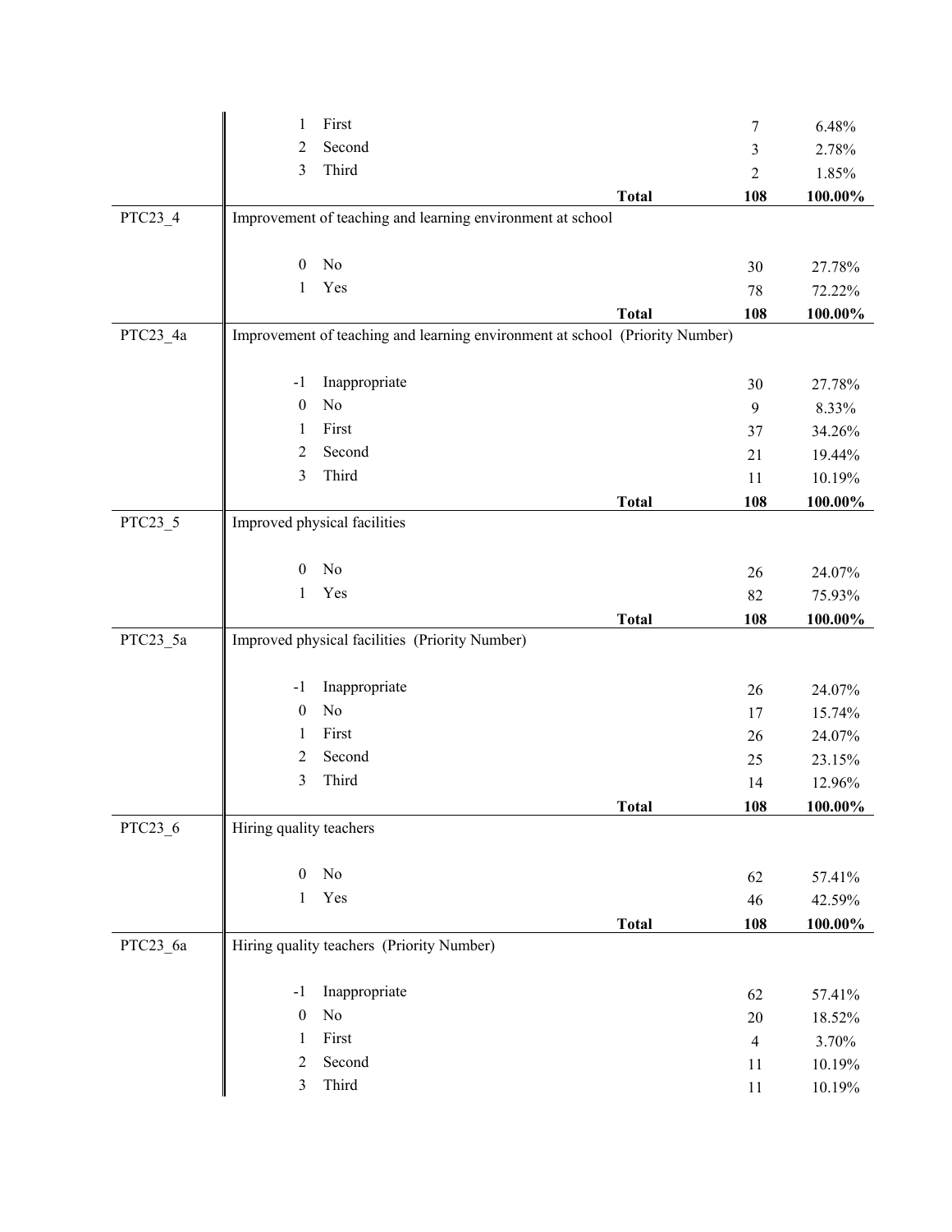| Variable | Code | Label | | Frequency | Percent |
|---|---|---|---|---|---|
| | 1 | First | | 7 | 6.48% |
| | 2 | Second | | 3 | 2.78% |
| | 3 | Third | | 2 | 1.85% |
| | | | **Total** | **108** | **100.00%** |
| PTC23_4 | Improvement of teaching and learning environment at school | | | | |
| | 0 | No | | 30 | 27.78% |
| | 1 | Yes | | 78 | 72.22% |
| | | | **Total** | **108** | **100.00%** |
| PTC23_4a | Improvement of teaching and learning environment at school (Priority Number) | | | | |
| | -1 | Inappropriate | | 30 | 27.78% |
| | 0 | No | | 9 | 8.33% |
| | 1 | First | | 37 | 34.26% |
| | 2 | Second | | 21 | 19.44% |
| | 3 | Third | | 11 | 10.19% |
| | | | **Total** | **108** | **100.00%** |
| PTC23_5 | Improved physical facilities | | | | |
| | 0 | No | | 26 | 24.07% |
| | 1 | Yes | | 82 | 75.93% |
| | | | **Total** | **108** | **100.00%** |
| PTC23_5a | Improved physical facilities (Priority Number) | | | | |
| | -1 | Inappropriate | | 26 | 24.07% |
| | 0 | No | | 17 | 15.74% |
| | 1 | First | | 26 | 24.07% |
| | 2 | Second | | 25 | 23.15% |
| | 3 | Third | | 14 | 12.96% |
| | | | **Total** | **108** | **100.00%** |
| PTC23_6 | Hiring quality teachers | | | | |
| | 0 | No | | 62 | 57.41% |
| | 1 | Yes | | 46 | 42.59% |
| | | | **Total** | **108** | **100.00%** |
| PTC23_6a | Hiring quality teachers (Priority Number) | | | | |
| | -1 | Inappropriate | | 62 | 57.41% |
| | 0 | No | | 20 | 18.52% |
| | 1 | First | | 4 | 3.70% |
| | 2 | Second | | 11 | 10.19% |
| | 3 | Third | | 11 | 10.19% |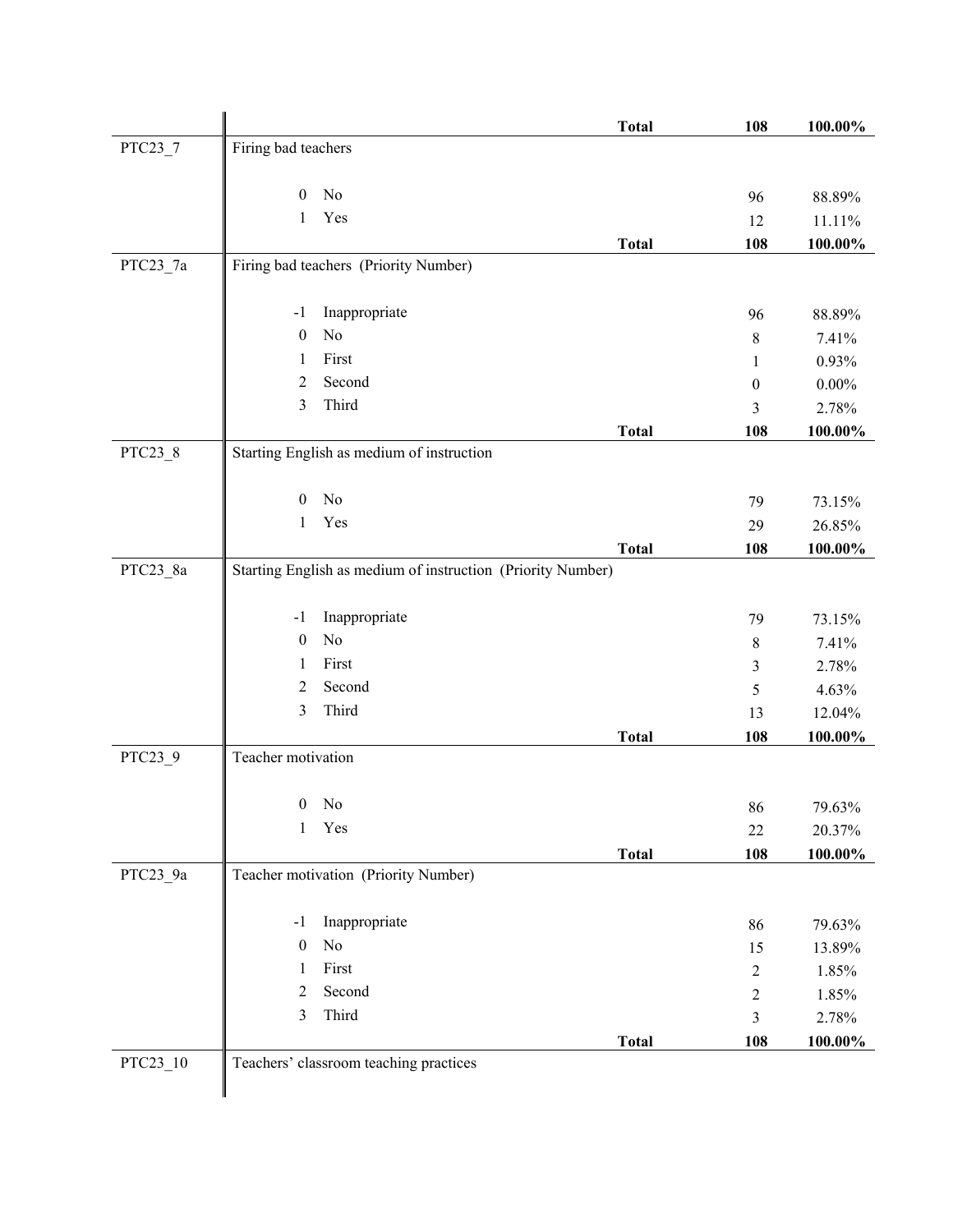| | | | |
|---|---|---|---|
| | **Total** | **108** | **100.00%** |
| PTC23_7 | Firing bad teachers | | |
| | 0 No | 96 | 88.89% |
| | 1 Yes | 12 | 11.11% |
| | **Total** | **108** | **100.00%** |
| PTC23_7a | Firing bad teachers (Priority Number) | | |
| | -1 Inappropriate | 96 | 88.89% |
| | 0 No | 8 | 7.41% |
| | 1 First | 1 | 0.93% |
| | 2 Second | 0 | 0.00% |
| | 3 Third | 3 | 2.78% |
| | **Total** | **108** | **100.00%** |
| PTC23_8 | Starting English as medium of instruction | | |
| | 0 No | 79 | 73.15% |
| | 1 Yes | 29 | 26.85% |
| | **Total** | **108** | **100.00%** |
| PTC23_8a | Starting English as medium of instruction (Priority Number) | | |
| | -1 Inappropriate | 79 | 73.15% |
| | 0 No | 8 | 7.41% |
| | 1 First | 3 | 2.78% |
| | 2 Second | 5 | 4.63% |
| | 3 Third | 13 | 12.04% |
| | **Total** | **108** | **100.00%** |
| PTC23_9 | Teacher motivation | | |
| | 0 No | 86 | 79.63% |
| | 1 Yes | 22 | 20.37% |
| | **Total** | **108** | **100.00%** |
| PTC23_9a | Teacher motivation (Priority Number) | | |
| | -1 Inappropriate | 86 | 79.63% |
| | 0 No | 15 | 13.89% |
| | 1 First | 2 | 1.85% |
| | 2 Second | 2 | 1.85% |
| | 3 Third | 3 | 2.78% |
| | **Total** | **108** | **100.00%** |
| PTC23_10 | Teachers' classroom teaching practices | | |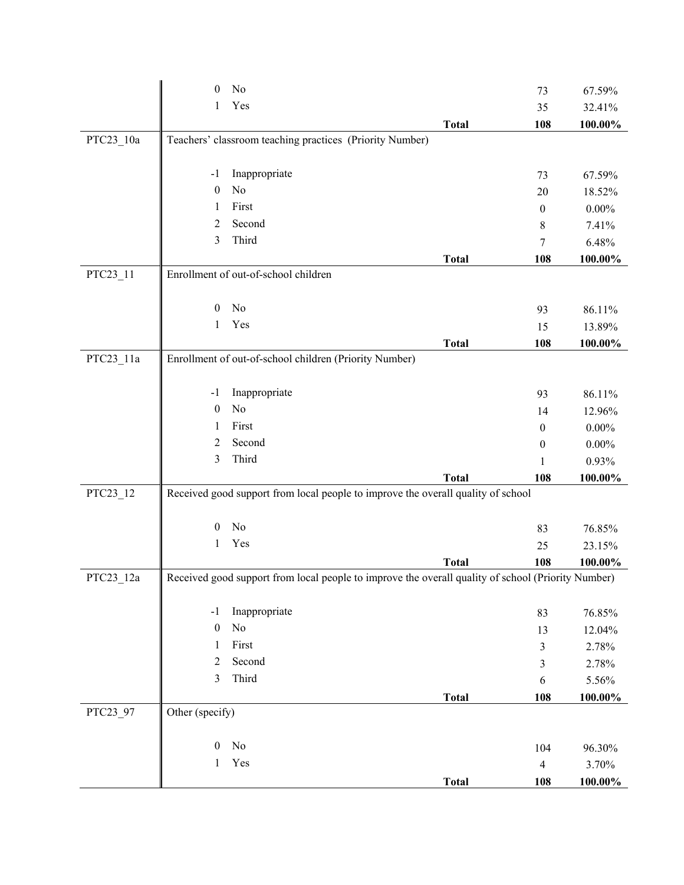| Variable | Code | Label | | Frequency | Percent |
|---|---|---|---|---|---|
| | 0 | No | | 73 | 67.59% |
| | 1 | Yes | | 35 | 32.41% |
| | | | **Total** | **108** | **100.00%** |
| PTC23_10a | Teachers' classroom teaching practices (Priority Number) | | | | |
| | -1 | Inappropriate | | 73 | 67.59% |
| | 0 | No | | 20 | 18.52% |
| | 1 | First | | 0 | 0.00% |
| | 2 | Second | | 8 | 7.41% |
| | 3 | Third | | 7 | 6.48% |
| | | | **Total** | **108** | **100.00%** |
| PTC23_11 | Enrollment of out-of-school children | | | | |
| | 0 | No | | 93 | 86.11% |
| | 1 | Yes | | 15 | 13.89% |
| | | | **Total** | **108** | **100.00%** |
| PTC23_11a | Enrollment of out-of-school children (Priority Number) | | | | |
| | -1 | Inappropriate | | 93 | 86.11% |
| | 0 | No | | 14 | 12.96% |
| | 1 | First | | 0 | 0.00% |
| | 2 | Second | | 0 | 0.00% |
| | 3 | Third | | 1 | 0.93% |
| | | | **Total** | **108** | **100.00%** |
| PTC23_12 | Received good support from local people to improve the overall quality of school | | | | |
| | 0 | No | | 83 | 76.85% |
| | 1 | Yes | | 25 | 23.15% |
| | | | **Total** | **108** | **100.00%** |
| PTC23_12a | Received good support from local people to improve the overall quality of school (Priority Number) | | | | |
| | -1 | Inappropriate | | 83 | 76.85% |
| | 0 | No | | 13 | 12.04% |
| | 1 | First | | 3 | 2.78% |
| | 2 | Second | | 3 | 2.78% |
| | 3 | Third | | 6 | 5.56% |
| | | | **Total** | **108** | **100.00%** |
| PTC23_97 | Other (specify) | | | | |
| | 0 | No | | 104 | 96.30% |
| | 1 | Yes | | 4 | 3.70% |
| | | | **Total** | **108** | **100.00%** |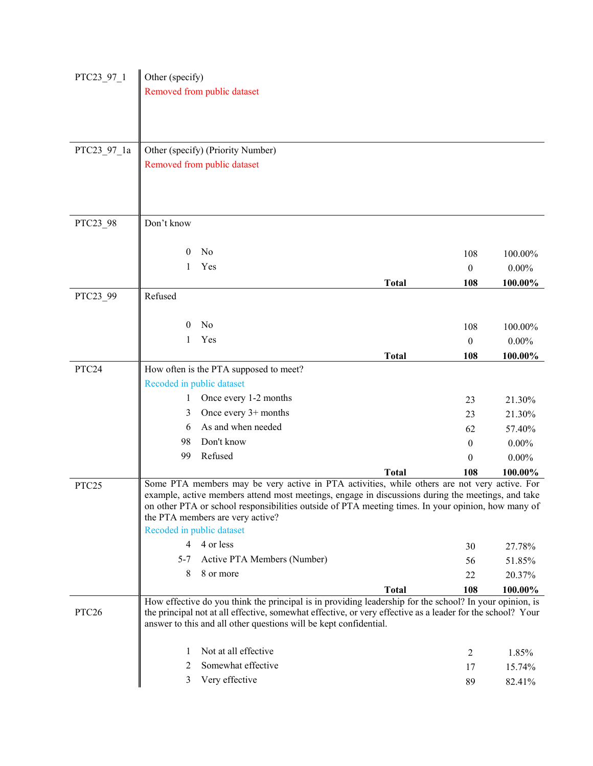| Variable | Description | | | |
|---|---|---|---|---|
| PTC23_97_1 | Other (specify)<br>Removed from public dataset | | | |
| PTC23_97_1a | Other (specify) (Priority Number)<br>Removed from public dataset | | | |
| PTC23_98 | Don't know | | | |
| | 0 | No | 108 | 100.00% |
| | 1 | Yes | 0 | 0.00% |
| | | **Total** | **108** | **100.00%** |
| PTC23_99 | Refused | | | |
| | 0 | No | 108 | 100.00% |
| | 1 | Yes | 0 | 0.00% |
| | | **Total** | **108** | **100.00%** |
| PTC24 | How often is the PTA supposed to meet?<br>Recoded in public dataset | | | |
| | 1 | Once every 1-2 months | 23 | 21.30% |
| | 3 | Once every 3+ months | 23 | 21.30% |
| | 6 | As and when needed | 62 | 57.40% |
| | 98 | Don't know | 0 | 0.00% |
| | 99 | Refused | 0 | 0.00% |
| | | **Total** | **108** | **100.00%** |
| PTC25 | Some PTA members may be very active in PTA activities, while others are not very active. For example, active members attend most meetings, engage in discussions during the meetings, and take on other PTA or school responsibilities outside of PTA meeting times. In your opinion, how many of the PTA members are very active?<br>Recoded in public dataset | | | |
| | 4 | 4 or less | 30 | 27.78% |
| | 5-7 | Active PTA Members (Number) | 56 | 51.85% |
| | 8 | 8 or more | 22 | 20.37% |
| | | **Total** | **108** | **100.00%** |
| PTC26 | How effective do you think the principal is in providing leadership for the school? In your opinion, is the principal not at all effective, somewhat effective, or very effective as a leader for the school? Your answer to this and all other questions will be kept confidential. | | | |
| | 1 | Not at all effective | 2 | 1.85% |
| | 2 | Somewhat effective | 17 | 15.74% |
| | 3 | Very effective | 89 | 82.41% |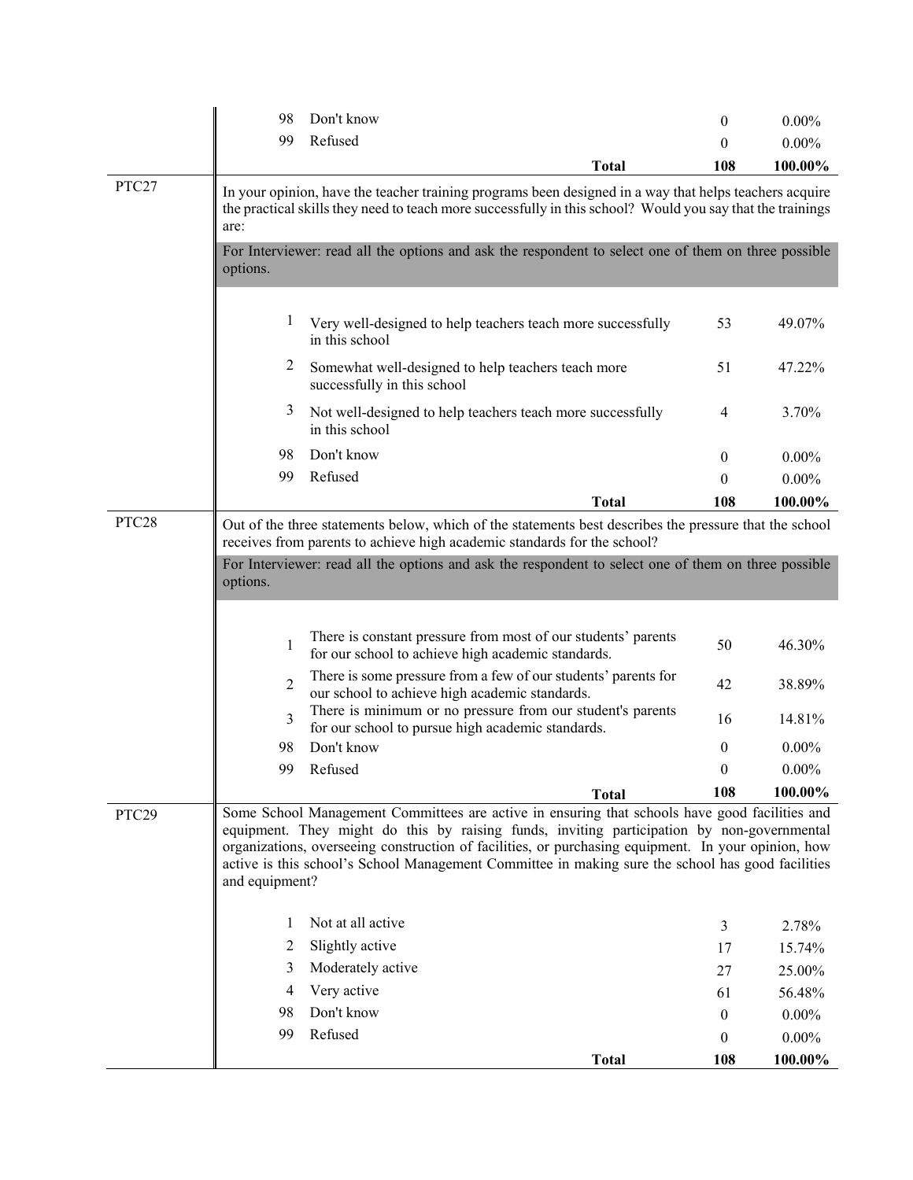| | | | | |
|---|---|---|---|---|
| | 98 | Don't know | 0 | 0.00% |
| | 99 | Refused | 0 | 0.00% |
| | | **Total** | **108** | **100.00%** |

**PTC27**

In your opinion, have the teacher training programs been designed in a way that helps teachers acquire the practical skills they need to teach more successfully in this school? Would you say that the trainings are:

For Interviewer: read all the options and ask the respondent to select one of them on three possible options.

| Code | Response | N | % |
|---|---|---|---|
| 1 | Very well-designed to help teachers teach more successfully in this school | 53 | 49.07% |
| 2 | Somewhat well-designed to help teachers teach more successfully in this school | 51 | 47.22% |
| 3 | Not well-designed to help teachers teach more successfully in this school | 4 | 3.70% |
| 98 | Don't know | 0 | 0.00% |
| 99 | Refused | 0 | 0.00% |
| | **Total** | **108** | **100.00%** |

**PTC28**

Out of the three statements below, which of the statements best describes the pressure that the school receives from parents to achieve high academic standards for the school?

For Interviewer: read all the options and ask the respondent to select one of them on three possible options.

| Code | Response | N | % |
|---|---|---|---|
| 1 | There is constant pressure from most of our students' parents for our school to achieve high academic standards. | 50 | 46.30% |
| 2 | There is some pressure from a few of our students' parents for our school to achieve high academic standards. | 42 | 38.89% |
| 3 | There is minimum or no pressure from our student's parents for our school to pursue high academic standards. | 16 | 14.81% |
| 98 | Don't know | 0 | 0.00% |
| 99 | Refused | 0 | 0.00% |
| | **Total** | **108** | **100.00%** |

**PTC29**

Some School Management Committees are active in ensuring that schools have good facilities and equipment. They might do this by raising funds, inviting participation by non-governmental organizations, overseeing construction of facilities, or purchasing equipment. In your opinion, how active is this school's School Management Committee in making sure the school has good facilities and equipment?

| Code | Response | N | % |
|---|---|---|---|
| 1 | Not at all active | 3 | 2.78% |
| 2 | Slightly active | 17 | 15.74% |
| 3 | Moderately active | 27 | 25.00% |
| 4 | Very active | 61 | 56.48% |
| 98 | Don't know | 0 | 0.00% |
| 99 | Refused | 0 | 0.00% |
| | **Total** | **108** | **100.00%** |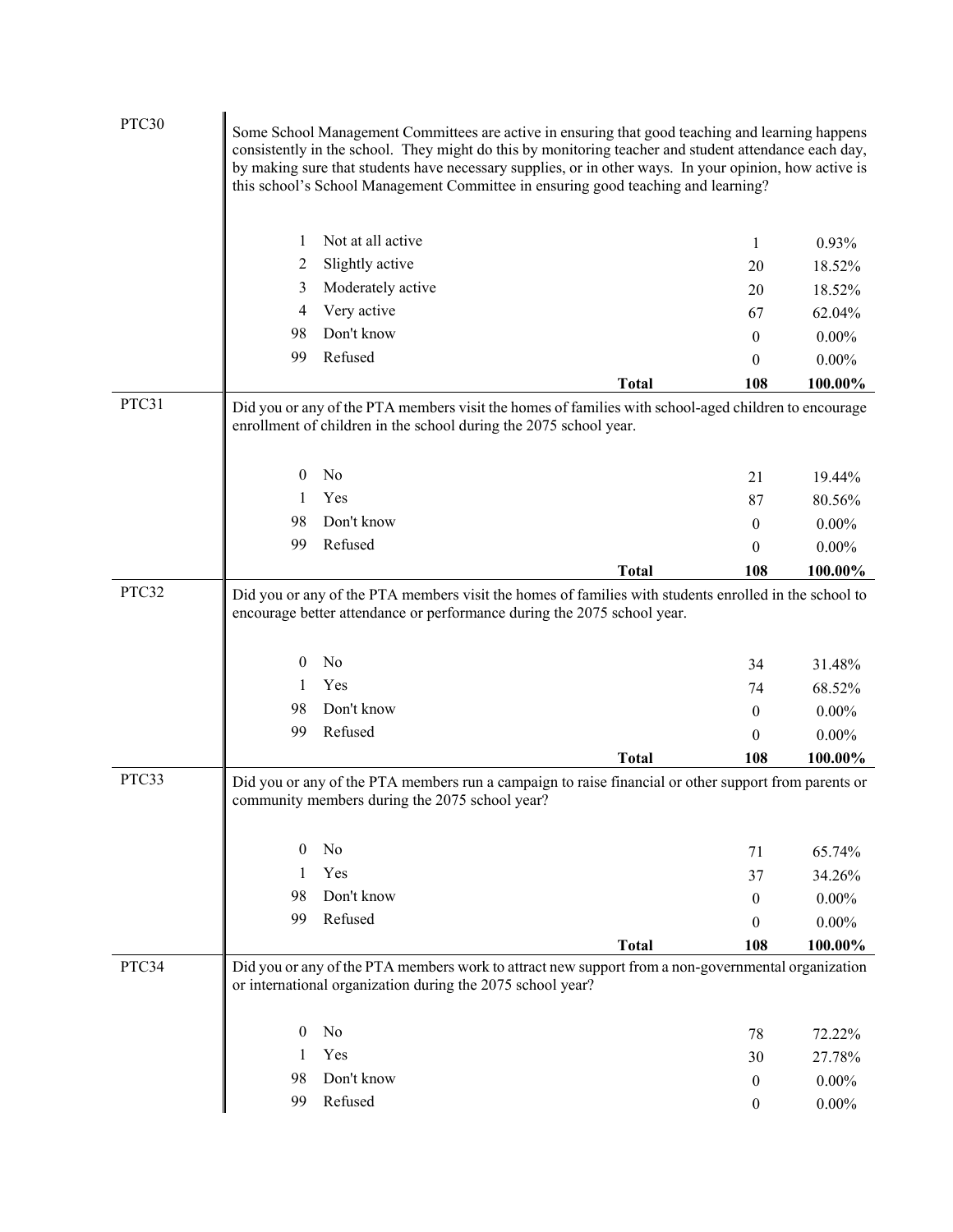**PTC30**

Some School Management Committees are active in ensuring that good teaching and learning happens consistently in the school. They might do this by monitoring teacher and student attendance each day, by making sure that students have necessary supplies, or in other ways. In your opinion, how active is this school's School Management Committee in ensuring good teaching and learning?

| Code | Response | Frequency | Percent |
|---|---|---|---|
| 1 | Not at all active | 1 | 0.93% |
| 2 | Slightly active | 20 | 18.52% |
| 3 | Moderately active | 20 | 18.52% |
| 4 | Very active | 67 | 62.04% |
| 98 | Don't know | 0 | 0.00% |
| 99 | Refused | 0 | 0.00% |
| | **Total** | **108** | **100.00%** |

**PTC31**

Did you or any of the PTA members visit the homes of families with school-aged children to encourage enrollment of children in the school during the 2075 school year.

| Code | Response | Frequency | Percent |
|---|---|---|---|
| 0 | No | 21 | 19.44% |
| 1 | Yes | 87 | 80.56% |
| 98 | Don't know | 0 | 0.00% |
| 99 | Refused | 0 | 0.00% |
| | **Total** | **108** | **100.00%** |

**PTC32**

Did you or any of the PTA members visit the homes of families with students enrolled in the school to encourage better attendance or performance during the 2075 school year.

| Code | Response | Frequency | Percent |
|---|---|---|---|
| 0 | No | 34 | 31.48% |
| 1 | Yes | 74 | 68.52% |
| 98 | Don't know | 0 | 0.00% |
| 99 | Refused | 0 | 0.00% |
| | **Total** | **108** | **100.00%** |

**PTC33**

Did you or any of the PTA members run a campaign to raise financial or other support from parents or community members during the 2075 school year?

| Code | Response | Frequency | Percent |
|---|---|---|---|
| 0 | No | 71 | 65.74% |
| 1 | Yes | 37 | 34.26% |
| 98 | Don't know | 0 | 0.00% |
| 99 | Refused | 0 | 0.00% |
| | **Total** | **108** | **100.00%** |

**PTC34**

Did you or any of the PTA members work to attract new support from a non-governmental organization or international organization during the 2075 school year?

| Code | Response | Frequency | Percent |
|---|---|---|---|
| 0 | No | 78 | 72.22% |
| 1 | Yes | 30 | 27.78% |
| 98 | Don't know | 0 | 0.00% |
| 99 | Refused | 0 | 0.00% |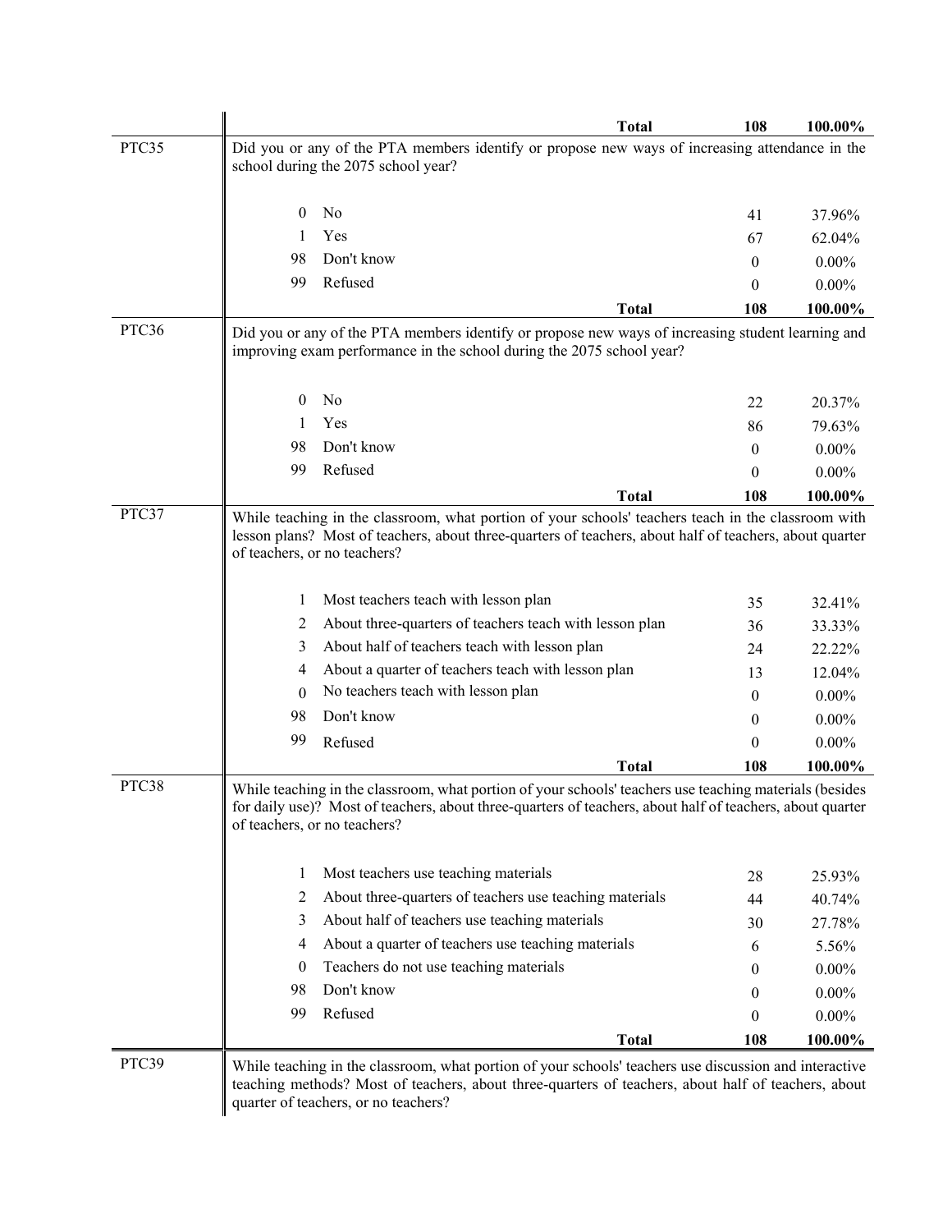| | | | Total | 108 | 100.00% |
|---|---|---|---|---|---|
| PTC35 | Did you or any of the PTA members identify or propose new ways of increasing attendance in the school during the 2075 school year? | | | | |
| | 0 | No | | 41 | 37.96% |
| | 1 | Yes | | 67 | 62.04% |
| | 98 | Don't know | | 0 | 0.00% |
| | 99 | Refused | | 0 | 0.00% |
| | | | **Total** | **108** | **100.00%** |
| PTC36 | Did you or any of the PTA members identify or propose new ways of increasing student learning and improving exam performance in the school during the 2075 school year? | | | | |
| | 0 | No | | 22 | 20.37% |
| | 1 | Yes | | 86 | 79.63% |
| | 98 | Don't know | | 0 | 0.00% |
| | 99 | Refused | | 0 | 0.00% |
| | | | **Total** | **108** | **100.00%** |
| PTC37 | While teaching in the classroom, what portion of your schools' teachers teach in the classroom with lesson plans? Most of teachers, about three-quarters of teachers, about half of teachers, about quarter of teachers, or no teachers? | | | | |
| | 1 | Most teachers teach with lesson plan | | 35 | 32.41% |
| | 2 | About three-quarters of teachers teach with lesson plan | | 36 | 33.33% |
| | 3 | About half of teachers teach with lesson plan | | 24 | 22.22% |
| | 4 | About a quarter of teachers teach with lesson plan | | 13 | 12.04% |
| | 0 | No teachers teach with lesson plan | | 0 | 0.00% |
| | 98 | Don't know | | 0 | 0.00% |
| | 99 | Refused | | 0 | 0.00% |
| | | | **Total** | **108** | **100.00%** |
| PTC38 | While teaching in the classroom, what portion of your schools' teachers use teaching materials (besides for daily use)? Most of teachers, about three-quarters of teachers, about half of teachers, about quarter of teachers, or no teachers? | | | | |
| | 1 | Most teachers use teaching materials | | 28 | 25.93% |
| | 2 | About three-quarters of teachers use teaching materials | | 44 | 40.74% |
| | 3 | About half of teachers use teaching materials | | 30 | 27.78% |
| | 4 | About a quarter of teachers use teaching materials | | 6 | 5.56% |
| | 0 | Teachers do not use teaching materials | | 0 | 0.00% |
| | 98 | Don't know | | 0 | 0.00% |
| | 99 | Refused | | 0 | 0.00% |
| | | | **Total** | **108** | **100.00%** |
| PTC39 | While teaching in the classroom, what portion of your schools' teachers use discussion and interactive teaching methods? Most of teachers, about three-quarters of teachers, about half of teachers, about quarter of teachers, or no teachers? | | | | |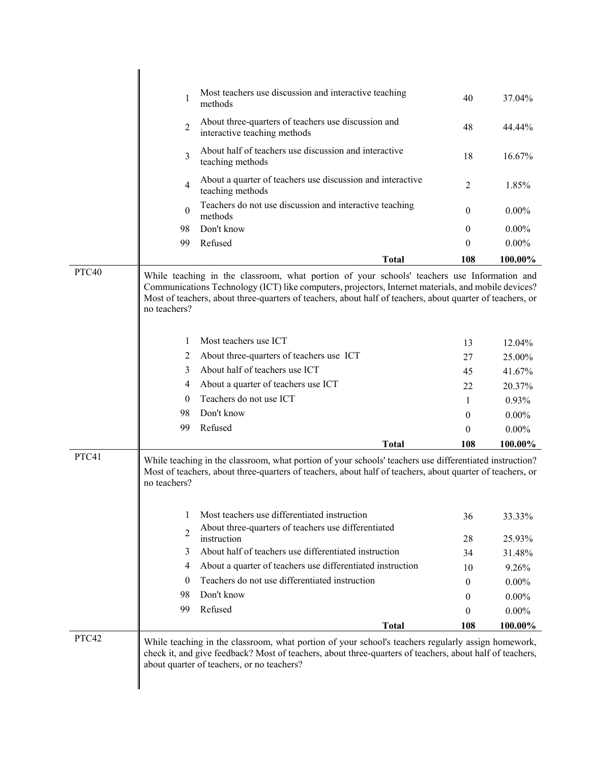| Code | Response | N | % |
|---|---|---|---|
| 1 | Most teachers use discussion and interactive teaching methods | 40 | 37.04% |
| 2 | About three-quarters of teachers use discussion and interactive teaching methods | 48 | 44.44% |
| 3 | About half of teachers use discussion and interactive teaching methods | 18 | 16.67% |
| 4 | About a quarter of teachers use discussion and interactive teaching methods | 2 | 1.85% |
| 0 | Teachers do not use discussion and interactive teaching methods | 0 | 0.00% |
| 98 | Don't know | 0 | 0.00% |
| 99 | Refused | 0 | 0.00% |
| | **Total** | **108** | **100.00%** |

**PTC40**

While teaching in the classroom, what portion of your schools' teachers use Information and Communications Technology (ICT) like computers, projectors, Internet materials, and mobile devices? Most of teachers, about three-quarters of teachers, about half of teachers, about quarter of teachers, or no teachers?

| Code | Response | N | % |
|---|---|---|---|
| 1 | Most teachers use ICT | 13 | 12.04% |
| 2 | About three-quarters of teachers use ICT | 27 | 25.00% |
| 3 | About half of teachers use ICT | 45 | 41.67% |
| 4 | About a quarter of teachers use ICT | 22 | 20.37% |
| 0 | Teachers do not use ICT | 1 | 0.93% |
| 98 | Don't know | 0 | 0.00% |
| 99 | Refused | 0 | 0.00% |
| | **Total** | **108** | **100.00%** |

**PTC41**

While teaching in the classroom, what portion of your schools' teachers use differentiated instruction? Most of teachers, about three-quarters of teachers, about half of teachers, about quarter of teachers, or no teachers?

| Code | Response | N | % |
|---|---|---|---|
| 1 | Most teachers use differentiated instruction | 36 | 33.33% |
| 2 | About three-quarters of teachers use differentiated instruction | 28 | 25.93% |
| 3 | About half of teachers use differentiated instruction | 34 | 31.48% |
| 4 | About a quarter of teachers use differentiated instruction | 10 | 9.26% |
| 0 | Teachers do not use differentiated instruction | 0 | 0.00% |
| 98 | Don't know | 0 | 0.00% |
| 99 | Refused | 0 | 0.00% |
| | **Total** | **108** | **100.00%** |

**PTC42**

While teaching in the classroom, what portion of your school's teachers regularly assign homework, check it, and give feedback? Most of teachers, about three-quarters of teachers, about half of teachers, about quarter of teachers, or no teachers?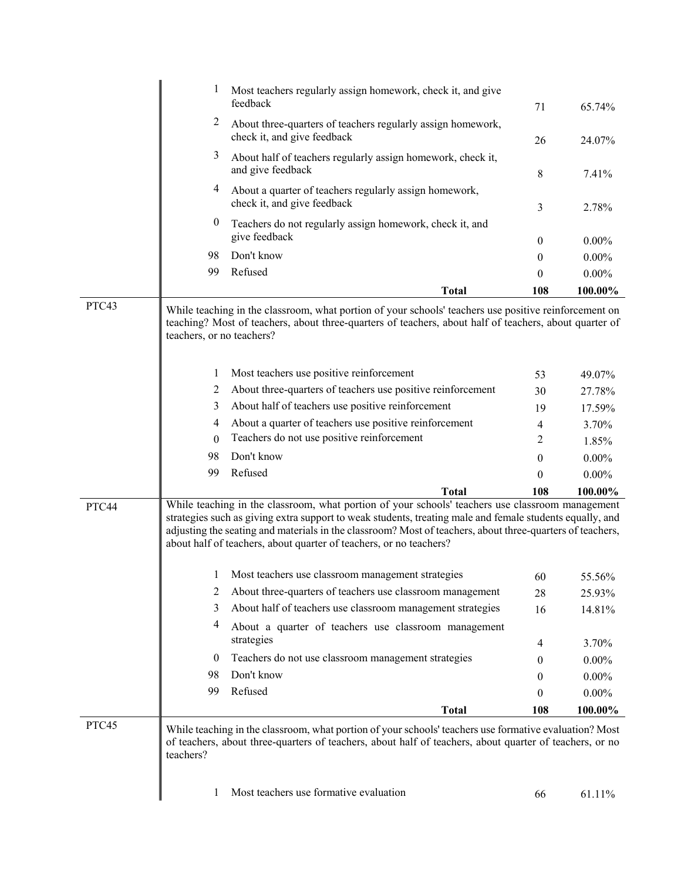| | Code | Response | N | % |
|---|---|---|---|---|
| | 1 | Most teachers regularly assign homework, check it, and give feedback | 71 | 65.74% |
| | 2 | About three-quarters of teachers regularly assign homework, check it, and give feedback | 26 | 24.07% |
| | 3 | About half of teachers regularly assign homework, check it, and give feedback | 8 | 7.41% |
| | 4 | About a quarter of teachers regularly assign homework, check it, and give feedback | 3 | 2.78% |
| | 0 | Teachers do not regularly assign homework, check it, and give feedback | 0 | 0.00% |
| | 98 | Don't know | 0 | 0.00% |
| | 99 | Refused | 0 | 0.00% |
| | | **Total** | **108** | **100.00%** |

PTC43

While teaching in the classroom, what portion of your schools' teachers use positive reinforcement on teaching? Most of teachers, about three-quarters of teachers, about half of teachers, about quarter of teachers, or no teachers?

| Code | Response | N | % |
|---|---|---|---|
| 1 | Most teachers use positive reinforcement | 53 | 49.07% |
| 2 | About three-quarters of teachers use positive reinforcement | 30 | 27.78% |
| 3 | About half of teachers use positive reinforcement | 19 | 17.59% |
| 4 | About a quarter of teachers use positive reinforcement | 4 | 3.70% |
| 0 | Teachers do not use positive reinforcement | 2 | 1.85% |
| 98 | Don't know | 0 | 0.00% |
| 99 | Refused | 0 | 0.00% |
| | **Total** | **108** | **100.00%** |

PTC44

While teaching in the classroom, what portion of your schools' teachers use classroom management strategies such as giving extra support to weak students, treating male and female students equally, and adjusting the seating and materials in the classroom? Most of teachers, about three-quarters of teachers, about half of teachers, about quarter of teachers, or no teachers?

| Code | Response | N | % |
|---|---|---|---|
| 1 | Most teachers use classroom management strategies | 60 | 55.56% |
| 2 | About three-quarters of teachers use classroom management | 28 | 25.93% |
| 3 | About half of teachers use classroom management strategies | 16 | 14.81% |
| 4 | About a quarter of teachers use classroom management strategies | 4 | 3.70% |
| 0 | Teachers do not use classroom management strategies | 0 | 0.00% |
| 98 | Don't know | 0 | 0.00% |
| 99 | Refused | 0 | 0.00% |
| | **Total** | **108** | **100.00%** |

PTC45

While teaching in the classroom, what portion of your schools' teachers use formative evaluation? Most of teachers, about three-quarters of teachers, about half of teachers, about quarter of teachers, or no teachers?

| Code | Response | N | % |
|---|---|---|---|
| 1 | Most teachers use formative evaluation | 66 | 61.11% |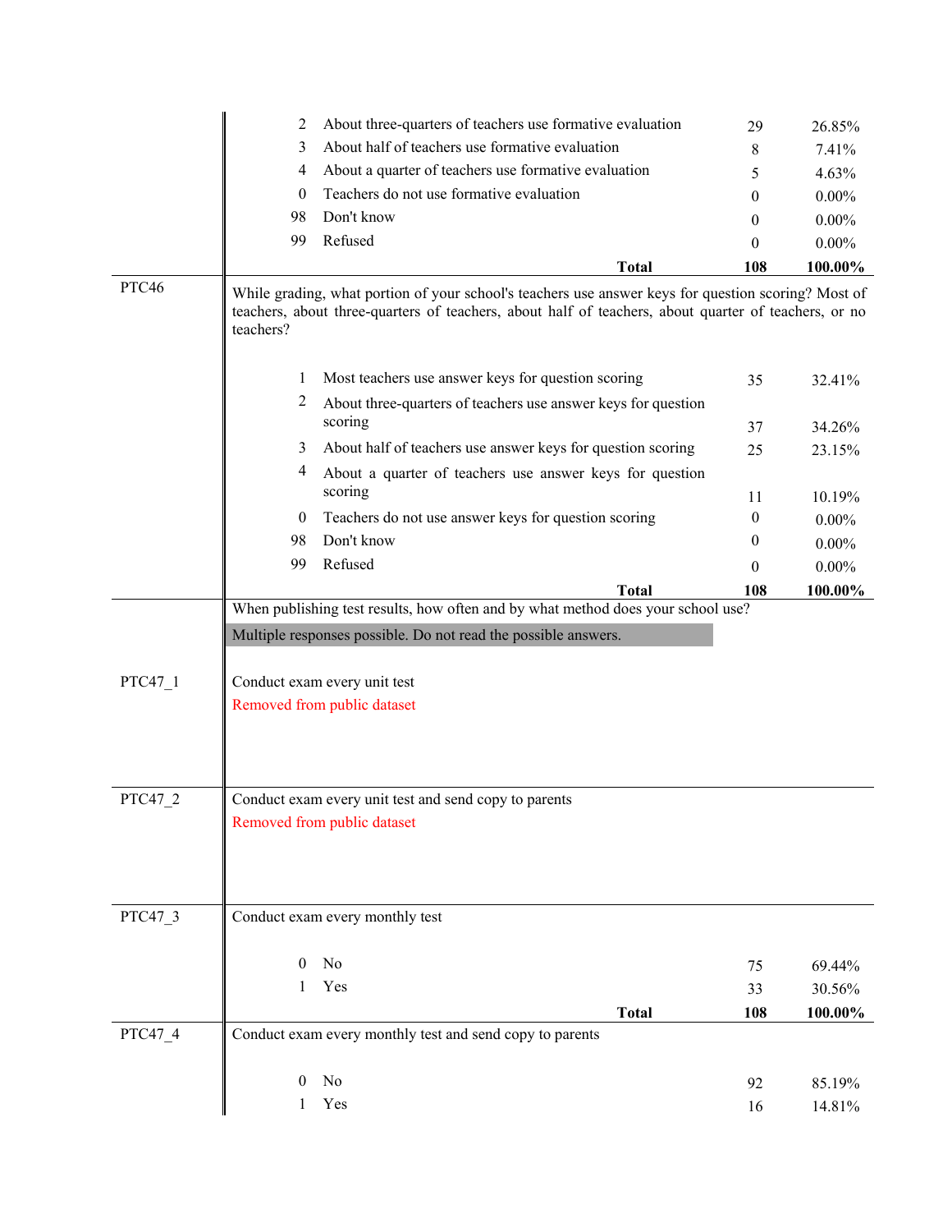| | Code | Response | Frequency | Percent |
|---|---|---|---|---|
| | 2 | About three-quarters of teachers use formative evaluation | 29 | 26.85% |
| | 3 | About half of teachers use formative evaluation | 8 | 7.41% |
| | 4 | About a quarter of teachers use formative evaluation | 5 | 4.63% |
| | 0 | Teachers do not use formative evaluation | 0 | 0.00% |
| | 98 | Don't know | 0 | 0.00% |
| | 99 | Refused | 0 | 0.00% |
| | | **Total** | **108** | **100.00%** |

**PTC46**

While grading, what portion of your school's teachers use answer keys for question scoring? Most of teachers, about three-quarters of teachers, about half of teachers, about quarter of teachers, or no teachers?

| Code | Response | Frequency | Percent |
|---|---|---|---|
| 1 | Most teachers use answer keys for question scoring | 35 | 32.41% |
| 2 | About three-quarters of teachers use answer keys for question scoring | 37 | 34.26% |
| 3 | About half of teachers use answer keys for question scoring | 25 | 23.15% |
| 4 | About a quarter of teachers use answer keys for question scoring | 11 | 10.19% |
| 0 | Teachers do not use answer keys for question scoring | 0 | 0.00% |
| 98 | Don't know | 0 | 0.00% |
| 99 | Refused | 0 | 0.00% |
| | **Total** | **108** | **100.00%** |

When publishing test results, how often and by what method does your school use?

Multiple responses possible. Do not read the possible answers.

**PTC47_1**

Conduct exam every unit test

Removed from public dataset

**PTC47_2**

Conduct exam every unit test and send copy to parents

Removed from public dataset

**PTC47_3**

Conduct exam every monthly test

| Code | Response | Frequency | Percent |
|---|---|---|---|
| 0 | No | 75 | 69.44% |
| 1 | Yes | 33 | 30.56% |
| | **Total** | **108** | **100.00%** |

**PTC47_4**

Conduct exam every monthly test and send copy to parents

| Code | Response | Frequency | Percent |
|---|---|---|---|
| 0 | No | 92 | 85.19% |
| 1 | Yes | 16 | 14.81% |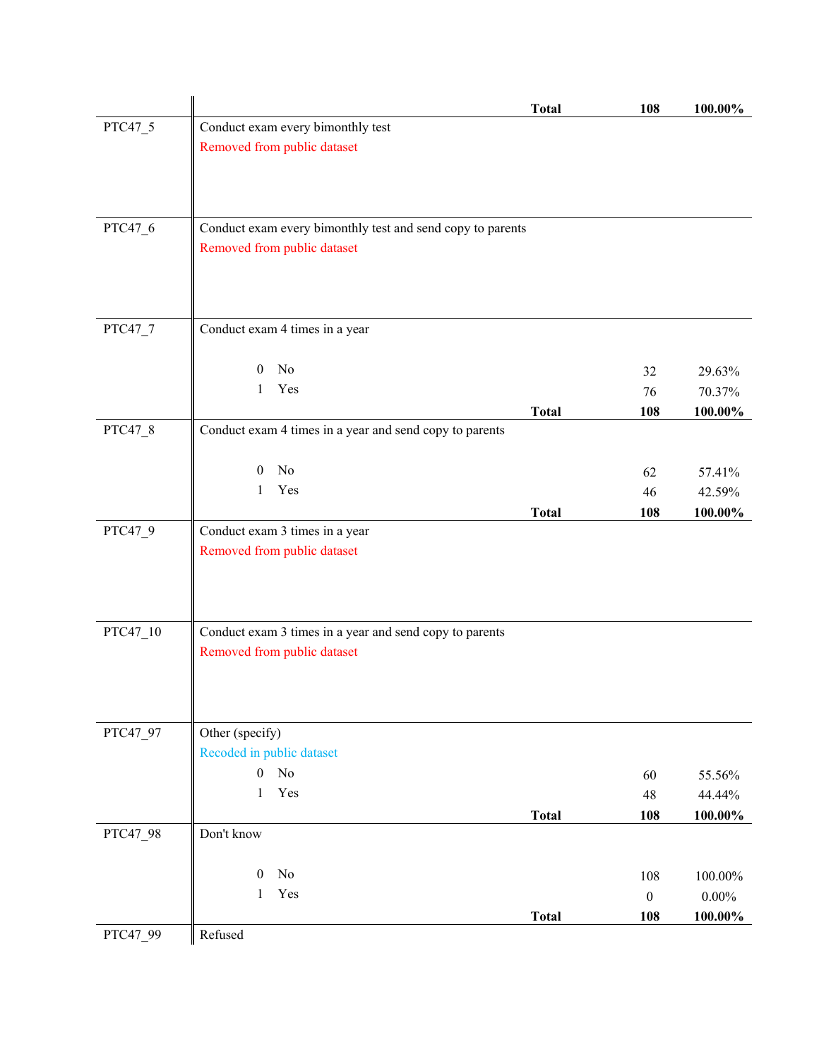| Variable | Description | | Frequency | Percent |
|---|---|---|---|---|
| | | **Total** | **108** | **100.00%** |
| PTC47_5 | Conduct exam every bimonthly test | | | |
| | Removed from public dataset | | | |
| PTC47_6 | Conduct exam every bimonthly test and send copy to parents | | | |
| | Removed from public dataset | | | |
| PTC47_7 | Conduct exam 4 times in a year | | | |
| | 0 No | | 32 | 29.63% |
| | 1 Yes | | 76 | 70.37% |
| | | **Total** | **108** | **100.00%** |
| PTC47_8 | Conduct exam 4 times in a year and send copy to parents | | | |
| | 0 No | | 62 | 57.41% |
| | 1 Yes | | 46 | 42.59% |
| | | **Total** | **108** | **100.00%** |
| PTC47_9 | Conduct exam 3 times in a year | | | |
| | Removed from public dataset | | | |
| PTC47_10 | Conduct exam 3 times in a year and send copy to parents | | | |
| | Removed from public dataset | | | |
| PTC47_97 | Other (specify) | | | |
| | Recoded in public dataset | | | |
| | 0 No | | 60 | 55.56% |
| | 1 Yes | | 48 | 44.44% |
| | | **Total** | **108** | **100.00%** |
| PTC47_98 | Don't know | | | |
| | 0 No | | 108 | 100.00% |
| | 1 Yes | | 0 | 0.00% |
| | | **Total** | **108** | **100.00%** |
| PTC47_99 | Refused | | | |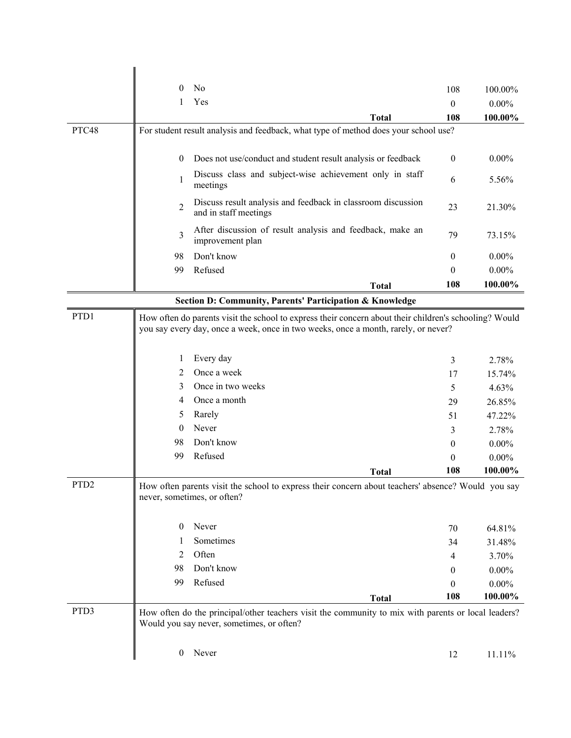| | | | | |
|---|---|---|---|---|
| | 0 | No | 108 | 100.00% |
| | 1 | Yes | 0 | 0.00% |
| | | **Total** | **108** | **100.00%** |
| PTC48 | For student result analysis and feedback, what type of method does your school use? | | | |
| | 0 | Does not use/conduct and student result analysis or feedback | 0 | 0.00% |
| | 1 | Discuss class and subject-wise achievement only in staff meetings | 6 | 5.56% |
| | 2 | Discuss result analysis and feedback in classroom discussion and in staff meetings | 23 | 21.30% |
| | 3 | After discussion of result analysis and feedback, make an improvement plan | 79 | 73.15% |
| | 98 | Don't know | 0 | 0.00% |
| | 99 | Refused | 0 | 0.00% |
| | | **Total** | **108** | **100.00%** |

**Section D: Community, Parents' Participation & Knowledge**

| | | | | |
|---|---|---|---|---|
| PTD1 | How often do parents visit the school to express their concern about their children's schooling? Would you say every day, once a week, once in two weeks, once a month, rarely, or never? | | | |
| | 1 | Every day | 3 | 2.78% |
| | 2 | Once a week | 17 | 15.74% |
| | 3 | Once in two weeks | 5 | 4.63% |
| | 4 | Once a month | 29 | 26.85% |
| | 5 | Rarely | 51 | 47.22% |
| | 0 | Never | 3 | 2.78% |
| | 98 | Don't know | 0 | 0.00% |
| | 99 | Refused | 0 | 0.00% |
| | | **Total** | **108** | **100.00%** |
| PTD2 | How often parents visit the school to express their concern about teachers' absence? Would you say never, sometimes, or often? | | | |
| | 0 | Never | 70 | 64.81% |
| | 1 | Sometimes | 34 | 31.48% |
| | 2 | Often | 4 | 3.70% |
| | 98 | Don't know | 0 | 0.00% |
| | 99 | Refused | 0 | 0.00% |
| | | **Total** | **108** | **100.00%** |
| PTD3 | How often do the principal/other teachers visit the community to mix with parents or local leaders? Would you say never, sometimes, or often? | | | |
| | 0 | Never | 12 | 11.11% |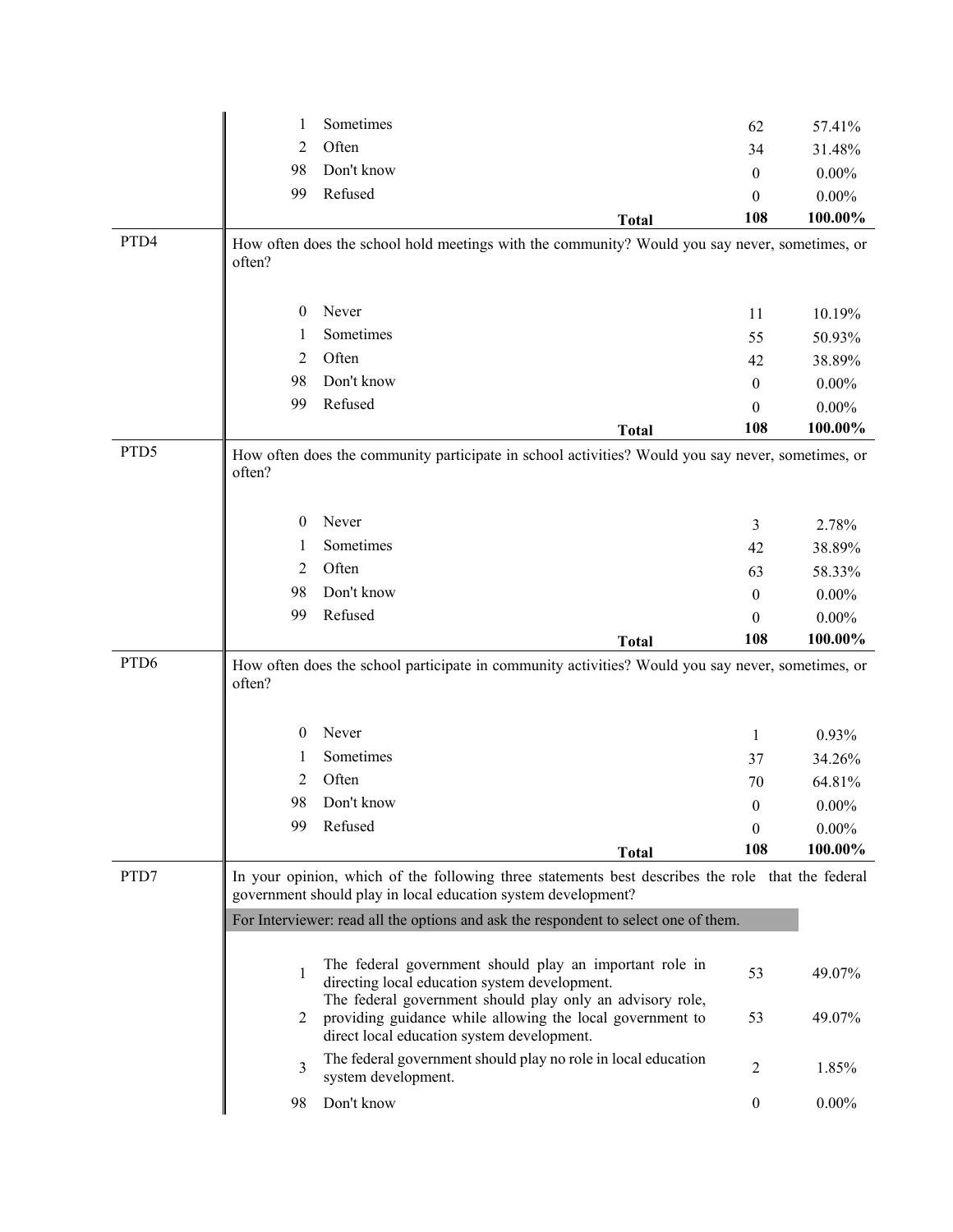| | Code | Response | | Count | Percent |
|---|---|---|---|---|---|
| | 1 | Sometimes | | 62 | 57.41% |
| | 2 | Often | | 34 | 31.48% |
| | 98 | Don't know | | 0 | 0.00% |
| | 99 | Refused | | 0 | 0.00% |
| | | | **Total** | **108** | **100.00%** |

**PTD4** How often does the school hold meetings with the community? Would you say never, sometimes, or often?

| Code | Response | | Count | Percent |
|---|---|---|---|---|
| 0 | Never | | 11 | 10.19% |
| 1 | Sometimes | | 55 | 50.93% |
| 2 | Often | | 42 | 38.89% |
| 98 | Don't know | | 0 | 0.00% |
| 99 | Refused | | 0 | 0.00% |
| | | **Total** | **108** | **100.00%** |

**PTD5** How often does the community participate in school activities? Would you say never, sometimes, or often?

| Code | Response | | Count | Percent |
|---|---|---|---|---|
| 0 | Never | | 3 | 2.78% |
| 1 | Sometimes | | 42 | 38.89% |
| 2 | Often | | 63 | 58.33% |
| 98 | Don't know | | 0 | 0.00% |
| 99 | Refused | | 0 | 0.00% |
| | | **Total** | **108** | **100.00%** |

**PTD6** How often does the school participate in community activities? Would you say never, sometimes, or often?

| Code | Response | | Count | Percent |
|---|---|---|---|---|
| 0 | Never | | 1 | 0.93% |
| 1 | Sometimes | | 37 | 34.26% |
| 2 | Often | | 70 | 64.81% |
| 98 | Don't know | | 0 | 0.00% |
| 99 | Refused | | 0 | 0.00% |
| | | **Total** | **108** | **100.00%** |

**PTD7** In your opinion, which of the following three statements best describes the role that the federal government should play in local education system development?

For Interviewer: read all the options and ask the respondent to select one of them.

| Code | Response | Count | Percent |
|---|---|---|---|
| 1 | The federal government should play an important role in directing local education system development. | 53 | 49.07% |
| 2 | The federal government should play only an advisory role, providing guidance while allowing the local government to direct local education system development. | 53 | 49.07% |
| 3 | The federal government should play no role in local education system development. | 2 | 1.85% |
| 98 | Don't know | 0 | 0.00% |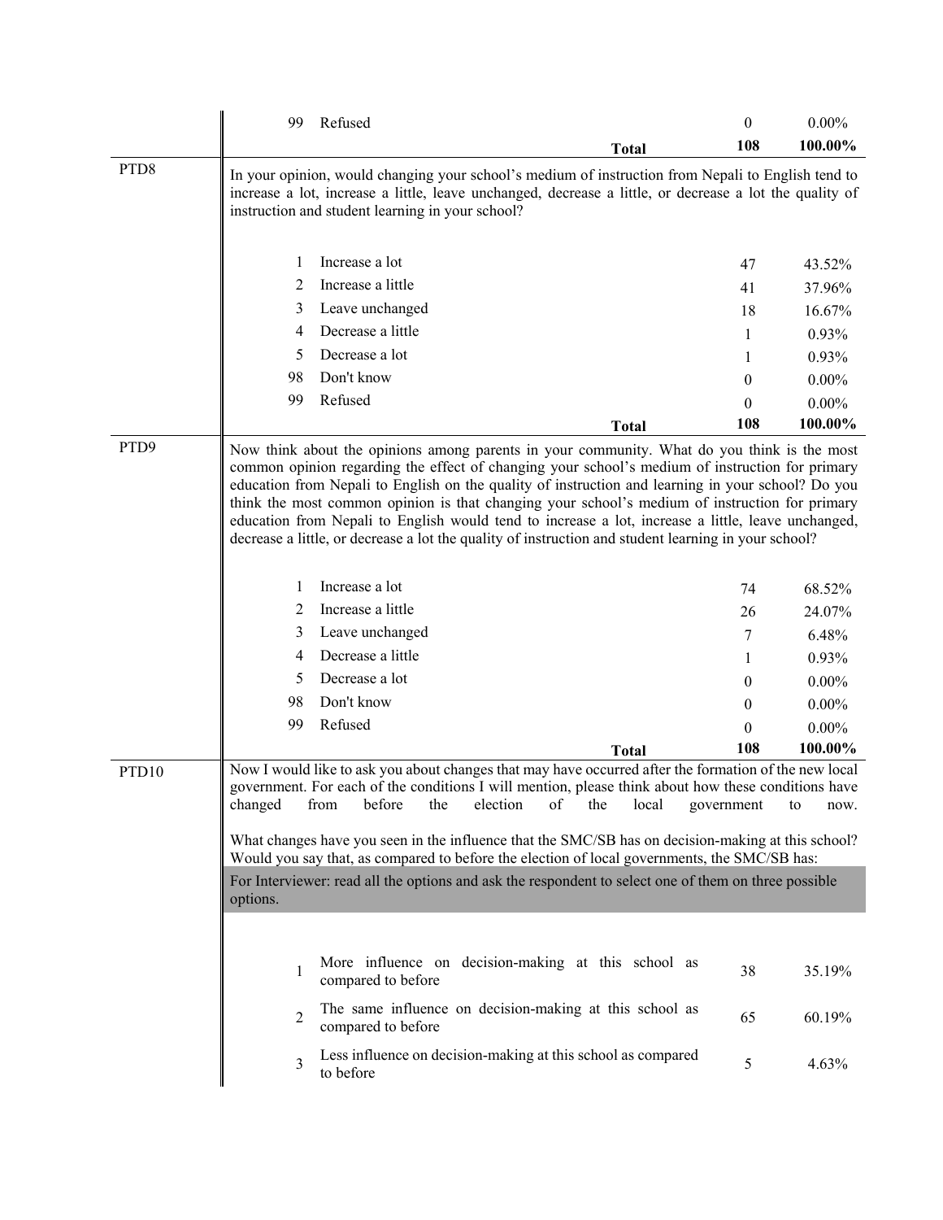| | | | | |
|---|---|---|---|---|
| | 99 | Refused | 0 | 0.00% |
| | | **Total** | **108** | **100.00%** |
| PTD8 | In your opinion, would changing your school's medium of instruction from Nepali to English tend to increase a lot, increase a little, leave unchanged, decrease a little, or decrease a lot the quality of instruction and student learning in your school? | | | |
| | 1 | Increase a lot | 47 | 43.52% |
| | 2 | Increase a little | 41 | 37.96% |
| | 3 | Leave unchanged | 18 | 16.67% |
| | 4 | Decrease a little | 1 | 0.93% |
| | 5 | Decrease a lot | 1 | 0.93% |
| | 98 | Don't know | 0 | 0.00% |
| | 99 | Refused | 0 | 0.00% |
| | | **Total** | **108** | **100.00%** |
| PTD9 | Now think about the opinions among parents in your community. What do you think is the most common opinion regarding the effect of changing your school's medium of instruction for primary education from Nepali to English on the quality of instruction and learning in your school? Do you think the most common opinion is that changing your school's medium of instruction for primary education from Nepali to English would tend to increase a lot, increase a little, leave unchanged, decrease a little, or decrease a lot the quality of instruction and student learning in your school? | | | |
| | 1 | Increase a lot | 74 | 68.52% |
| | 2 | Increase a little | 26 | 24.07% |
| | 3 | Leave unchanged | 7 | 6.48% |
| | 4 | Decrease a little | 1 | 0.93% |
| | 5 | Decrease a lot | 0 | 0.00% |
| | 98 | Don't know | 0 | 0.00% |
| | 99 | Refused | 0 | 0.00% |
| | | **Total** | **108** | **100.00%** |
| PTD10 | Now I would like to ask you about changes that may have occurred after the formation of the new local government. For each of the conditions I will mention, please think about how these conditions have changed from before the election of the local government to now.<br><br>What changes have you seen in the influence that the SMC/SB has on decision-making at this school? Would you say that, as compared to before the election of local governments, the SMC/SB has:<br><br>For Interviewer: read all the options and ask the respondent to select one of them on three possible options. | | | |
| | 1 | More influence on decision-making at this school as compared to before | 38 | 35.19% |
| | 2 | The same influence on decision-making at this school as compared to before | 65 | 60.19% |
| | 3 | Less influence on decision-making at this school as compared to before | 5 | 4.63% |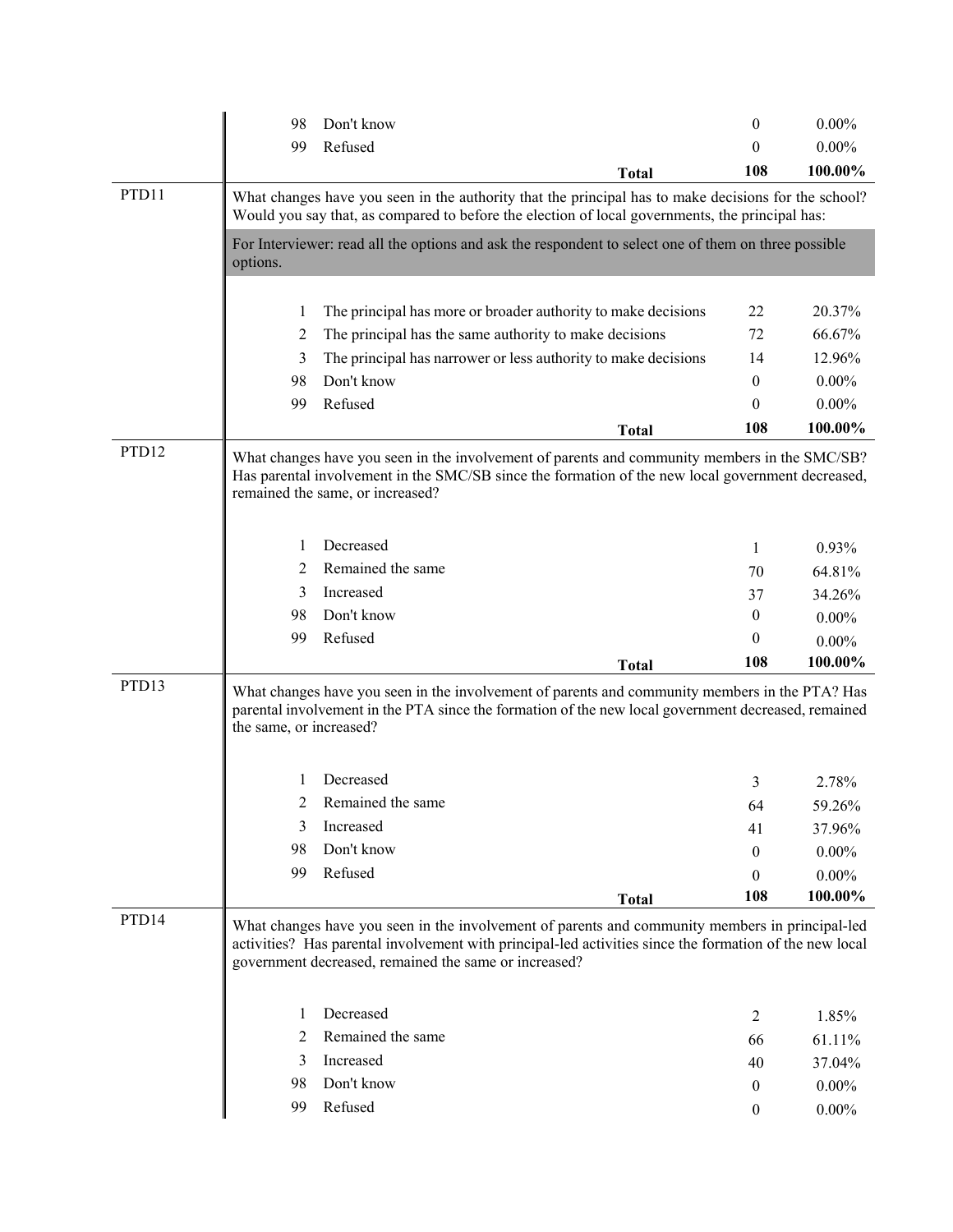| | Code | Response | Frequency | Percent |
|---|---|---|---|---|
| | 98 | Don't know | 0 | 0.00% |
| | 99 | Refused | 0 | 0.00% |
| | | **Total** | **108** | **100.00%** |

**PTD11**

What changes have you seen in the authority that the principal has to make decisions for the school? Would you say that, as compared to before the election of local governments, the principal has:

For Interviewer: read all the options and ask the respondent to select one of them on three possible options.

| Code | Response | Frequency | Percent |
|---|---|---|---|
| 1 | The principal has more or broader authority to make decisions | 22 | 20.37% |
| 2 | The principal has the same authority to make decisions | 72 | 66.67% |
| 3 | The principal has narrower or less authority to make decisions | 14 | 12.96% |
| 98 | Don't know | 0 | 0.00% |
| 99 | Refused | 0 | 0.00% |
| | **Total** | **108** | **100.00%** |

**PTD12**

What changes have you seen in the involvement of parents and community members in the SMC/SB? Has parental involvement in the SMC/SB since the formation of the new local government decreased, remained the same, or increased?

| Code | Response | Frequency | Percent |
|---|---|---|---|
| 1 | Decreased | 1 | 0.93% |
| 2 | Remained the same | 70 | 64.81% |
| 3 | Increased | 37 | 34.26% |
| 98 | Don't know | 0 | 0.00% |
| 99 | Refused | 0 | 0.00% |
| | **Total** | **108** | **100.00%** |

**PTD13**

What changes have you seen in the involvement of parents and community members in the PTA? Has parental involvement in the PTA since the formation of the new local government decreased, remained the same, or increased?

| Code | Response | Frequency | Percent |
|---|---|---|---|
| 1 | Decreased | 3 | 2.78% |
| 2 | Remained the same | 64 | 59.26% |
| 3 | Increased | 41 | 37.96% |
| 98 | Don't know | 0 | 0.00% |
| 99 | Refused | 0 | 0.00% |
| | **Total** | **108** | **100.00%** |

**PTD14**

What changes have you seen in the involvement of parents and community members in principal-led activities? Has parental involvement with principal-led activities since the formation of the new local government decreased, remained the same or increased?

| Code | Response | Frequency | Percent |
|---|---|---|---|
| 1 | Decreased | 2 | 1.85% |
| 2 | Remained the same | 66 | 61.11% |
| 3 | Increased | 40 | 37.04% |
| 98 | Don't know | 0 | 0.00% |
| 99 | Refused | 0 | 0.00% |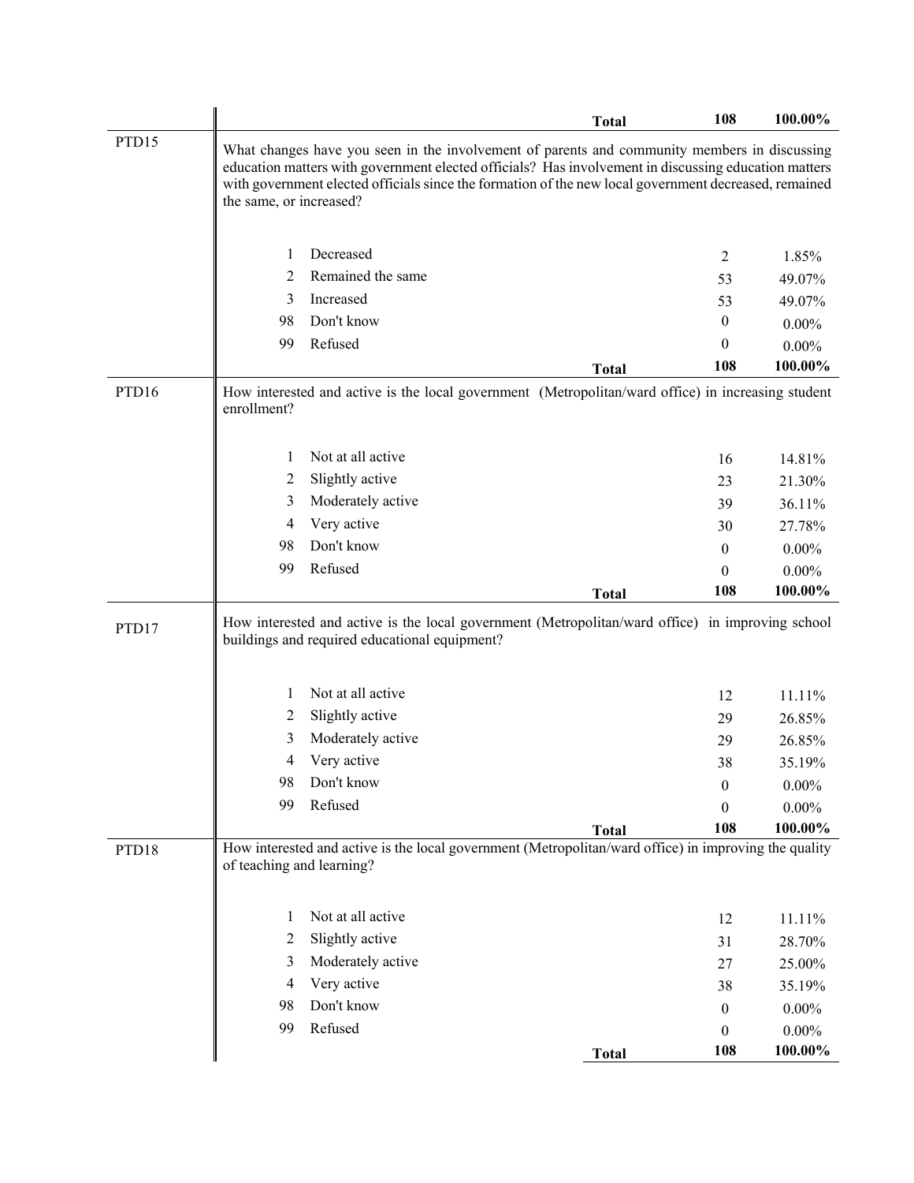| | | | | |
|---|---|---|---|---|
| | | **Total** | **108** | **100.00%** |
| PTD15 | What changes have you seen in the involvement of parents and community members in discussing education matters with government elected officials? Has involvement in discussing education matters with government elected officials since the formation of the new local government decreased, remained the same, or increased? | | | |
| | 1 | Decreased | 2 | 1.85% |
| | 2 | Remained the same | 53 | 49.07% |
| | 3 | Increased | 53 | 49.07% |
| | 98 | Don't know | 0 | 0.00% |
| | 99 | Refused | 0 | 0.00% |
| | | **Total** | **108** | **100.00%** |
| PTD16 | How interested and active is the local government (Metropolitan/ward office) in increasing student enrollment? | | | |
| | 1 | Not at all active | 16 | 14.81% |
| | 2 | Slightly active | 23 | 21.30% |
| | 3 | Moderately active | 39 | 36.11% |
| | 4 | Very active | 30 | 27.78% |
| | 98 | Don't know | 0 | 0.00% |
| | 99 | Refused | 0 | 0.00% |
| | | **Total** | **108** | **100.00%** |
| PTD17 | How interested and active is the local government (Metropolitan/ward office) in improving school buildings and required educational equipment? | | | |
| | 1 | Not at all active | 12 | 11.11% |
| | 2 | Slightly active | 29 | 26.85% |
| | 3 | Moderately active | 29 | 26.85% |
| | 4 | Very active | 38 | 35.19% |
| | 98 | Don't know | 0 | 0.00% |
| | 99 | Refused | 0 | 0.00% |
| | | **Total** | **108** | **100.00%** |
| PTD18 | How interested and active is the local government (Metropolitan/ward office) in improving the quality of teaching and learning? | | | |
| | 1 | Not at all active | 12 | 11.11% |
| | 2 | Slightly active | 31 | 28.70% |
| | 3 | Moderately active | 27 | 25.00% |
| | 4 | Very active | 38 | 35.19% |
| | 98 | Don't know | 0 | 0.00% |
| | 99 | Refused | 0 | 0.00% |
| | | **Total** | **108** | **100.00%** |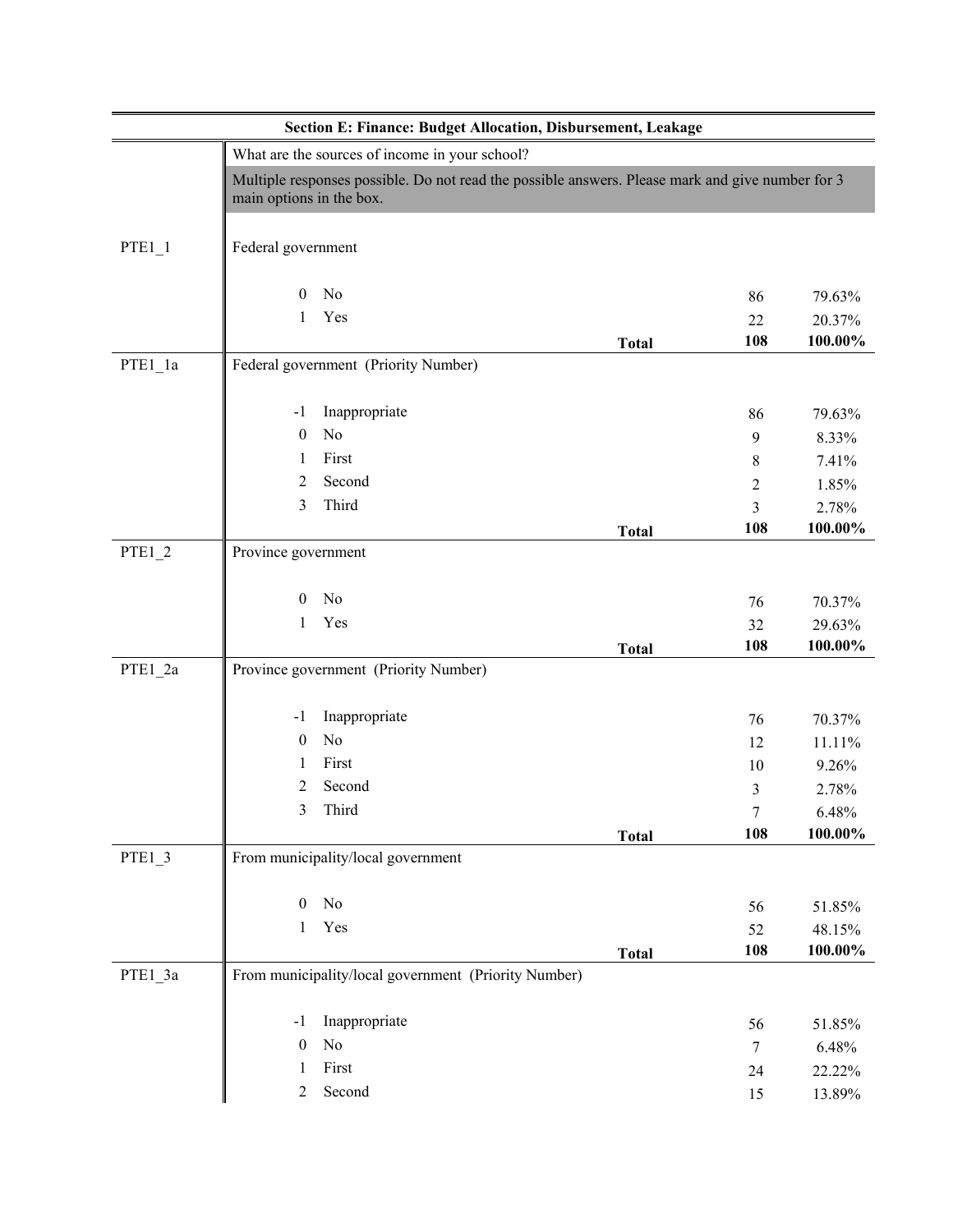## Section E: Finance: Budget Allocation, Disbursement, Leakage

What are the sources of income in your school?

Multiple responses possible. Do not read the possible answers. Please mark and give number for 3 main options in the box.

| Variable | Code | Label | | N | Percent |
|---|---|---|---|---|---|
| PTE1_1 | | Federal government | | | |
| | 0 | No | | 86 | 79.63% |
| | 1 | Yes | | 22 | 20.37% |
| | | | **Total** | **108** | **100.00%** |
| PTE1_1a | | Federal government (Priority Number) | | | |
| | -1 | Inappropriate | | 86 | 79.63% |
| | 0 | No | | 9 | 8.33% |
| | 1 | First | | 8 | 7.41% |
| | 2 | Second | | 2 | 1.85% |
| | 3 | Third | | 3 | 2.78% |
| | | | **Total** | **108** | **100.00%** |
| PTE1_2 | | Province government | | | |
| | 0 | No | | 76 | 70.37% |
| | 1 | Yes | | 32 | 29.63% |
| | | | **Total** | **108** | **100.00%** |
| PTE1_2a | | Province government (Priority Number) | | | |
| | -1 | Inappropriate | | 76 | 70.37% |
| | 0 | No | | 12 | 11.11% |
| | 1 | First | | 10 | 9.26% |
| | 2 | Second | | 3 | 2.78% |
| | 3 | Third | | 7 | 6.48% |
| | | | **Total** | **108** | **100.00%** |
| PTE1_3 | | From municipality/local government | | | |
| | 0 | No | | 56 | 51.85% |
| | 1 | Yes | | 52 | 48.15% |
| | | | **Total** | **108** | **100.00%** |
| PTE1_3a | | From municipality/local government (Priority Number) | | | |
| | -1 | Inappropriate | | 56 | 51.85% |
| | 0 | No | | 7 | 6.48% |
| | 1 | First | | 24 | 22.22% |
| | 2 | Second | | 15 | 13.89% |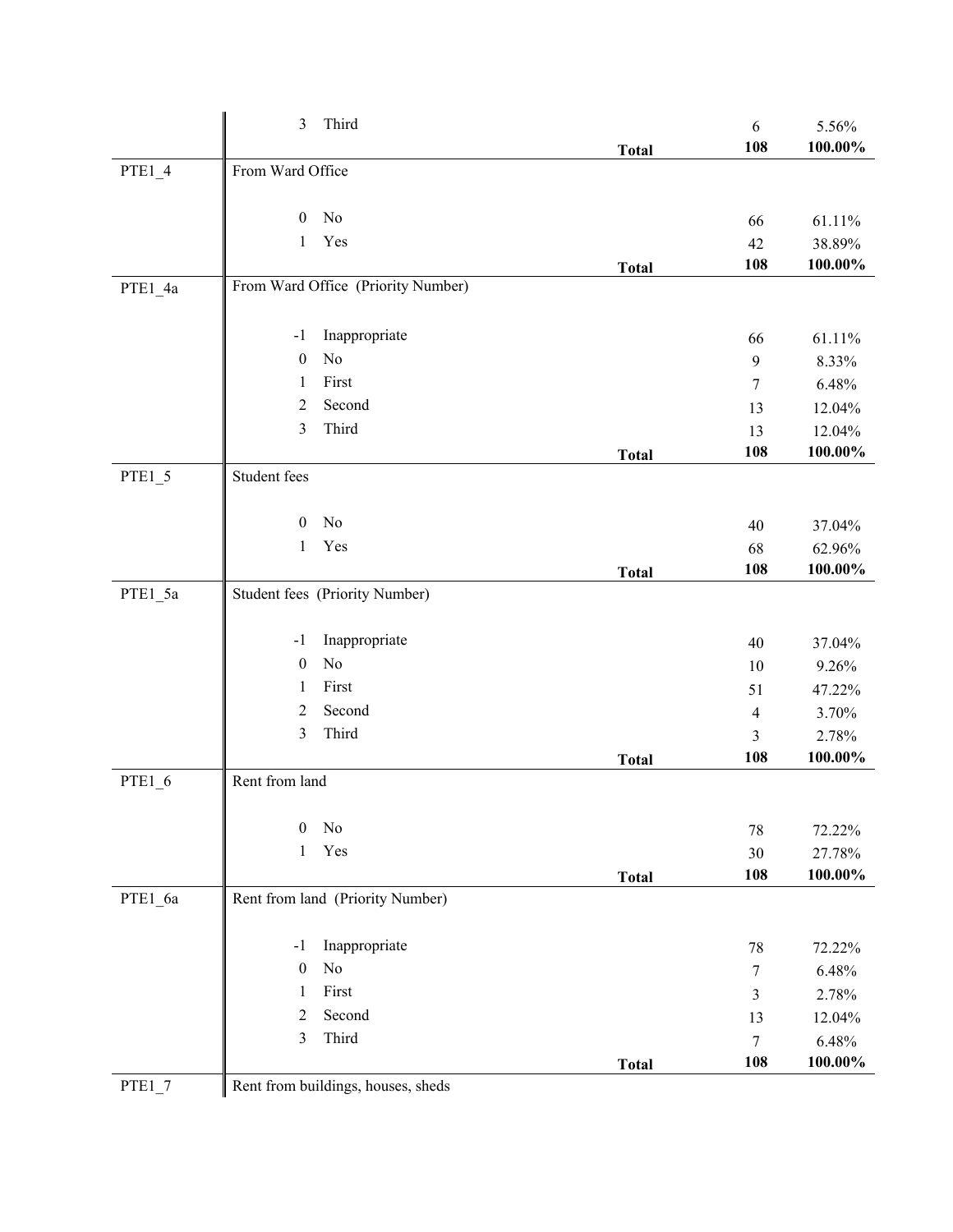| Variable | Code | Label | | Frequency | Percent |
|---|---|---|---|---|---|
| | 3 | Third | | 6 | 5.56% |
| | | | **Total** | **108** | **100.00%** |
| PTE1_4 | From Ward Office | | | | |
| | 0 | No | | 66 | 61.11% |
| | 1 | Yes | | 42 | 38.89% |
| | | | **Total** | **108** | **100.00%** |
| PTE1_4a | From Ward Office (Priority Number) | | | | |
| | -1 | Inappropriate | | 66 | 61.11% |
| | 0 | No | | 9 | 8.33% |
| | 1 | First | | 7 | 6.48% |
| | 2 | Second | | 13 | 12.04% |
| | 3 | Third | | 13 | 12.04% |
| | | | **Total** | **108** | **100.00%** |
| PTE1_5 | Student fees | | | | |
| | 0 | No | | 40 | 37.04% |
| | 1 | Yes | | 68 | 62.96% |
| | | | **Total** | **108** | **100.00%** |
| PTE1_5a | Student fees (Priority Number) | | | | |
| | -1 | Inappropriate | | 40 | 37.04% |
| | 0 | No | | 10 | 9.26% |
| | 1 | First | | 51 | 47.22% |
| | 2 | Second | | 4 | 3.70% |
| | 3 | Third | | 3 | 2.78% |
| | | | **Total** | **108** | **100.00%** |
| PTE1_6 | Rent from land | | | | |
| | 0 | No | | 78 | 72.22% |
| | 1 | Yes | | 30 | 27.78% |
| | | | **Total** | **108** | **100.00%** |
| PTE1_6a | Rent from land (Priority Number) | | | | |
| | -1 | Inappropriate | | 78 | 72.22% |
| | 0 | No | | 7 | 6.48% |
| | 1 | First | | 3 | 2.78% |
| | 2 | Second | | 13 | 12.04% |
| | 3 | Third | | 7 | 6.48% |
| | | | **Total** | **108** | **100.00%** |
| PTE1_7 | Rent from buildings, houses, sheds | | | | |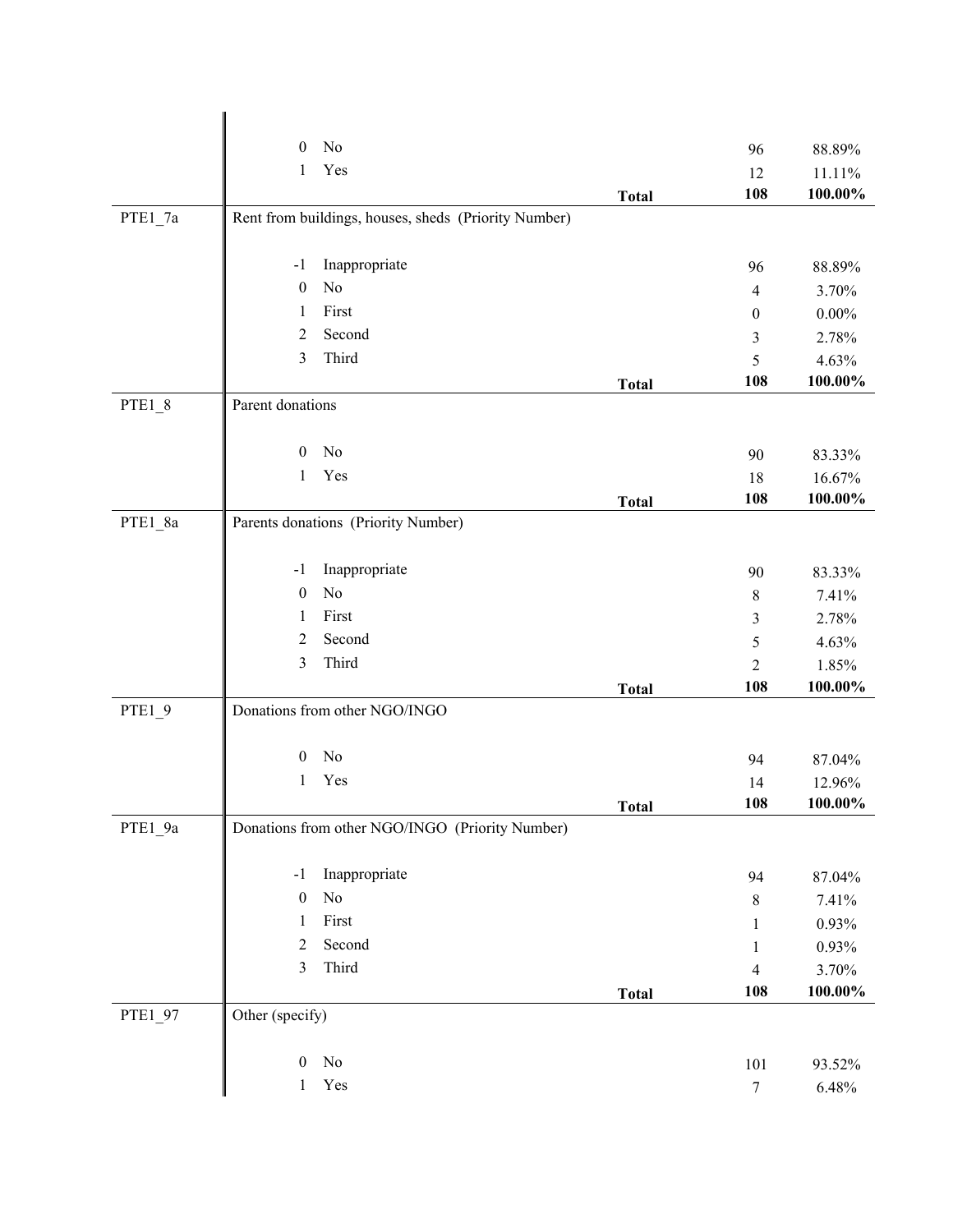| Variable | Code | Label | | Frequency | Percent |
|---|---|---|---|---|---|
| | 0 | No | | 96 | 88.89% |
| | 1 | Yes | | 12 | 11.11% |
| | | | **Total** | **108** | **100.00%** |
| PTE1_7a | Rent from buildings, houses, sheds (Priority Number) | | | | |
| | -1 | Inappropriate | | 96 | 88.89% |
| | 0 | No | | 4 | 3.70% |
| | 1 | First | | 0 | 0.00% |
| | 2 | Second | | 3 | 2.78% |
| | 3 | Third | | 5 | 4.63% |
| | | | **Total** | **108** | **100.00%** |
| PTE1_8 | Parent donations | | | | |
| | 0 | No | | 90 | 83.33% |
| | 1 | Yes | | 18 | 16.67% |
| | | | **Total** | **108** | **100.00%** |
| PTE1_8a | Parents donations (Priority Number) | | | | |
| | -1 | Inappropriate | | 90 | 83.33% |
| | 0 | No | | 8 | 7.41% |
| | 1 | First | | 3 | 2.78% |
| | 2 | Second | | 5 | 4.63% |
| | 3 | Third | | 2 | 1.85% |
| | | | **Total** | **108** | **100.00%** |
| PTE1_9 | Donations from other NGO/INGO | | | | |
| | 0 | No | | 94 | 87.04% |
| | 1 | Yes | | 14 | 12.96% |
| | | | **Total** | **108** | **100.00%** |
| PTE1_9a | Donations from other NGO/INGO (Priority Number) | | | | |
| | -1 | Inappropriate | | 94 | 87.04% |
| | 0 | No | | 8 | 7.41% |
| | 1 | First | | 1 | 0.93% |
| | 2 | Second | | 1 | 0.93% |
| | 3 | Third | | 4 | 3.70% |
| | | | **Total** | **108** | **100.00%** |
| PTE1_97 | Other (specify) | | | | |
| | 0 | No | | 101 | 93.52% |
| | 1 | Yes | | 7 | 6.48% |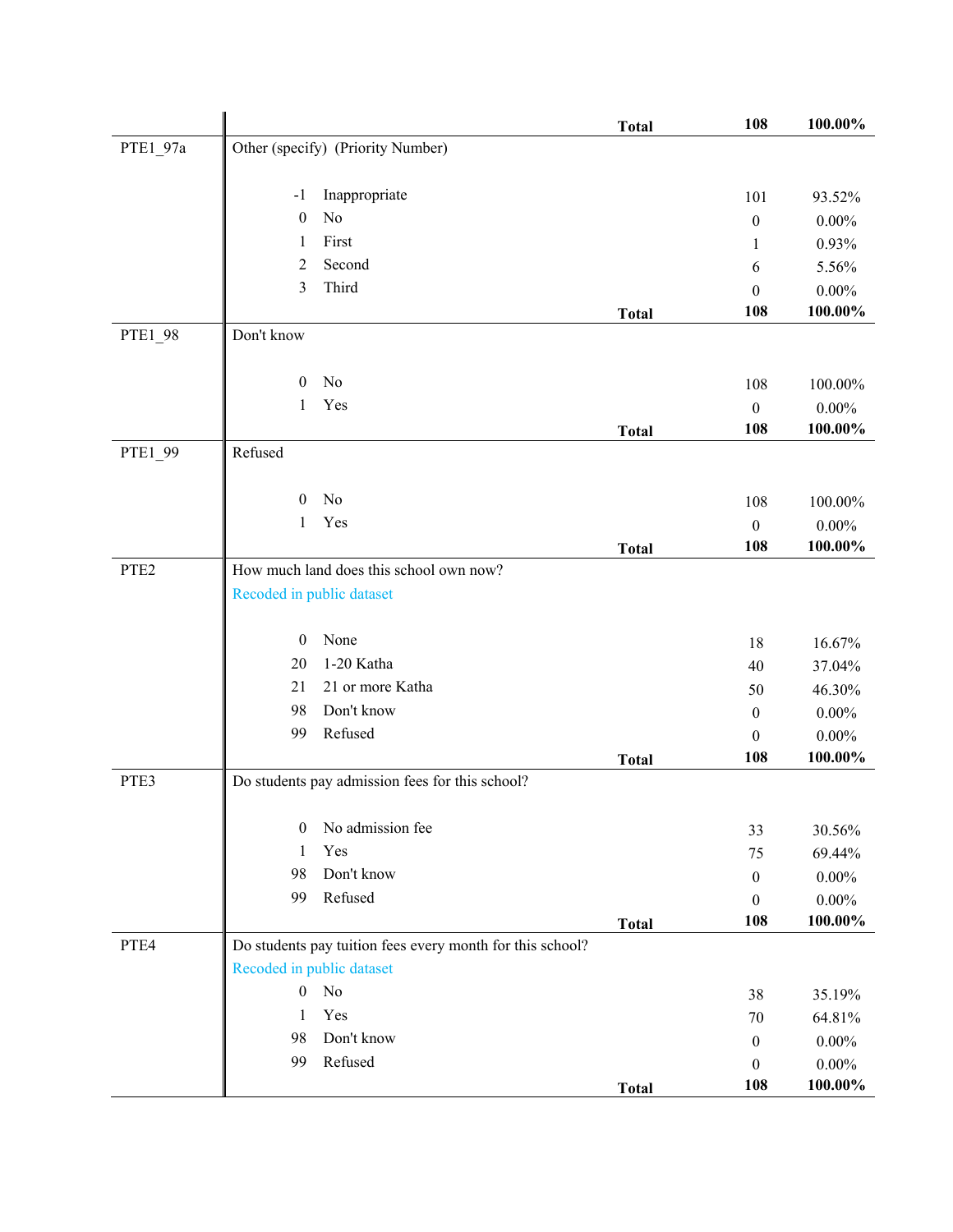| Variable | Description | | Count | Percent |
|---|---|---|---|---|
| | | **Total** | **108** | **100.00%** |
| PTE1_97a | Other (specify) (Priority Number) | | | |
| | -1 Inappropriate | | 101 | 93.52% |
| | 0 No | | 0 | 0.00% |
| | 1 First | | 1 | 0.93% |
| | 2 Second | | 6 | 5.56% |
| | 3 Third | | 0 | 0.00% |
| | | **Total** | **108** | **100.00%** |
| PTE1_98 | Don't know | | | |
| | 0 No | | 108 | 100.00% |
| | 1 Yes | | 0 | 0.00% |
| | | **Total** | **108** | **100.00%** |
| PTE1_99 | Refused | | | |
| | 0 No | | 108 | 100.00% |
| | 1 Yes | | 0 | 0.00% |
| | | **Total** | **108** | **100.00%** |
| PTE2 | How much land does this school own now? Recoded in public dataset | | | |
| | 0 None | | 18 | 16.67% |
| | 20 1-20 Katha | | 40 | 37.04% |
| | 21 21 or more Katha | | 50 | 46.30% |
| | 98 Don't know | | 0 | 0.00% |
| | 99 Refused | | 0 | 0.00% |
| | | **Total** | **108** | **100.00%** |
| PTE3 | Do students pay admission fees for this school? | | | |
| | 0 No admission fee | | 33 | 30.56% |
| | 1 Yes | | 75 | 69.44% |
| | 98 Don't know | | 0 | 0.00% |
| | 99 Refused | | 0 | 0.00% |
| | | **Total** | **108** | **100.00%** |
| PTE4 | Do students pay tuition fees every month for this school? Recoded in public dataset | | | |
| | 0 No | | 38 | 35.19% |
| | 1 Yes | | 70 | 64.81% |
| | 98 Don't know | | 0 | 0.00% |
| | 99 Refused | | 0 | 0.00% |
| | | **Total** | **108** | **100.00%** |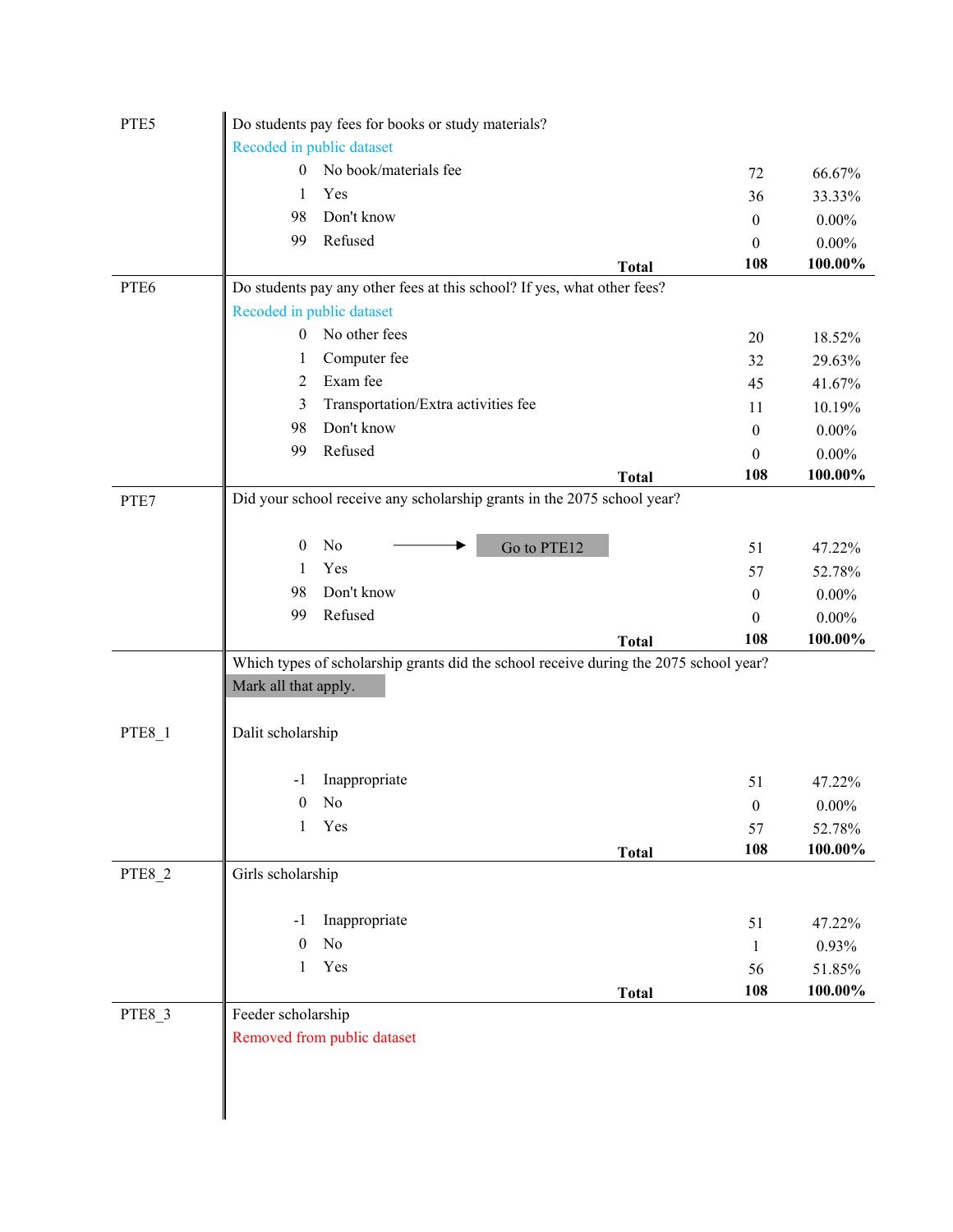**PTE5** — Do students pay fees for books or study materials?

Recoded in public dataset

| Code | Response | N | % |
|---|---|---|---|
| 0 | No book/materials fee | 72 | 66.67% |
| 1 | Yes | 36 | 33.33% |
| 98 | Don't know | 0 | 0.00% |
| 99 | Refused | 0 | 0.00% |
| | **Total** | **108** | **100.00%** |

**PTE6** — Do students pay any other fees at this school? If yes, what other fees?

Recoded in public dataset

| Code | Response | N | % |
|---|---|---|---|
| 0 | No other fees | 20 | 18.52% |
| 1 | Computer fee | 32 | 29.63% |
| 2 | Exam fee | 45 | 41.67% |
| 3 | Transportation/Extra activities fee | 11 | 10.19% |
| 98 | Don't know | 0 | 0.00% |
| 99 | Refused | 0 | 0.00% |
| | **Total** | **108** | **100.00%** |

**PTE7** — Did your school receive any scholarship grants in the 2075 school year?

| Code | Response | N | % |
|---|---|---|---|
| 0 | No → Go to PTE12 | 51 | 47.22% |
| 1 | Yes | 57 | 52.78% |
| 98 | Don't know | 0 | 0.00% |
| 99 | Refused | 0 | 0.00% |
| | **Total** | **108** | **100.00%** |

Which types of scholarship grants did the school receive during the 2075 school year?

Mark all that apply.

**PTE8_1** — Dalit scholarship

| Code | Response | N | % |
|---|---|---|---|
| -1 | Inappropriate | 51 | 47.22% |
| 0 | No | 0 | 0.00% |
| 1 | Yes | 57 | 52.78% |
| | **Total** | **108** | **100.00%** |

**PTE8_2** — Girls scholarship

| Code | Response | N | % |
|---|---|---|---|
| -1 | Inappropriate | 51 | 47.22% |
| 0 | No | 1 | 0.93% |
| 1 | Yes | 56 | 51.85% |
| | **Total** | **108** | **100.00%** |

**PTE8_3** — Feeder scholarship

Removed from public dataset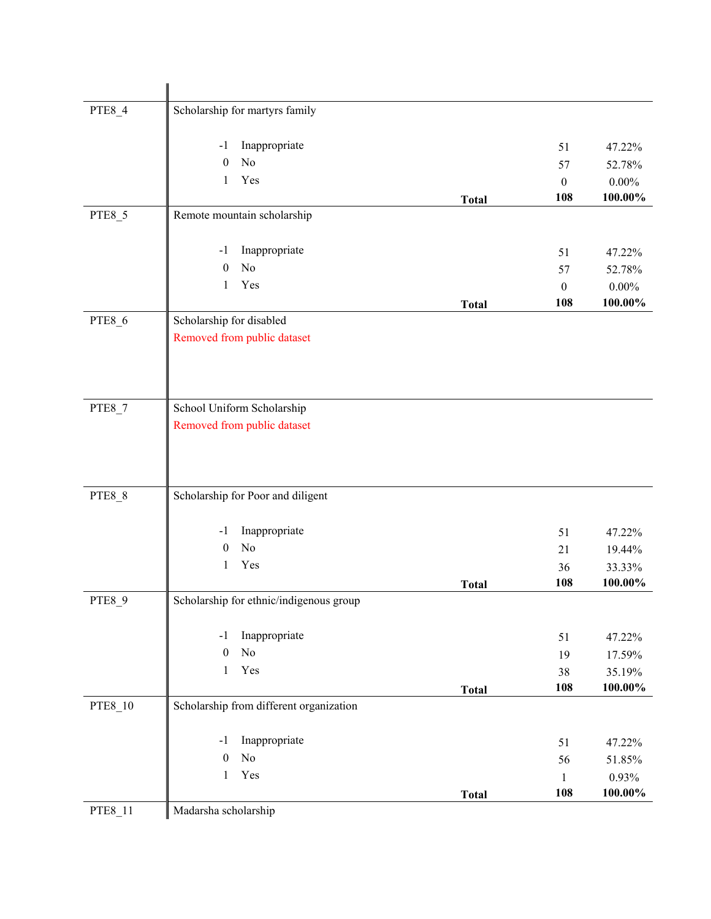| Variable | Description | | | | |
|---|---|---|---|---|---|
| PTE8_4 | Scholarship for martyrs family | | | | |
| | -1 | Inappropriate | | 51 | 47.22% |
| | 0 | No | | 57 | 52.78% |
| | 1 | Yes | | 0 | 0.00% |
| | | | **Total** | **108** | **100.00%** |
| PTE8_5 | Remote mountain scholarship | | | | |
| | -1 | Inappropriate | | 51 | 47.22% |
| | 0 | No | | 57 | 52.78% |
| | 1 | Yes | | 0 | 0.00% |
| | | | **Total** | **108** | **100.00%** |
| PTE8_6 | Scholarship for disabled<br>Removed from public dataset | | | | |
| PTE8_7 | School Uniform Scholarship<br>Removed from public dataset | | | | |
| PTE8_8 | Scholarship for Poor and diligent | | | | |
| | -1 | Inappropriate | | 51 | 47.22% |
| | 0 | No | | 21 | 19.44% |
| | 1 | Yes | | 36 | 33.33% |
| | | | **Total** | **108** | **100.00%** |
| PTE8_9 | Scholarship for ethnic/indigenous group | | | | |
| | -1 | Inappropriate | | 51 | 47.22% |
| | 0 | No | | 19 | 17.59% |
| | 1 | Yes | | 38 | 35.19% |
| | | | **Total** | **108** | **100.00%** |
| PTE8_10 | Scholarship from different organization | | | | |
| | -1 | Inappropriate | | 51 | 47.22% |
| | 0 | No | | 56 | 51.85% |
| | 1 | Yes | | 1 | 0.93% |
| | | | **Total** | **108** | **100.00%** |
| PTE8_11 | Madarsha scholarship | | | | |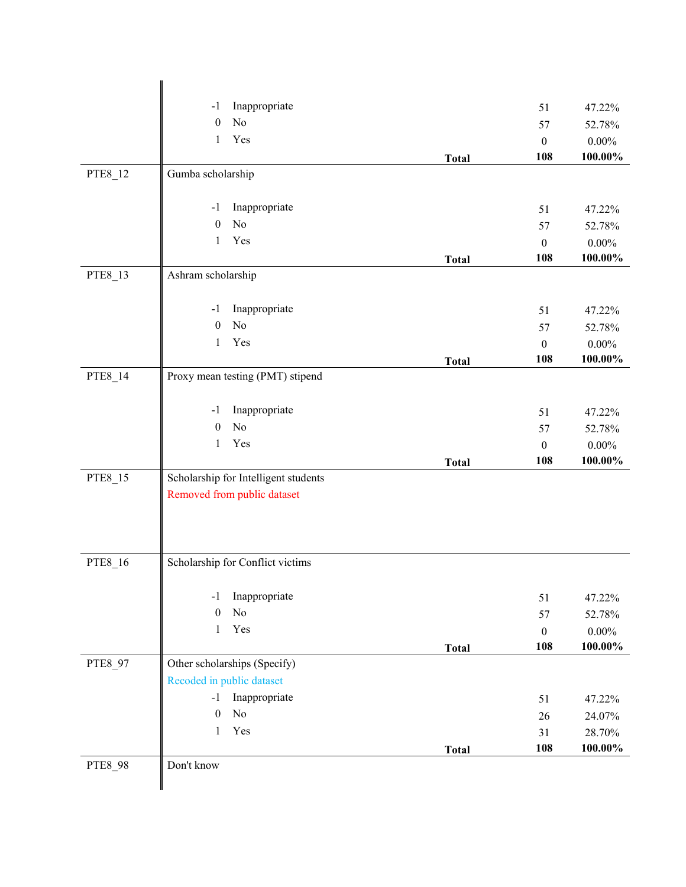| Variable | Description | Code | Label | Total | Count | Percent |
|---|---|---|---|---|---|---|
| | | -1 | Inappropriate | | 51 | 47.22% |
| | | 0 | No | | 57 | 52.78% |
| | | 1 | Yes | | 0 | 0.00% |
| | | | | **Total** | **108** | **100.00%** |
| PTE8_12 | Gumba scholarship | | | | | |
| | | -1 | Inappropriate | | 51 | 47.22% |
| | | 0 | No | | 57 | 52.78% |
| | | 1 | Yes | | 0 | 0.00% |
| | | | | **Total** | **108** | **100.00%** |
| PTE8_13 | Ashram scholarship | | | | | |
| | | -1 | Inappropriate | | 51 | 47.22% |
| | | 0 | No | | 57 | 52.78% |
| | | 1 | Yes | | 0 | 0.00% |
| | | | | **Total** | **108** | **100.00%** |
| PTE8_14 | Proxy mean testing (PMT) stipend | | | | | |
| | | -1 | Inappropriate | | 51 | 47.22% |
| | | 0 | No | | 57 | 52.78% |
| | | 1 | Yes | | 0 | 0.00% |
| | | | | **Total** | **108** | **100.00%** |
| PTE8_15 | Scholarship for Intelligent students<br>Removed from public dataset | | | | | |
| PTE8_16 | Scholarship for Conflict victims | | | | | |
| | | -1 | Inappropriate | | 51 | 47.22% |
| | | 0 | No | | 57 | 52.78% |
| | | 1 | Yes | | 0 | 0.00% |
| | | | | **Total** | **108** | **100.00%** |
| PTE8_97 | Other scholarships (Specify)<br>Recoded in public dataset | | | | | |
| | | -1 | Inappropriate | | 51 | 47.22% |
| | | 0 | No | | 26 | 24.07% |
| | | 1 | Yes | | 31 | 28.70% |
| | | | | **Total** | **108** | **100.00%** |
| PTE8_98 | Don't know | | | | | |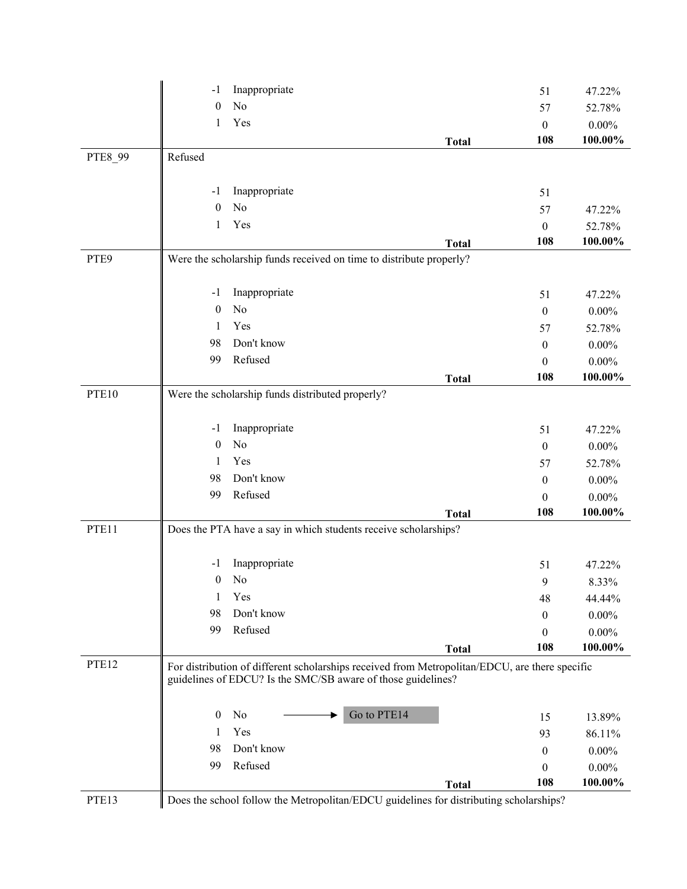| | | | | |
|---|---|---|---|---|
| | -1 Inappropriate | | 51 | 47.22% |
| | 0 No | | 57 | 52.78% |
| | 1 Yes | | 0 | 0.00% |
| | | **Total** | **108** | **100.00%** |
| PTE8_99 | Refused | | | |
| | -1 Inappropriate | | 51 | |
| | 0 No | | 57 | 47.22% |
| | 1 Yes | | 0 | 52.78% |
| | | **Total** | **108** | **100.00%** |
| PTE9 | Were the scholarship funds received on time to distribute properly? | | | |
| | -1 Inappropriate | | 51 | 47.22% |
| | 0 No | | 0 | 0.00% |
| | 1 Yes | | 57 | 52.78% |
| | 98 Don't know | | 0 | 0.00% |
| | 99 Refused | | 0 | 0.00% |
| | | **Total** | **108** | **100.00%** |
| PTE10 | Were the scholarship funds distributed properly? | | | |
| | -1 Inappropriate | | 51 | 47.22% |
| | 0 No | | 0 | 0.00% |
| | 1 Yes | | 57 | 52.78% |
| | 98 Don't know | | 0 | 0.00% |
| | 99 Refused | | 0 | 0.00% |
| | | **Total** | **108** | **100.00%** |
| PTE11 | Does the PTA have a say in which students receive scholarships? | | | |
| | -1 Inappropriate | | 51 | 47.22% |
| | 0 No | | 9 | 8.33% |
| | 1 Yes | | 48 | 44.44% |
| | 98 Don't know | | 0 | 0.00% |
| | 99 Refused | | 0 | 0.00% |
| | | **Total** | **108** | **100.00%** |
| PTE12 | For distribution of different scholarships received from Metropolitan/EDCU, are there specific guidelines of EDCU? Is the SMC/SB aware of those guidelines? | | | |
| | 0 No → Go to PTE14 | | 15 | 13.89% |
| | 1 Yes | | 93 | 86.11% |
| | 98 Don't know | | 0 | 0.00% |
| | 99 Refused | | 0 | 0.00% |
| | | **Total** | **108** | **100.00%** |
| PTE13 | Does the school follow the Metropolitan/EDCU guidelines for distributing scholarships? | | | |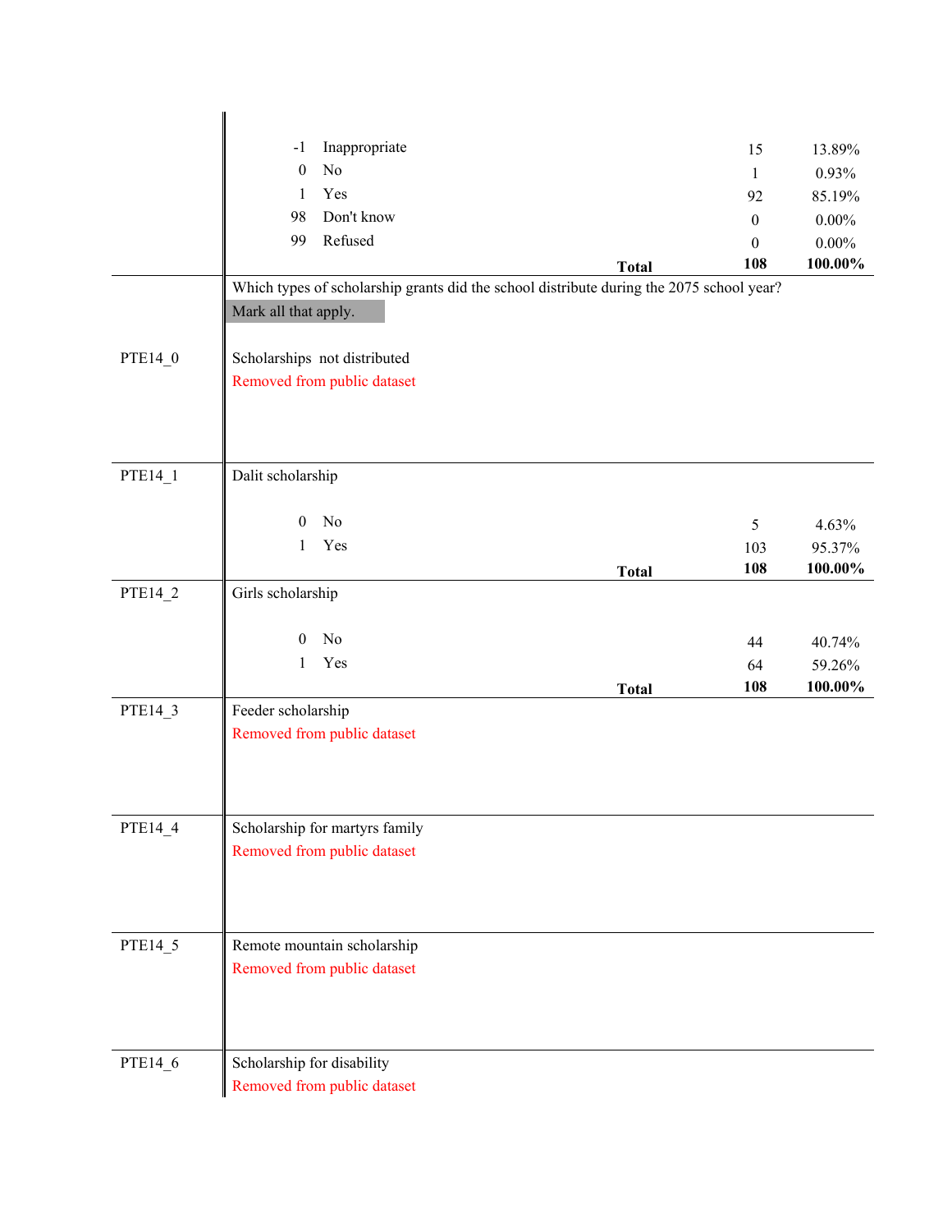| Code | Label | Count | Percent |
|---|---|---|---|
| -1 | Inappropriate | 15 | 13.89% |
| 0 | No | 1 | 0.93% |
| 1 | Yes | 92 | 85.19% |
| 98 | Don't know | 0 | 0.00% |
| 99 | Refused | 0 | 0.00% |
| | **Total** | **108** | **100.00%** |

Which types of scholarship grants did the school distribute during the 2075 school year?

Mark all that apply.

**PTE14_0**

Scholarships not distributed

Removed from public dataset

**PTE14_1**

Dalit scholarship

| Code | Label | Count | Percent |
|---|---|---|---|
| 0 | No | 5 | 4.63% |
| 1 | Yes | 103 | 95.37% |
| | **Total** | **108** | **100.00%** |

**PTE14_2**

Girls scholarship

| Code | Label | Count | Percent |
|---|---|---|---|
| 0 | No | 44 | 40.74% |
| 1 | Yes | 64 | 59.26% |
| | **Total** | **108** | **100.00%** |

**PTE14_3**

Feeder scholarship

Removed from public dataset

**PTE14_4**

Scholarship for martyrs family

Removed from public dataset

**PTE14_5**

Remote mountain scholarship

Removed from public dataset

**PTE14_6**

Scholarship for disability

Removed from public dataset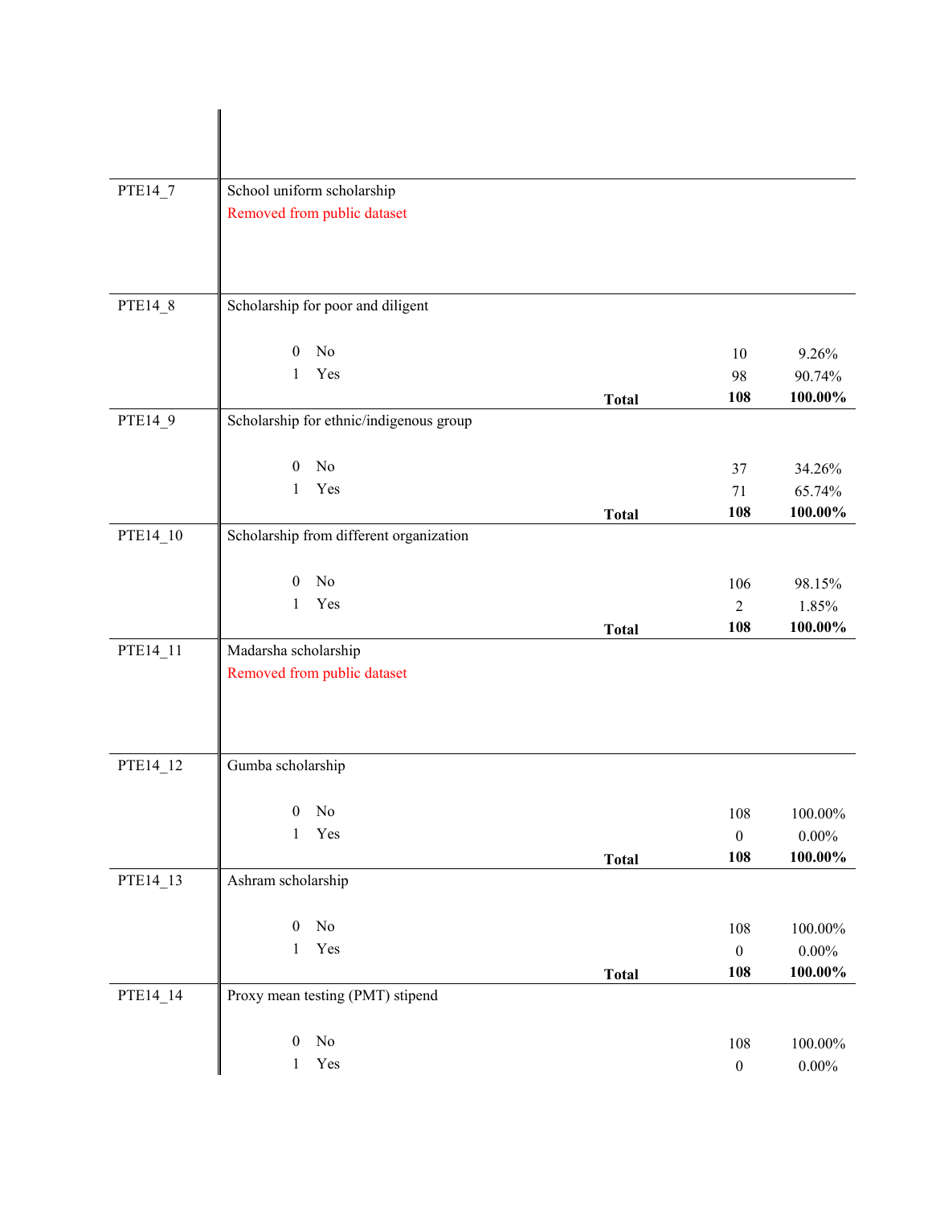| Variable | Description | Code | Label | | Frequency | Percent |
|---|---|---|---|---|---|---|
| PTE14_7 | School uniform scholarship | | | | | |
| | Removed from public dataset | | | | | |
| PTE14_8 | Scholarship for poor and diligent | | | | | |
| | | 0 | No | | 10 | 9.26% |
| | | 1 | Yes | | 98 | 90.74% |
| | | | | **Total** | **108** | **100.00%** |
| PTE14_9 | Scholarship for ethnic/indigenous group | | | | | |
| | | 0 | No | | 37 | 34.26% |
| | | 1 | Yes | | 71 | 65.74% |
| | | | | **Total** | **108** | **100.00%** |
| PTE14_10 | Scholarship from different organization | | | | | |
| | | 0 | No | | 106 | 98.15% |
| | | 1 | Yes | | 2 | 1.85% |
| | | | | **Total** | **108** | **100.00%** |
| PTE14_11 | Madarsha scholarship | | | | | |
| | Removed from public dataset | | | | | |
| PTE14_12 | Gumba scholarship | | | | | |
| | | 0 | No | | 108 | 100.00% |
| | | 1 | Yes | | 0 | 0.00% |
| | | | | **Total** | **108** | **100.00%** |
| PTE14_13 | Ashram scholarship | | | | | |
| | | 0 | No | | 108 | 100.00% |
| | | 1 | Yes | | 0 | 0.00% |
| | | | | **Total** | **108** | **100.00%** |
| PTE14_14 | Proxy mean testing (PMT) stipend | | | | | |
| | | 0 | No | | 108 | 100.00% |
| | | 1 | Yes | | 0 | 0.00% |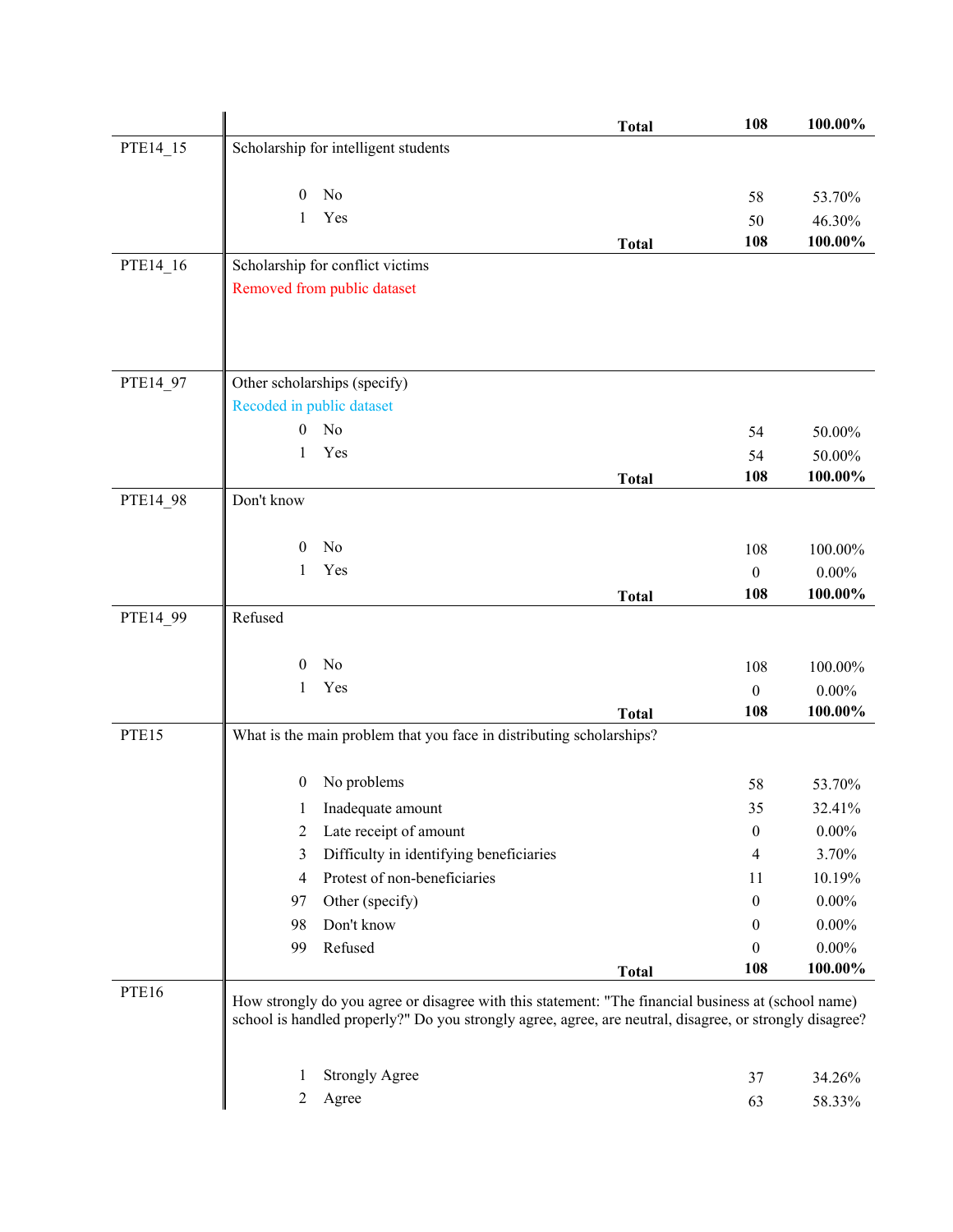| Variable | Question / Response | | Frequency | Percent |
|---|---|---|---|---|
| | | **Total** | **108** | **100.00%** |
| PTE14_15 | Scholarship for intelligent students | | | |
| | 0 No | | 58 | 53.70% |
| | 1 Yes | | 50 | 46.30% |
| | | **Total** | **108** | **100.00%** |
| PTE14_16 | Scholarship for conflict victims<br>Removed from public dataset | | | |
| PTE14_97 | Other scholarships (specify)<br>Recoded in public dataset | | | |
| | 0 No | | 54 | 50.00% |
| | 1 Yes | | 54 | 50.00% |
| | | **Total** | **108** | **100.00%** |
| PTE14_98 | Don't know | | | |
| | 0 No | | 108 | 100.00% |
| | 1 Yes | | 0 | 0.00% |
| | | **Total** | **108** | **100.00%** |
| PTE14_99 | Refused | | | |
| | 0 No | | 108 | 100.00% |
| | 1 Yes | | 0 | 0.00% |
| | | **Total** | **108** | **100.00%** |
| PTE15 | What is the main problem that you face in distributing scholarships? | | | |
| | 0 No problems | | 58 | 53.70% |
| | 1 Inadequate amount | | 35 | 32.41% |
| | 2 Late receipt of amount | | 0 | 0.00% |
| | 3 Difficulty in identifying beneficiaries | | 4 | 3.70% |
| | 4 Protest of non-beneficiaries | | 11 | 10.19% |
| | 97 Other (specify) | | 0 | 0.00% |
| | 98 Don't know | | 0 | 0.00% |
| | 99 Refused | | 0 | 0.00% |
| | | **Total** | **108** | **100.00%** |
| PTE16 | How strongly do you agree or disagree with this statement: "The financial business at (school name) school is handled properly?" Do you strongly agree, agree, are neutral, disagree, or strongly disagree? | | | |
| | 1 Strongly Agree | | 37 | 34.26% |
| | 2 Agree | | 63 | 58.33% |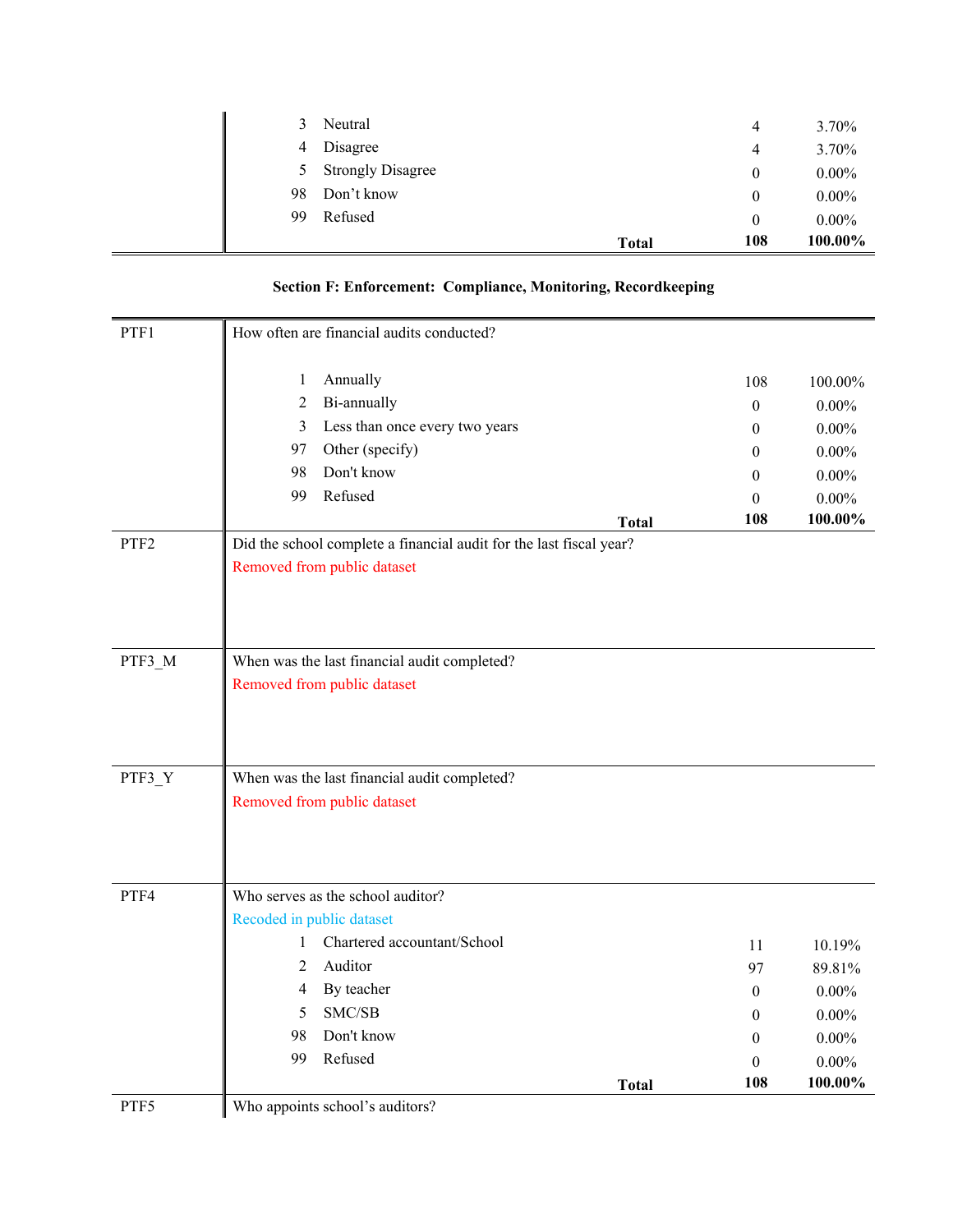| | | | | |
|---|---|---|---|---|
| | 3 | Neutral | 4 | 3.70% |
| | 4 | Disagree | 4 | 3.70% |
| | 5 | Strongly Disagree | 0 | 0.00% |
| | 98 | Don't know | 0 | 0.00% |
| | 99 | Refused | 0 | 0.00% |
| | | **Total** | **108** | **100.00%** |

**Section F: Enforcement: Compliance, Monitoring, Recordkeeping**

| | | | | |
|---|---|---|---|---|
| PTF1 | How often are financial audits conducted? | | | |
| | 1 | Annually | 108 | 100.00% |
| | 2 | Bi-annually | 0 | 0.00% |
| | 3 | Less than once every two years | 0 | 0.00% |
| | 97 | Other (specify) | 0 | 0.00% |
| | 98 | Don't know | 0 | 0.00% |
| | 99 | Refused | 0 | 0.00% |
| | | **Total** | **108** | **100.00%** |
| PTF2 | Did the school complete a financial audit for the last fiscal year? | | | |
| | Removed from public dataset | | | |
| PTF3_M | When was the last financial audit completed? | | | |
| | Removed from public dataset | | | |
| PTF3_Y | When was the last financial audit completed? | | | |
| | Removed from public dataset | | | |
| PTF4 | Who serves as the school auditor? | | | |
| | Recoded in public dataset | | | |
| | 1 | Chartered accountant/School | 11 | 10.19% |
| | 2 | Auditor | 97 | 89.81% |
| | 4 | By teacher | 0 | 0.00% |
| | 5 | SMC/SB | 0 | 0.00% |
| | 98 | Don't know | 0 | 0.00% |
| | 99 | Refused | 0 | 0.00% |
| | | **Total** | **108** | **100.00%** |
| PTF5 | Who appoints school's auditors? | | | |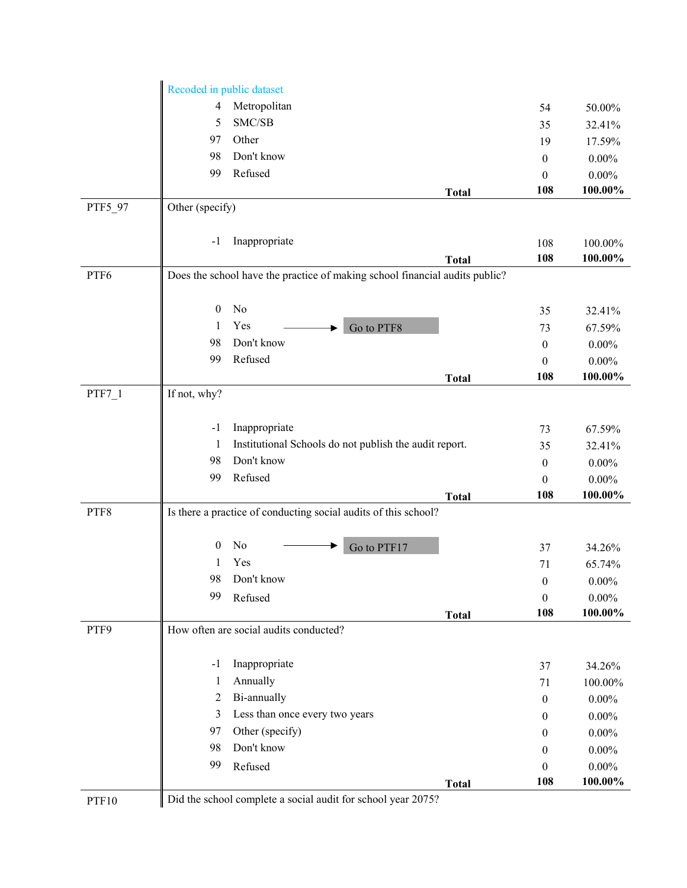| Variable | Question / Response | Code | Label | Skip | Frequency | Percent |
|---|---|---|---|---|---|---|
| | Recoded in public dataset | | | | | |
| | | 4 | Metropolitan | | 54 | 50.00% |
| | | 5 | SMC/SB | | 35 | 32.41% |
| | | 97 | Other | | 19 | 17.59% |
| | | 98 | Don't know | | 0 | 0.00% |
| | | 99 | Refused | | 0 | 0.00% |
| | | | | **Total** | **108** | **100.00%** |
| PTF5_97 | Other (specify) | | | | | |
| | | -1 | Inappropriate | | 108 | 100.00% |
| | | | | **Total** | **108** | **100.00%** |
| PTF6 | Does the school have the practice of making school financial audits public? | | | | | |
| | | 0 | No | | 35 | 32.41% |
| | | 1 | Yes | → Go to PTF8 | 73 | 67.59% |
| | | 98 | Don't know | | 0 | 0.00% |
| | | 99 | Refused | | 0 | 0.00% |
| | | | | **Total** | **108** | **100.00%** |
| PTF7_1 | If not, why? | | | | | |
| | | -1 | Inappropriate | | 73 | 67.59% |
| | | 1 | Institutional Schools do not publish the audit report. | | 35 | 32.41% |
| | | 98 | Don't know | | 0 | 0.00% |
| | | 99 | Refused | | 0 | 0.00% |
| | | | | **Total** | **108** | **100.00%** |
| PTF8 | Is there a practice of conducting social audits of this school? | | | | | |
| | | 0 | No | → Go to PTF17 | 37 | 34.26% |
| | | 1 | Yes | | 71 | 65.74% |
| | | 98 | Don't know | | 0 | 0.00% |
| | | 99 | Refused | | 0 | 0.00% |
| | | | | **Total** | **108** | **100.00%** |
| PTF9 | How often are social audits conducted? | | | | | |
| | | -1 | Inappropriate | | 37 | 34.26% |
| | | 1 | Annually | | 71 | 100.00% |
| | | 2 | Bi-annually | | 0 | 0.00% |
| | | 3 | Less than once every two years | | 0 | 0.00% |
| | | 97 | Other (specify) | | 0 | 0.00% |
| | | 98 | Don't know | | 0 | 0.00% |
| | | 99 | Refused | | 0 | 0.00% |
| | | | | **Total** | **108** | **100.00%** |
| PTF10 | Did the school complete a social audit for school year 2075? | | | | | |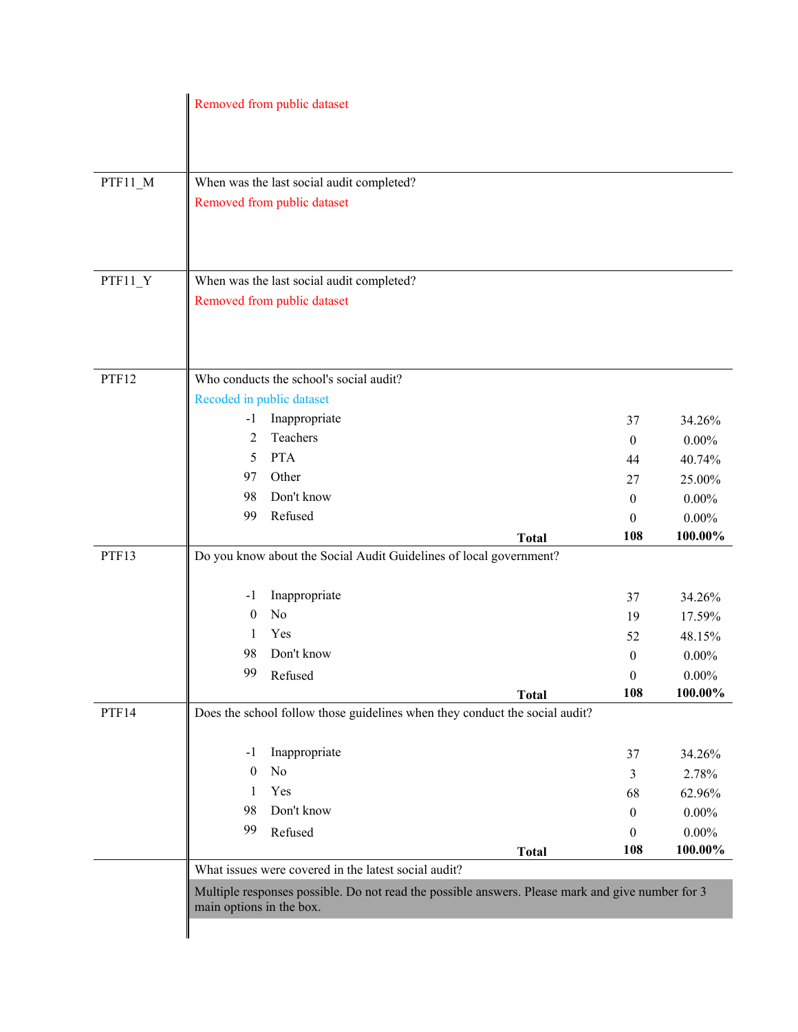| | |
|---|---|
| | Removed from public dataset |
| PTF11_M | When was the last social audit completed?<br>Removed from public dataset |
| PTF11_Y | When was the last social audit completed?<br>Removed from public dataset |

**PTF12** Who conducts the school's social audit?

Recoded in public dataset

| Code | Label | Count | Percent |
|---|---|---|---|
| -1 | Inappropriate | 37 | 34.26% |
| 2 | Teachers | 0 | 0.00% |
| 5 | PTA | 44 | 40.74% |
| 97 | Other | 27 | 25.00% |
| 98 | Don't know | 0 | 0.00% |
| 99 | Refused | 0 | 0.00% |
| | **Total** | **108** | **100.00%** |

**PTF13** Do you know about the Social Audit Guidelines of local government?

| Code | Label | Count | Percent |
|---|---|---|---|
| -1 | Inappropriate | 37 | 34.26% |
| 0 | No | 19 | 17.59% |
| 1 | Yes | 52 | 48.15% |
| 98 | Don't know | 0 | 0.00% |
| 99 | Refused | 0 | 0.00% |
| | **Total** | **108** | **100.00%** |

**PTF14** Does the school follow those guidelines when they conduct the social audit?

| Code | Label | Count | Percent |
|---|---|---|---|
| -1 | Inappropriate | 37 | 34.26% |
| 0 | No | 3 | 2.78% |
| 1 | Yes | 68 | 62.96% |
| 98 | Don't know | 0 | 0.00% |
| 99 | Refused | 0 | 0.00% |
| | **Total** | **108** | **100.00%** |

What issues were covered in the latest social audit?

Multiple responses possible. Do not read the possible answers. Please mark and give number for 3 main options in the box.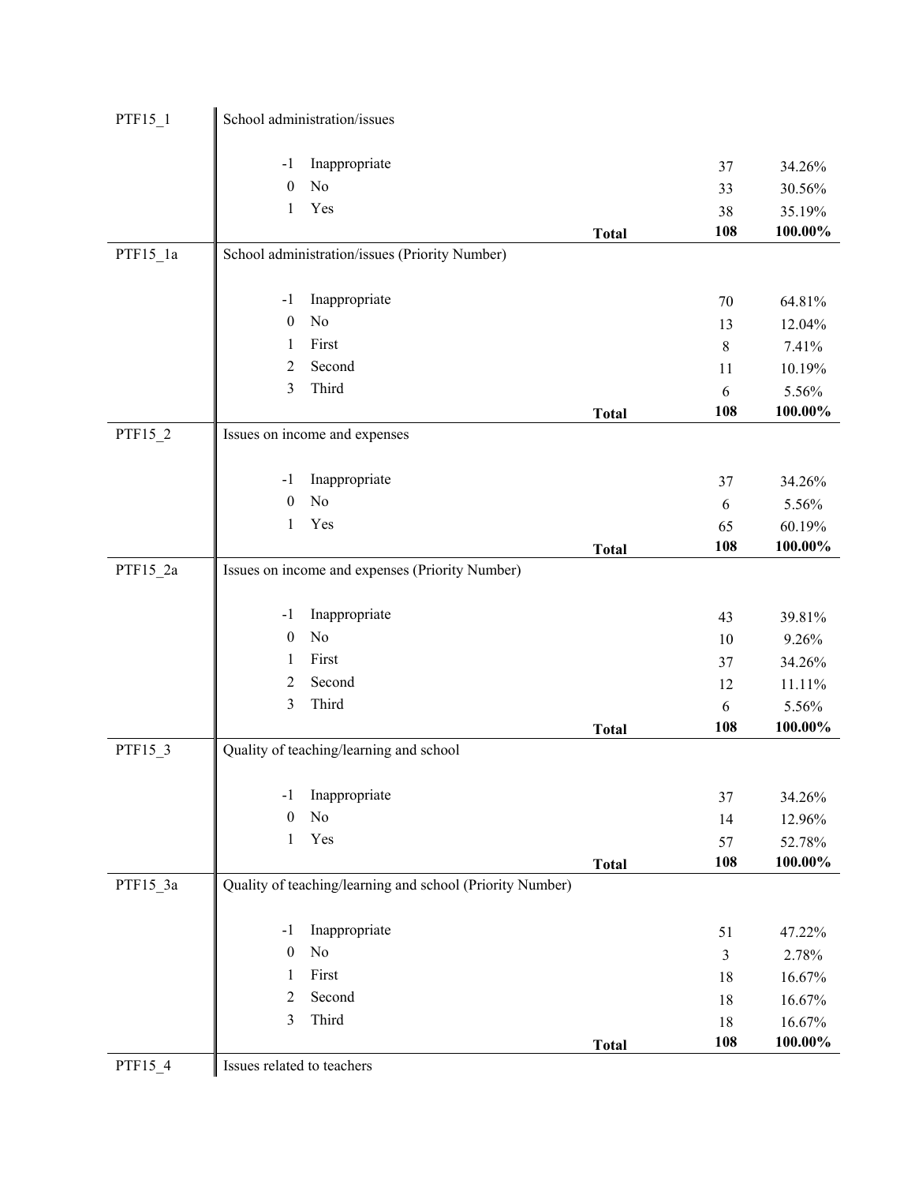| Variable | Label / Value | | | Count | Percent |
|---|---|---|---|---|---|
| PTF15_1 | School administration/issues | | | | |
| | -1 | Inappropriate | | 37 | 34.26% |
| | 0 | No | | 33 | 30.56% |
| | 1 | Yes | | 38 | 35.19% |
| | | | **Total** | **108** | **100.00%** |
| PTF15_1a | School administration/issues (Priority Number) | | | | |
| | -1 | Inappropriate | | 70 | 64.81% |
| | 0 | No | | 13 | 12.04% |
| | 1 | First | | 8 | 7.41% |
| | 2 | Second | | 11 | 10.19% |
| | 3 | Third | | 6 | 5.56% |
| | | | **Total** | **108** | **100.00%** |
| PTF15_2 | Issues on income and expenses | | | | |
| | -1 | Inappropriate | | 37 | 34.26% |
| | 0 | No | | 6 | 5.56% |
| | 1 | Yes | | 65 | 60.19% |
| | | | **Total** | **108** | **100.00%** |
| PTF15_2a | Issues on income and expenses (Priority Number) | | | | |
| | -1 | Inappropriate | | 43 | 39.81% |
| | 0 | No | | 10 | 9.26% |
| | 1 | First | | 37 | 34.26% |
| | 2 | Second | | 12 | 11.11% |
| | 3 | Third | | 6 | 5.56% |
| | | | **Total** | **108** | **100.00%** |
| PTF15_3 | Quality of teaching/learning and school | | | | |
| | -1 | Inappropriate | | 37 | 34.26% |
| | 0 | No | | 14 | 12.96% |
| | 1 | Yes | | 57 | 52.78% |
| | | | **Total** | **108** | **100.00%** |
| PTF15_3a | Quality of teaching/learning and school (Priority Number) | | | | |
| | -1 | Inappropriate | | 51 | 47.22% |
| | 0 | No | | 3 | 2.78% |
| | 1 | First | | 18 | 16.67% |
| | 2 | Second | | 18 | 16.67% |
| | 3 | Third | | 18 | 16.67% |
| | | | **Total** | **108** | **100.00%** |
| PTF15_4 | Issues related to teachers | | | | |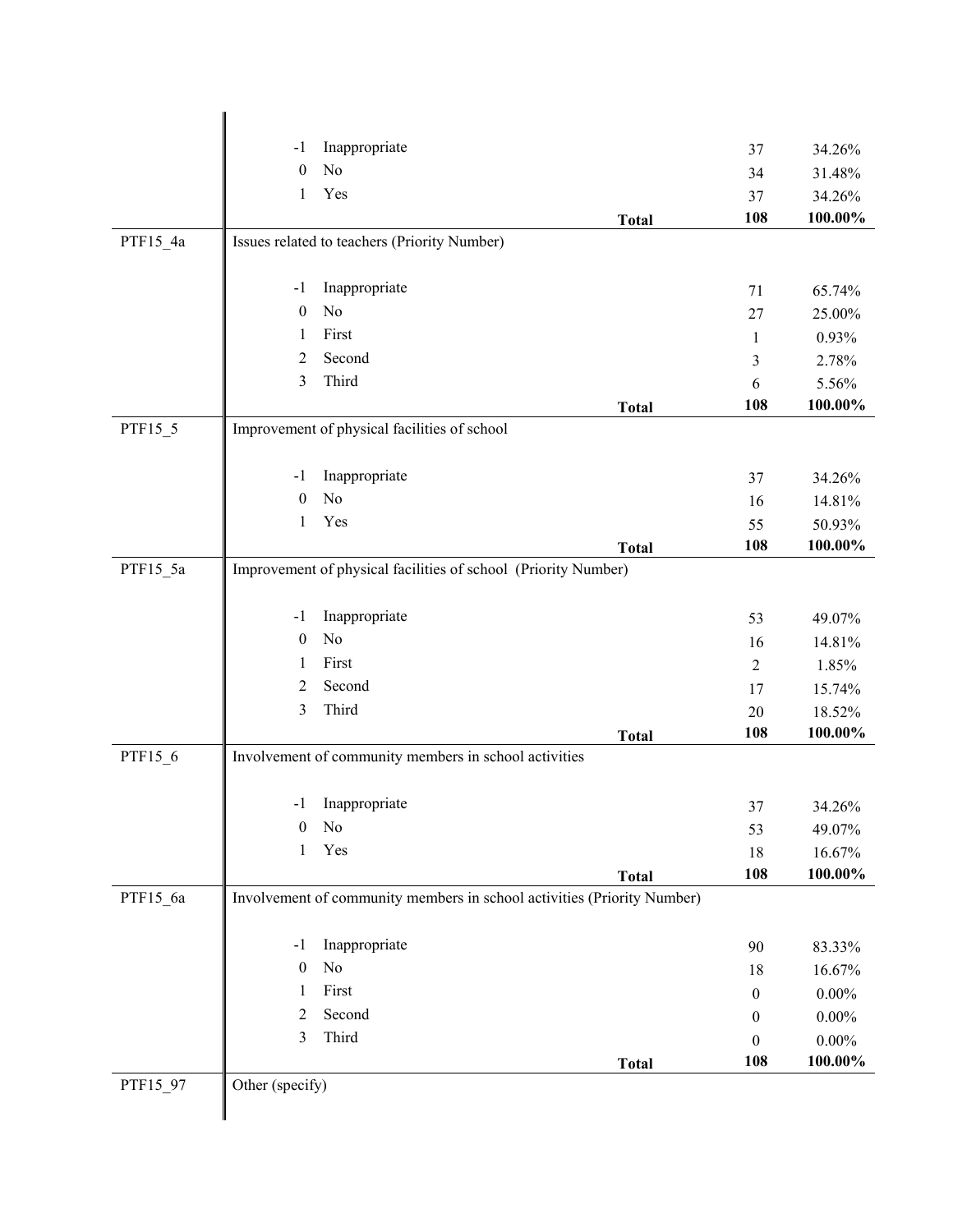| Variable | Code | Label | | Frequency | Percent |
|---|---|---|---|---|---|
| | -1 | Inappropriate | | 37 | 34.26% |
| | 0 | No | | 34 | 31.48% |
| | 1 | Yes | | 37 | 34.26% |
| | | | **Total** | **108** | **100.00%** |
| PTF15_4a | Issues related to teachers (Priority Number) | | | | |
| | -1 | Inappropriate | | 71 | 65.74% |
| | 0 | No | | 27 | 25.00% |
| | 1 | First | | 1 | 0.93% |
| | 2 | Second | | 3 | 2.78% |
| | 3 | Third | | 6 | 5.56% |
| | | | **Total** | **108** | **100.00%** |
| PTF15_5 | Improvement of physical facilities of school | | | | |
| | -1 | Inappropriate | | 37 | 34.26% |
| | 0 | No | | 16 | 14.81% |
| | 1 | Yes | | 55 | 50.93% |
| | | | **Total** | **108** | **100.00%** |
| PTF15_5a | Improvement of physical facilities of school (Priority Number) | | | | |
| | -1 | Inappropriate | | 53 | 49.07% |
| | 0 | No | | 16 | 14.81% |
| | 1 | First | | 2 | 1.85% |
| | 2 | Second | | 17 | 15.74% |
| | 3 | Third | | 20 | 18.52% |
| | | | **Total** | **108** | **100.00%** |
| PTF15_6 | Involvement of community members in school activities | | | | |
| | -1 | Inappropriate | | 37 | 34.26% |
| | 0 | No | | 53 | 49.07% |
| | 1 | Yes | | 18 | 16.67% |
| | | | **Total** | **108** | **100.00%** |
| PTF15_6a | Involvement of community members in school activities (Priority Number) | | | | |
| | -1 | Inappropriate | | 90 | 83.33% |
| | 0 | No | | 18 | 16.67% |
| | 1 | First | | 0 | 0.00% |
| | 2 | Second | | 0 | 0.00% |
| | 3 | Third | | 0 | 0.00% |
| | | | **Total** | **108** | **100.00%** |
| PTF15_97 | Other (specify) | | | | |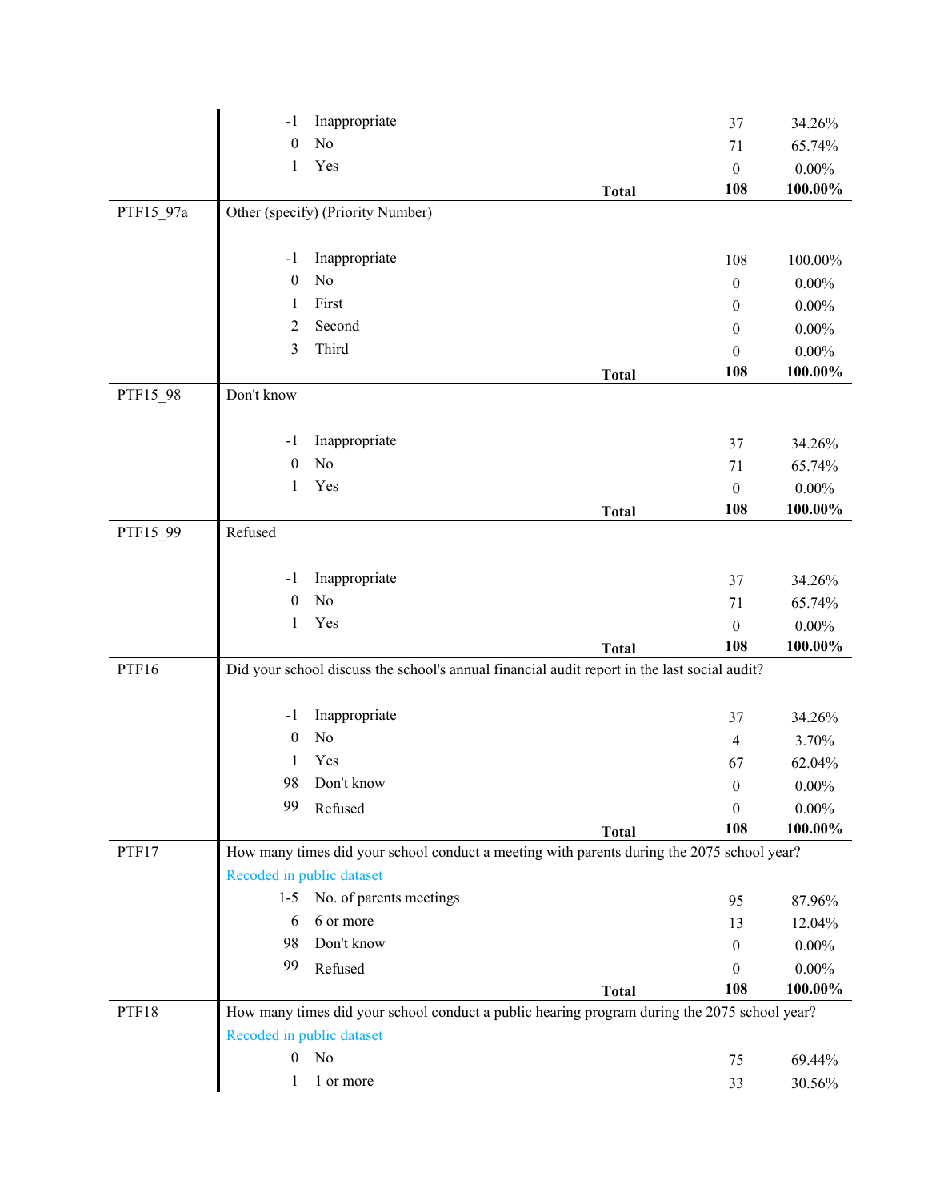| Variable | Code | Label | Frequency | Percent |
|---|---|---|---|---|
| | -1 | Inappropriate | 37 | 34.26% |
| | 0 | No | 71 | 65.74% |
| | 1 | Yes | 0 | 0.00% |
| | | **Total** | **108** | **100.00%** |
| PTF15_97a | Other (specify) (Priority Number) | | | |
| | -1 | Inappropriate | 108 | 100.00% |
| | 0 | No | 0 | 0.00% |
| | 1 | First | 0 | 0.00% |
| | 2 | Second | 0 | 0.00% |
| | 3 | Third | 0 | 0.00% |
| | | **Total** | **108** | **100.00%** |
| PTF15_98 | Don't know | | | |
| | -1 | Inappropriate | 37 | 34.26% |
| | 0 | No | 71 | 65.74% |
| | 1 | Yes | 0 | 0.00% |
| | | **Total** | **108** | **100.00%** |
| PTF15_99 | Refused | | | |
| | -1 | Inappropriate | 37 | 34.26% |
| | 0 | No | 71 | 65.74% |
| | 1 | Yes | 0 | 0.00% |
| | | **Total** | **108** | **100.00%** |
| PTF16 | Did your school discuss the school's annual financial audit report in the last social audit? | | | |
| | -1 | Inappropriate | 37 | 34.26% |
| | 0 | No | 4 | 3.70% |
| | 1 | Yes | 67 | 62.04% |
| | 98 | Don't know | 0 | 0.00% |
| | 99 | Refused | 0 | 0.00% |
| | | **Total** | **108** | **100.00%** |
| PTF17 | How many times did your school conduct a meeting with parents during the 2075 school year? Recoded in public dataset | | | |
| | 1-5 | No. of parents meetings | 95 | 87.96% |
| | 6 | 6 or more | 13 | 12.04% |
| | 98 | Don't know | 0 | 0.00% |
| | 99 | Refused | 0 | 0.00% |
| | | **Total** | **108** | **100.00%** |
| PTF18 | How many times did your school conduct a public hearing program during the 2075 school year? Recoded in public dataset | | | |
| | 0 | No | 75 | 69.44% |
| | 1 | 1 or more | 33 | 30.56% |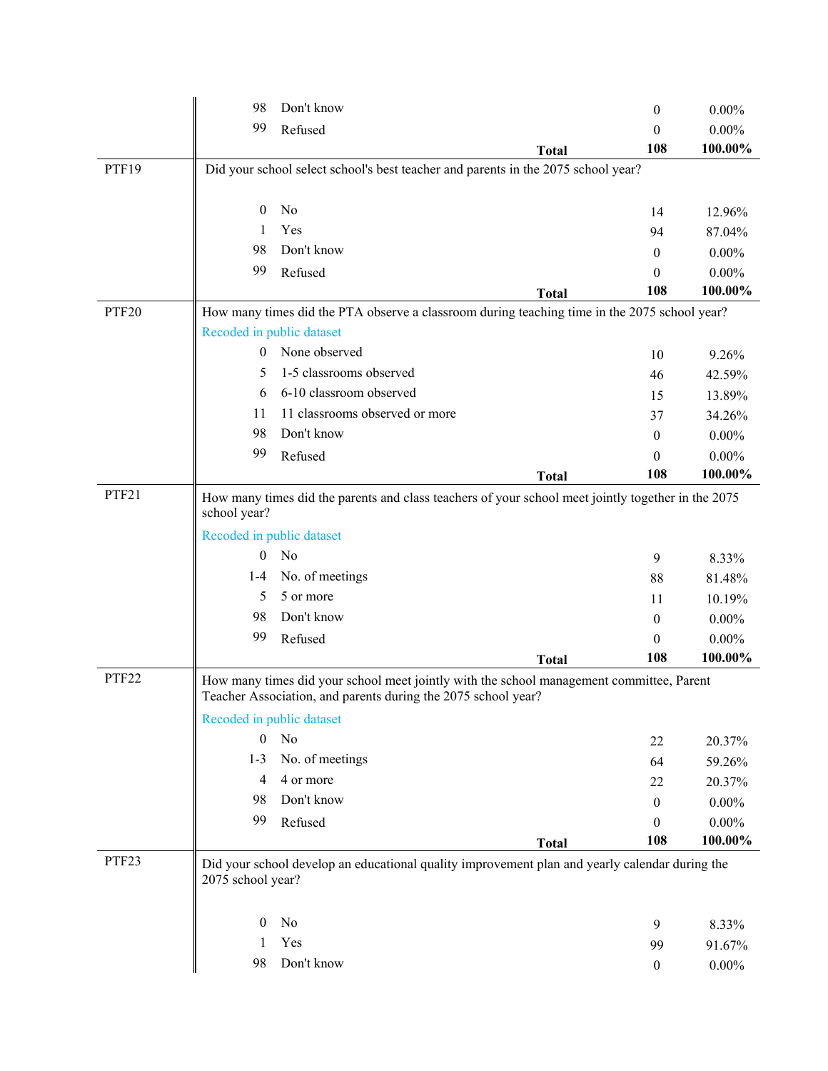| Variable | Code | Label | Frequency | Percent |
|---|---|---|---|---|
| | 98 | Don't know | 0 | 0.00% |
| | 99 | Refused | 0 | 0.00% |
| | | **Total** | **108** | **100.00%** |
| PTF19 | Did your school select school's best teacher and parents in the 2075 school year? | | | |
| | 0 | No | 14 | 12.96% |
| | 1 | Yes | 94 | 87.04% |
| | 98 | Don't know | 0 | 0.00% |
| | 99 | Refused | 0 | 0.00% |
| | | **Total** | **108** | **100.00%** |
| PTF20 | How many times did the PTA observe a classroom during teaching time in the 2075 school year? | | | |
| | Recoded in public dataset | | | |
| | 0 | None observed | 10 | 9.26% |
| | 5 | 1-5 classrooms observed | 46 | 42.59% |
| | 6 | 6-10 classroom observed | 15 | 13.89% |
| | 11 | 11 classrooms observed or more | 37 | 34.26% |
| | 98 | Don't know | 0 | 0.00% |
| | 99 | Refused | 0 | 0.00% |
| | | **Total** | **108** | **100.00%** |
| PTF21 | How many times did the parents and class teachers of your school meet jointly together in the 2075 school year? | | | |
| | Recoded in public dataset | | | |
| | 0 | No | 9 | 8.33% |
| | 1-4 | No. of meetings | 88 | 81.48% |
| | 5 | 5 or more | 11 | 10.19% |
| | 98 | Don't know | 0 | 0.00% |
| | 99 | Refused | 0 | 0.00% |
| | | **Total** | **108** | **100.00%** |
| PTF22 | How many times did your school meet jointly with the school management committee, Parent Teacher Association, and parents during the 2075 school year? | | | |
| | Recoded in public dataset | | | |
| | 0 | No | 22 | 20.37% |
| | 1-3 | No. of meetings | 64 | 59.26% |
| | 4 | 4 or more | 22 | 20.37% |
| | 98 | Don't know | 0 | 0.00% |
| | 99 | Refused | 0 | 0.00% |
| | | **Total** | **108** | **100.00%** |
| PTF23 | Did your school develop an educational quality improvement plan and yearly calendar during the 2075 school year? | | | |
| | 0 | No | 9 | 8.33% |
| | 1 | Yes | 99 | 91.67% |
| | 98 | Don't know | 0 | 0.00% |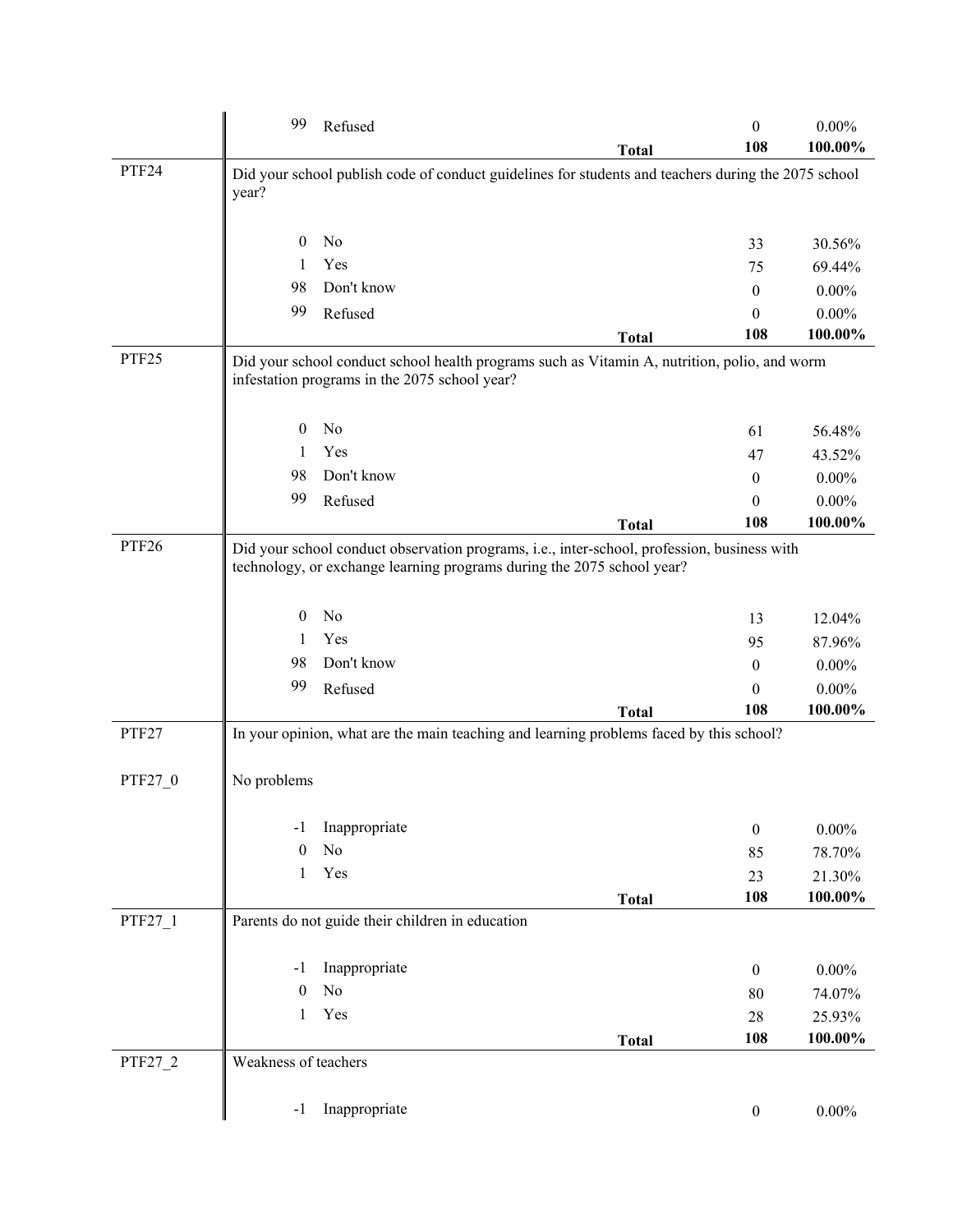| | | | | |
|---|---|---|---|---|
| | 99 | Refused | 0 | 0.00% |
| | | **Total** | **108** | **100.00%** |
| PTF24 | Did your school publish code of conduct guidelines for students and teachers during the 2075 school year? | | | |
| | 0 | No | 33 | 30.56% |
| | 1 | Yes | 75 | 69.44% |
| | 98 | Don't know | 0 | 0.00% |
| | 99 | Refused | 0 | 0.00% |
| | | **Total** | **108** | **100.00%** |
| PTF25 | Did your school conduct school health programs such as Vitamin A, nutrition, polio, and worm infestation programs in the 2075 school year? | | | |
| | 0 | No | 61 | 56.48% |
| | 1 | Yes | 47 | 43.52% |
| | 98 | Don't know | 0 | 0.00% |
| | 99 | Refused | 0 | 0.00% |
| | | **Total** | **108** | **100.00%** |
| PTF26 | Did your school conduct observation programs, i.e., inter-school, profession, business with technology, or exchange learning programs during the 2075 school year? | | | |
| | 0 | No | 13 | 12.04% |
| | 1 | Yes | 95 | 87.96% |
| | 98 | Don't know | 0 | 0.00% |
| | 99 | Refused | 0 | 0.00% |
| | | **Total** | **108** | **100.00%** |
| PTF27 | In your opinion, what are the main teaching and learning problems faced by this school? | | | |
| PTF27_0 | No problems | | | |
| | -1 | Inappropriate | 0 | 0.00% |
| | 0 | No | 85 | 78.70% |
| | 1 | Yes | 23 | 21.30% |
| | | **Total** | **108** | **100.00%** |
| PTF27_1 | Parents do not guide their children in education | | | |
| | -1 | Inappropriate | 0 | 0.00% |
| | 0 | No | 80 | 74.07% |
| | 1 | Yes | 28 | 25.93% |
| | | **Total** | **108** | **100.00%** |
| PTF27_2 | Weakness of teachers | | | |
| | -1 | Inappropriate | 0 | 0.00% |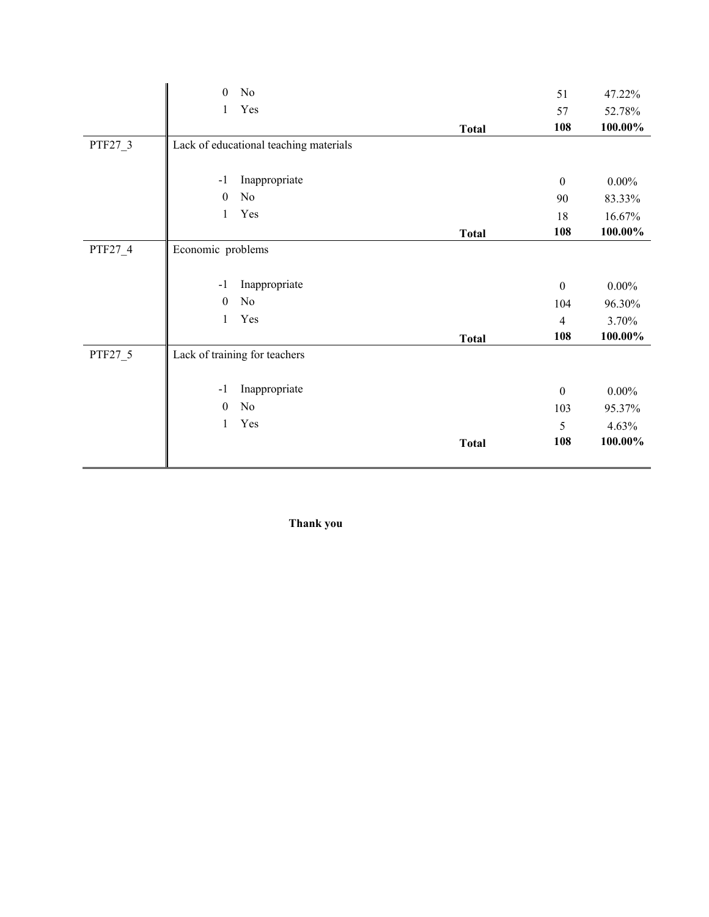| | | | | |
|---|---|---|---|---|
| | 0 No | | 51 | 47.22% |
| | 1 Yes | | 57 | 52.78% |
| | | **Total** | **108** | **100.00%** |
| PTF27_3 | Lack of educational teaching materials | | | |
| | -1 Inappropriate | | 0 | 0.00% |
| | 0 No | | 90 | 83.33% |
| | 1 Yes | | 18 | 16.67% |
| | | **Total** | **108** | **100.00%** |
| PTF27_4 | Economic problems | | | |
| | -1 Inappropriate | | 0 | 0.00% |
| | 0 No | | 104 | 96.30% |
| | 1 Yes | | 4 | 3.70% |
| | | **Total** | **108** | **100.00%** |
| PTF27_5 | Lack of training for teachers | | | |
| | -1 Inappropriate | | 0 | 0.00% |
| | 0 No | | 103 | 95.37% |
| | 1 Yes | | 5 | 4.63% |
| | | **Total** | **108** | **100.00%** |

**Thank you**